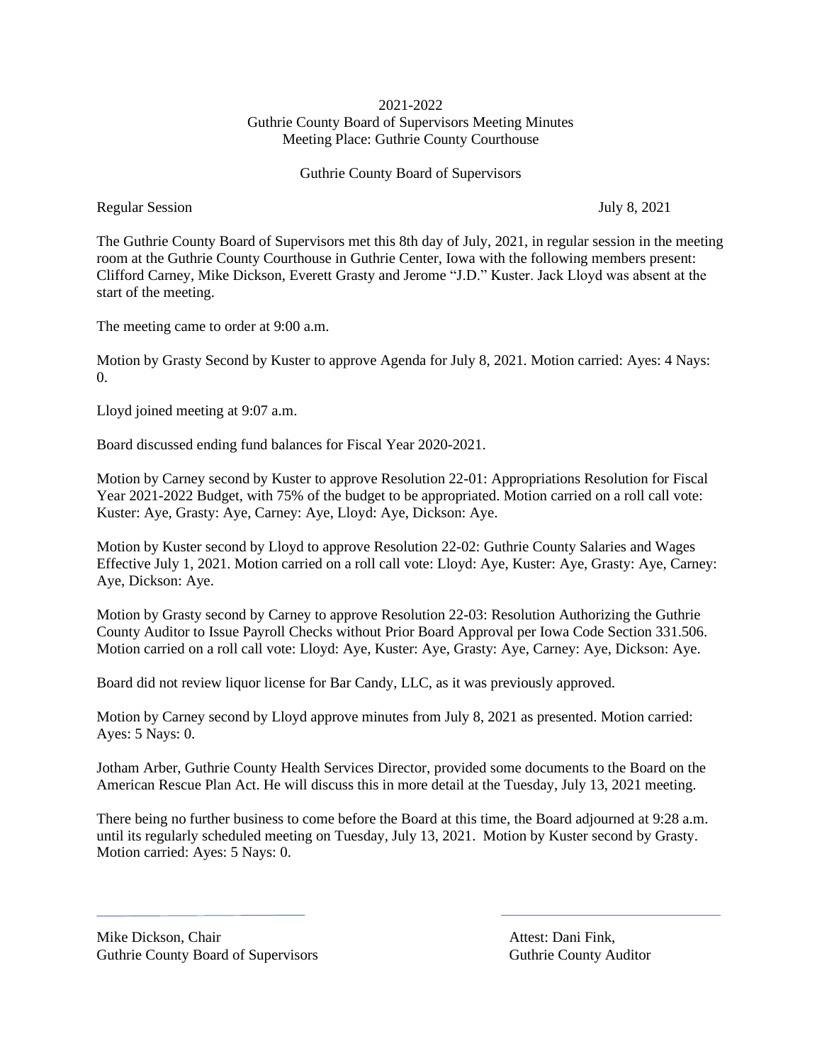2021-2022
Guthrie County Board of Supervisors Meeting Minutes
Meeting Place: Guthrie County Courthouse

Guthrie County Board of Supervisors

Regular Session July 8, 2021

The Guthrie County Board of Supervisors met this 8th day of July, 2021, in regular session in the meeting room at the Guthrie County Courthouse in Guthrie Center, Iowa with the following members present: Clifford Carney, Mike Dickson, Everett Grasty and Jerome "J.D." Kuster. Jack Lloyd was absent at the start of the meeting.

The meeting came to order at 9:00 a.m.

Motion by Grasty Second by Kuster to approve Agenda for July 8, 2021. Motion carried: Ayes: 4 Nays: 0.

Lloyd joined meeting at 9:07 a.m.

Board discussed ending fund balances for Fiscal Year 2020-2021.

Motion by Carney second by Kuster to approve Resolution 22-01: Appropriations Resolution for Fiscal Year 2021-2022 Budget, with 75% of the budget to be appropriated. Motion carried on a roll call vote: Kuster: Aye, Grasty: Aye, Carney: Aye, Lloyd: Aye, Dickson: Aye.

Motion by Kuster second by Lloyd to approve Resolution 22-02: Guthrie County Salaries and Wages Effective July 1, 2021. Motion carried on a roll call vote: Lloyd: Aye, Kuster: Aye, Grasty: Aye, Carney: Aye, Dickson: Aye.

Motion by Grasty second by Carney to approve Resolution 22-03: Resolution Authorizing the Guthrie County Auditor to Issue Payroll Checks without Prior Board Approval per Iowa Code Section 331.506. Motion carried on a roll call vote: Lloyd: Aye, Kuster: Aye, Grasty: Aye, Carney: Aye, Dickson: Aye.

Board did not review liquor license for Bar Candy, LLC, as it was previously approved.

Motion by Carney second by Lloyd approve minutes from July 8, 2021 as presented. Motion carried: Ayes: 5 Nays: 0.

Jotham Arber, Guthrie County Health Services Director, provided some documents to the Board on the American Rescue Plan Act. He will discuss this in more detail at the Tuesday, July 13, 2021 meeting.

There being no further business to come before the Board at this time, the Board adjourned at 9:28 a.m. until its regularly scheduled meeting on Tuesday, July 13, 2021. Motion by Kuster second by Grasty. Motion carried: Ayes: 5 Nays: 0.

Mike Dickson, Chair
Guthrie County Board of Supervisors

Attest: Dani Fink,
Guthrie County Auditor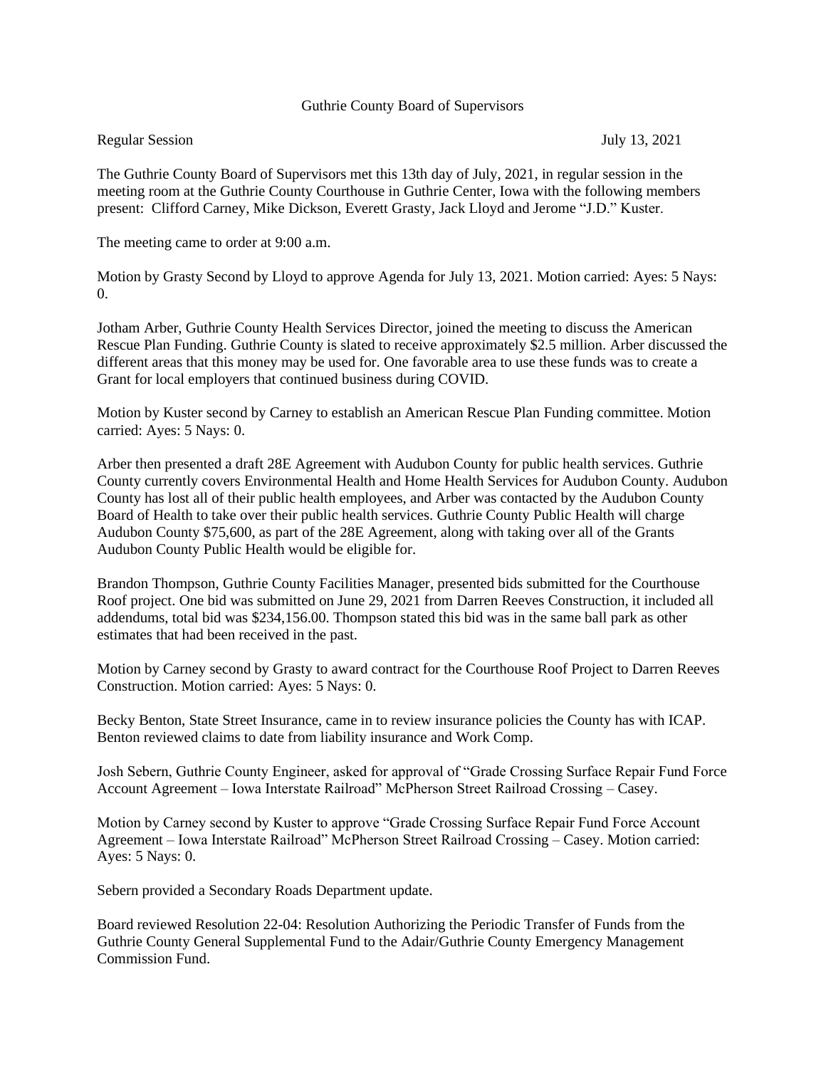Guthrie County Board of Supervisors

Regular Session July 13, 2021

The Guthrie County Board of Supervisors met this 13th day of July, 2021, in regular session in the meeting room at the Guthrie County Courthouse in Guthrie Center, Iowa with the following members present: Clifford Carney, Mike Dickson, Everett Grasty, Jack Lloyd and Jerome "J.D." Kuster.

The meeting came to order at 9:00 a.m.

Motion by Grasty Second by Lloyd to approve Agenda for July 13, 2021. Motion carried: Ayes: 5 Nays: 0.

Jotham Arber, Guthrie County Health Services Director, joined the meeting to discuss the American Rescue Plan Funding. Guthrie County is slated to receive approximately $2.5 million. Arber discussed the different areas that this money may be used for. One favorable area to use these funds was to create a Grant for local employers that continued business during COVID.

Motion by Kuster second by Carney to establish an American Rescue Plan Funding committee. Motion carried: Ayes: 5 Nays: 0.

Arber then presented a draft 28E Agreement with Audubon County for public health services. Guthrie County currently covers Environmental Health and Home Health Services for Audubon County. Audubon County has lost all of their public health employees, and Arber was contacted by the Audubon County Board of Health to take over their public health services. Guthrie County Public Health will charge Audubon County $75,600, as part of the 28E Agreement, along with taking over all of the Grants Audubon County Public Health would be eligible for.

Brandon Thompson, Guthrie County Facilities Manager, presented bids submitted for the Courthouse Roof project. One bid was submitted on June 29, 2021 from Darren Reeves Construction, it included all addendums, total bid was $234,156.00. Thompson stated this bid was in the same ball park as other estimates that had been received in the past.

Motion by Carney second by Grasty to award contract for the Courthouse Roof Project to Darren Reeves Construction. Motion carried: Ayes: 5 Nays: 0.

Becky Benton, State Street Insurance, came in to review insurance policies the County has with ICAP. Benton reviewed claims to date from liability insurance and Work Comp.

Josh Sebern, Guthrie County Engineer, asked for approval of "Grade Crossing Surface Repair Fund Force Account Agreement – Iowa Interstate Railroad" McPherson Street Railroad Crossing – Casey.

Motion by Carney second by Kuster to approve "Grade Crossing Surface Repair Fund Force Account Agreement – Iowa Interstate Railroad" McPherson Street Railroad Crossing – Casey. Motion carried: Ayes: 5 Nays: 0.

Sebern provided a Secondary Roads Department update.

Board reviewed Resolution 22-04: Resolution Authorizing the Periodic Transfer of Funds from the Guthrie County General Supplemental Fund to the Adair/Guthrie County Emergency Management Commission Fund.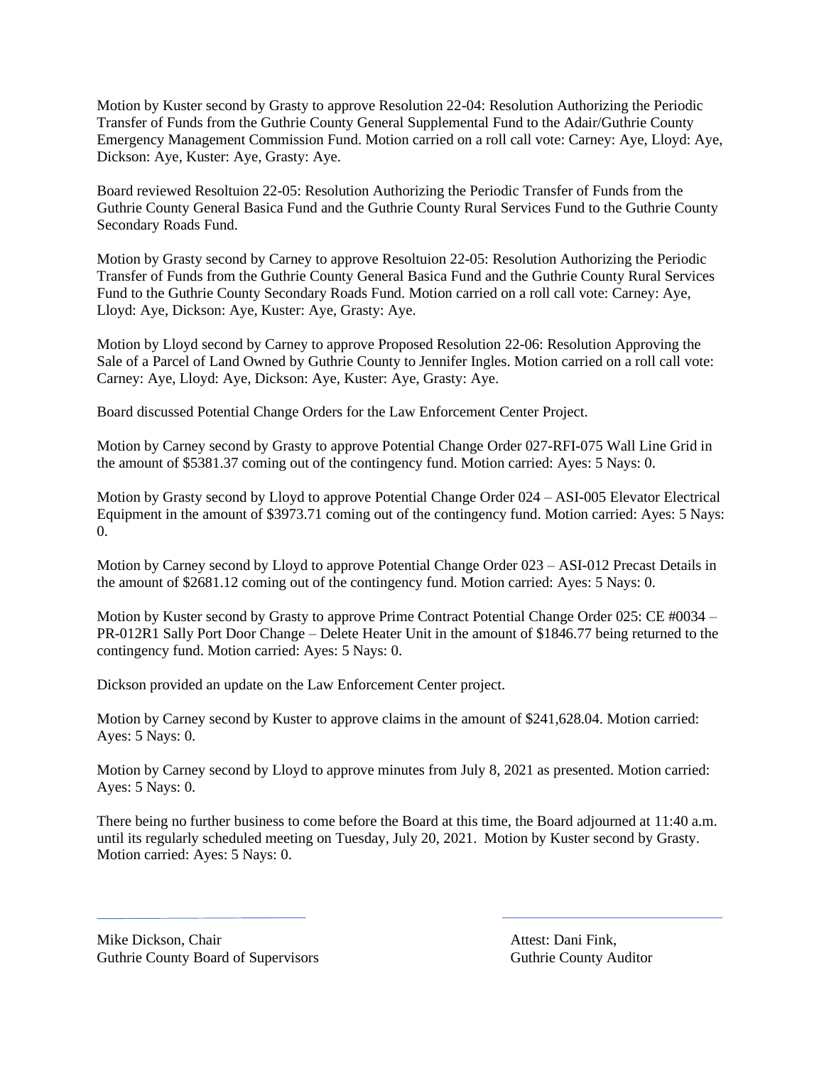Motion by Kuster second by Grasty to approve Resolution 22-04: Resolution Authorizing the Periodic Transfer of Funds from the Guthrie County General Supplemental Fund to the Adair/Guthrie County Emergency Management Commission Fund. Motion carried on a roll call vote: Carney: Aye, Lloyd: Aye, Dickson: Aye, Kuster: Aye, Grasty: Aye.

Board reviewed Resoltuion 22-05: Resolution Authorizing the Periodic Transfer of Funds from the Guthrie County General Basica Fund and the Guthrie County Rural Services Fund to the Guthrie County Secondary Roads Fund.

Motion by Grasty second by Carney to approve Resoltuion 22-05: Resolution Authorizing the Periodic Transfer of Funds from the Guthrie County General Basica Fund and the Guthrie County Rural Services Fund to the Guthrie County Secondary Roads Fund. Motion carried on a roll call vote: Carney: Aye, Lloyd: Aye, Dickson: Aye, Kuster: Aye, Grasty: Aye.

Motion by Lloyd second by Carney to approve Proposed Resolution 22-06: Resolution Approving the Sale of a Parcel of Land Owned by Guthrie County to Jennifer Ingles. Motion carried on a roll call vote: Carney: Aye, Lloyd: Aye, Dickson: Aye, Kuster: Aye, Grasty: Aye.

Board discussed Potential Change Orders for the Law Enforcement Center Project.

Motion by Carney second by Grasty to approve Potential Change Order 027-RFI-075 Wall Line Grid in the amount of $5381.37 coming out of the contingency fund. Motion carried: Ayes: 5 Nays: 0.

Motion by Grasty second by Lloyd to approve Potential Change Order 024 – ASI-005 Elevator Electrical Equipment in the amount of $3973.71 coming out of the contingency fund. Motion carried: Ayes: 5 Nays: 0.

Motion by Carney second by Lloyd to approve Potential Change Order 023 – ASI-012 Precast Details in the amount of $2681.12 coming out of the contingency fund. Motion carried: Ayes: 5 Nays: 0.

Motion by Kuster second by Grasty to approve Prime Contract Potential Change Order 025: CE #0034 – PR-012R1 Sally Port Door Change – Delete Heater Unit in the amount of $1846.77 being returned to the contingency fund. Motion carried: Ayes: 5 Nays: 0.

Dickson provided an update on the Law Enforcement Center project.

Motion by Carney second by Kuster to approve claims in the amount of $241,628.04. Motion carried: Ayes: 5 Nays: 0.

Motion by Carney second by Lloyd to approve minutes from July 8, 2021 as presented. Motion carried: Ayes: 5 Nays: 0.

There being no further business to come before the Board at this time, the Board adjourned at 11:40 a.m. until its regularly scheduled meeting on Tuesday, July 20, 2021. Motion by Kuster second by Grasty. Motion carried: Ayes: 5 Nays: 0.

Mike Dickson, Chair
Guthrie County Board of Supervisors

Attest: Dani Fink,
Guthrie County Auditor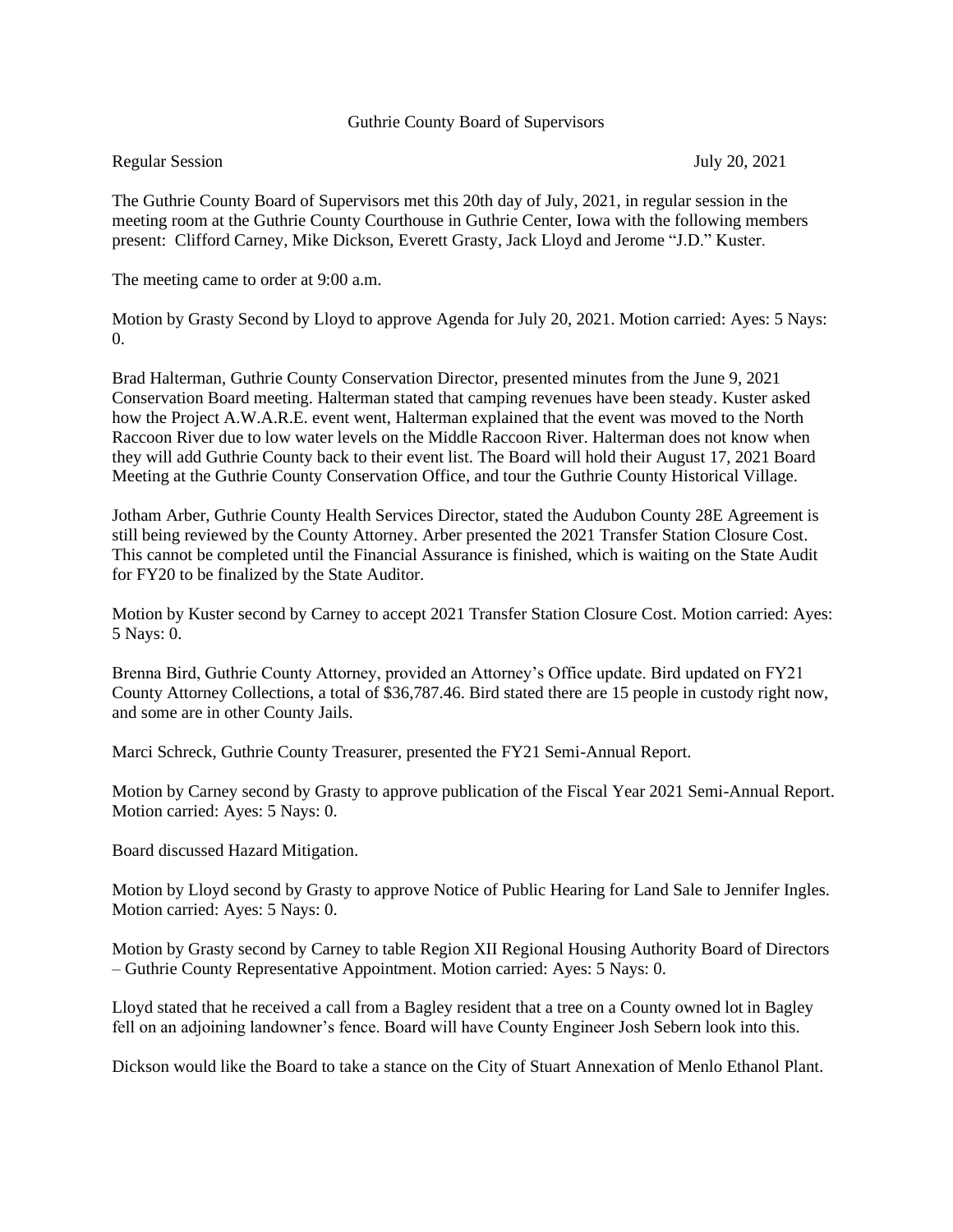Guthrie County Board of Supervisors

Regular Session July 20, 2021

The Guthrie County Board of Supervisors met this 20th day of July, 2021, in regular session in the meeting room at the Guthrie County Courthouse in Guthrie Center, Iowa with the following members present: Clifford Carney, Mike Dickson, Everett Grasty, Jack Lloyd and Jerome "J.D." Kuster.

The meeting came to order at 9:00 a.m.

Motion by Grasty Second by Lloyd to approve Agenda for July 20, 2021. Motion carried: Ayes: 5 Nays: 0.

Brad Halterman, Guthrie County Conservation Director, presented minutes from the June 9, 2021 Conservation Board meeting. Halterman stated that camping revenues have been steady. Kuster asked how the Project A.W.A.R.E. event went, Halterman explained that the event was moved to the North Raccoon River due to low water levels on the Middle Raccoon River. Halterman does not know when they will add Guthrie County back to their event list. The Board will hold their August 17, 2021 Board Meeting at the Guthrie County Conservation Office, and tour the Guthrie County Historical Village.

Jotham Arber, Guthrie County Health Services Director, stated the Audubon County 28E Agreement is still being reviewed by the County Attorney. Arber presented the 2021 Transfer Station Closure Cost. This cannot be completed until the Financial Assurance is finished, which is waiting on the State Audit for FY20 to be finalized by the State Auditor.

Motion by Kuster second by Carney to accept 2021 Transfer Station Closure Cost. Motion carried: Ayes: 5 Nays: 0.

Brenna Bird, Guthrie County Attorney, provided an Attorney's Office update. Bird updated on FY21 County Attorney Collections, a total of $36,787.46. Bird stated there are 15 people in custody right now, and some are in other County Jails.

Marci Schreck, Guthrie County Treasurer, presented the FY21 Semi-Annual Report.

Motion by Carney second by Grasty to approve publication of the Fiscal Year 2021 Semi-Annual Report. Motion carried: Ayes: 5 Nays: 0.

Board discussed Hazard Mitigation.

Motion by Lloyd second by Grasty to approve Notice of Public Hearing for Land Sale to Jennifer Ingles. Motion carried: Ayes: 5 Nays: 0.

Motion by Grasty second by Carney to table Region XII Regional Housing Authority Board of Directors – Guthrie County Representative Appointment. Motion carried: Ayes: 5 Nays: 0.

Lloyd stated that he received a call from a Bagley resident that a tree on a County owned lot in Bagley fell on an adjoining landowner's fence. Board will have County Engineer Josh Sebern look into this.

Dickson would like the Board to take a stance on the City of Stuart Annexation of Menlo Ethanol Plant.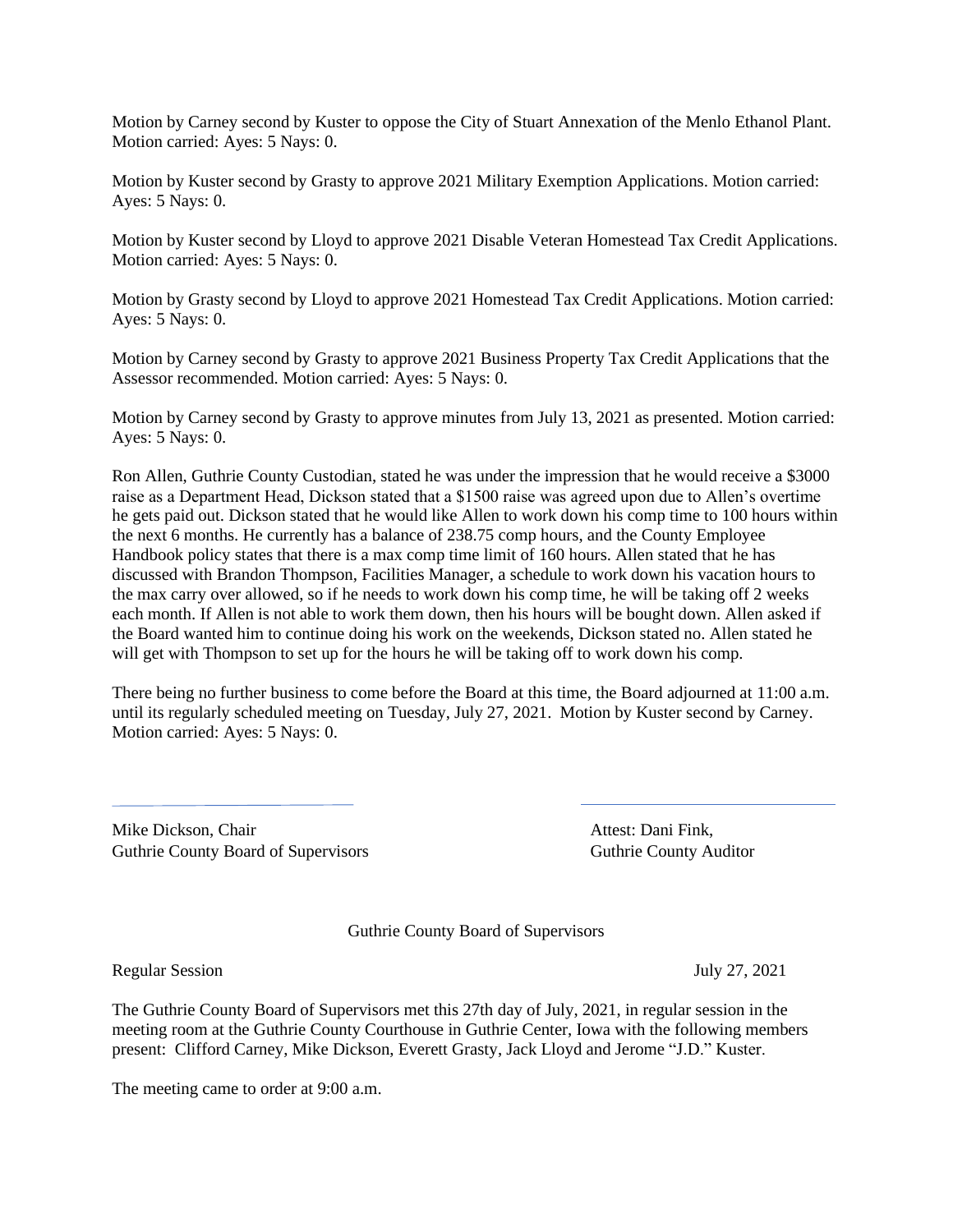Motion by Carney second by Kuster to oppose the City of Stuart Annexation of the Menlo Ethanol Plant. Motion carried: Ayes: 5 Nays: 0.

Motion by Kuster second by Grasty to approve 2021 Military Exemption Applications. Motion carried: Ayes: 5 Nays: 0.

Motion by Kuster second by Lloyd to approve 2021 Disable Veteran Homestead Tax Credit Applications. Motion carried: Ayes: 5 Nays: 0.

Motion by Grasty second by Lloyd to approve 2021 Homestead Tax Credit Applications. Motion carried: Ayes: 5 Nays: 0.

Motion by Carney second by Grasty to approve 2021 Business Property Tax Credit Applications that the Assessor recommended. Motion carried: Ayes: 5 Nays: 0.

Motion by Carney second by Grasty to approve minutes from July 13, 2021 as presented. Motion carried: Ayes: 5 Nays: 0.

Ron Allen, Guthrie County Custodian, stated he was under the impression that he would receive a $3000 raise as a Department Head, Dickson stated that a $1500 raise was agreed upon due to Allen's overtime he gets paid out. Dickson stated that he would like Allen to work down his comp time to 100 hours within the next 6 months. He currently has a balance of 238.75 comp hours, and the County Employee Handbook policy states that there is a max comp time limit of 160 hours. Allen stated that he has discussed with Brandon Thompson, Facilities Manager, a schedule to work down his vacation hours to the max carry over allowed, so if he needs to work down his comp time, he will be taking off 2 weeks each month. If Allen is not able to work them down, then his hours will be bought down. Allen asked if the Board wanted him to continue doing his work on the weekends, Dickson stated no. Allen stated he will get with Thompson to set up for the hours he will be taking off to work down his comp.

There being no further business to come before the Board at this time, the Board adjourned at 11:00 a.m. until its regularly scheduled meeting on Tuesday, July 27, 2021. Motion by Kuster second by Carney. Motion carried: Ayes: 5 Nays: 0.

Mike Dickson, Chair
Guthrie County Board of Supervisors

Attest: Dani Fink,
Guthrie County Auditor

Guthrie County Board of Supervisors

Regular Session July 27, 2021

The Guthrie County Board of Supervisors met this 27th day of July, 2021, in regular session in the meeting room at the Guthrie County Courthouse in Guthrie Center, Iowa with the following members present: Clifford Carney, Mike Dickson, Everett Grasty, Jack Lloyd and Jerome "J.D." Kuster.

The meeting came to order at 9:00 a.m.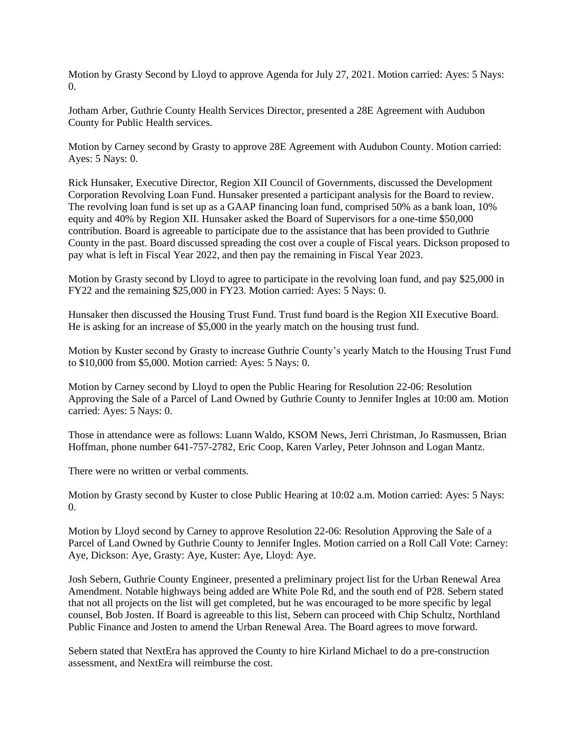Motion by Grasty Second by Lloyd to approve Agenda for July 27, 2021. Motion carried: Ayes: 5 Nays: 0.

Jotham Arber, Guthrie County Health Services Director, presented a 28E Agreement with Audubon County for Public Health services.

Motion by Carney second by Grasty to approve 28E Agreement with Audubon County. Motion carried: Ayes: 5 Nays: 0.

Rick Hunsaker, Executive Director, Region XII Council of Governments, discussed the Development Corporation Revolving Loan Fund. Hunsaker presented a participant analysis for the Board to review. The revolving loan fund is set up as a GAAP financing loan fund, comprised 50% as a bank loan, 10% equity and 40% by Region XII. Hunsaker asked the Board of Supervisors for a one-time $50,000 contribution. Board is agreeable to participate due to the assistance that has been provided to Guthrie County in the past. Board discussed spreading the cost over a couple of Fiscal years. Dickson proposed to pay what is left in Fiscal Year 2022, and then pay the remaining in Fiscal Year 2023.

Motion by Grasty second by Lloyd to agree to participate in the revolving loan fund, and pay $25,000 in FY22 and the remaining $25,000 in FY23. Motion carried: Ayes: 5 Nays: 0.

Hunsaker then discussed the Housing Trust Fund. Trust fund board is the Region XII Executive Board. He is asking for an increase of $5,000 in the yearly match on the housing trust fund.

Motion by Kuster second by Grasty to increase Guthrie County's yearly Match to the Housing Trust Fund to $10,000 from $5,000. Motion carried: Ayes: 5 Nays: 0.

Motion by Carney second by Lloyd to open the Public Hearing for Resolution 22-06: Resolution Approving the Sale of a Parcel of Land Owned by Guthrie County to Jennifer Ingles at 10:00 am. Motion carried: Ayes: 5 Nays: 0.

Those in attendance were as follows: Luann Waldo, KSOM News, Jerri Christman, Jo Rasmussen, Brian Hoffman, phone number 641-757-2782, Eric Coop, Karen Varley, Peter Johnson and Logan Mantz.

There were no written or verbal comments.

Motion by Grasty second by Kuster to close Public Hearing at 10:02 a.m. Motion carried: Ayes: 5 Nays: 0.

Motion by Lloyd second by Carney to approve Resolution 22-06: Resolution Approving the Sale of a Parcel of Land Owned by Guthrie County to Jennifer Ingles. Motion carried on a Roll Call Vote: Carney: Aye, Dickson: Aye, Grasty: Aye, Kuster: Aye, Lloyd: Aye.

Josh Sebern, Guthrie County Engineer, presented a preliminary project list for the Urban Renewal Area Amendment. Notable highways being added are White Pole Rd, and the south end of P28. Sebern stated that not all projects on the list will get completed, but he was encouraged to be more specific by legal counsel, Bob Josten. If Board is agreeable to this list, Sebern can proceed with Chip Schultz, Northland Public Finance and Josten to amend the Urban Renewal Area. The Board agrees to move forward.

Sebern stated that NextEra has approved the County to hire Kirland Michael to do a pre-construction assessment, and NextEra will reimburse the cost.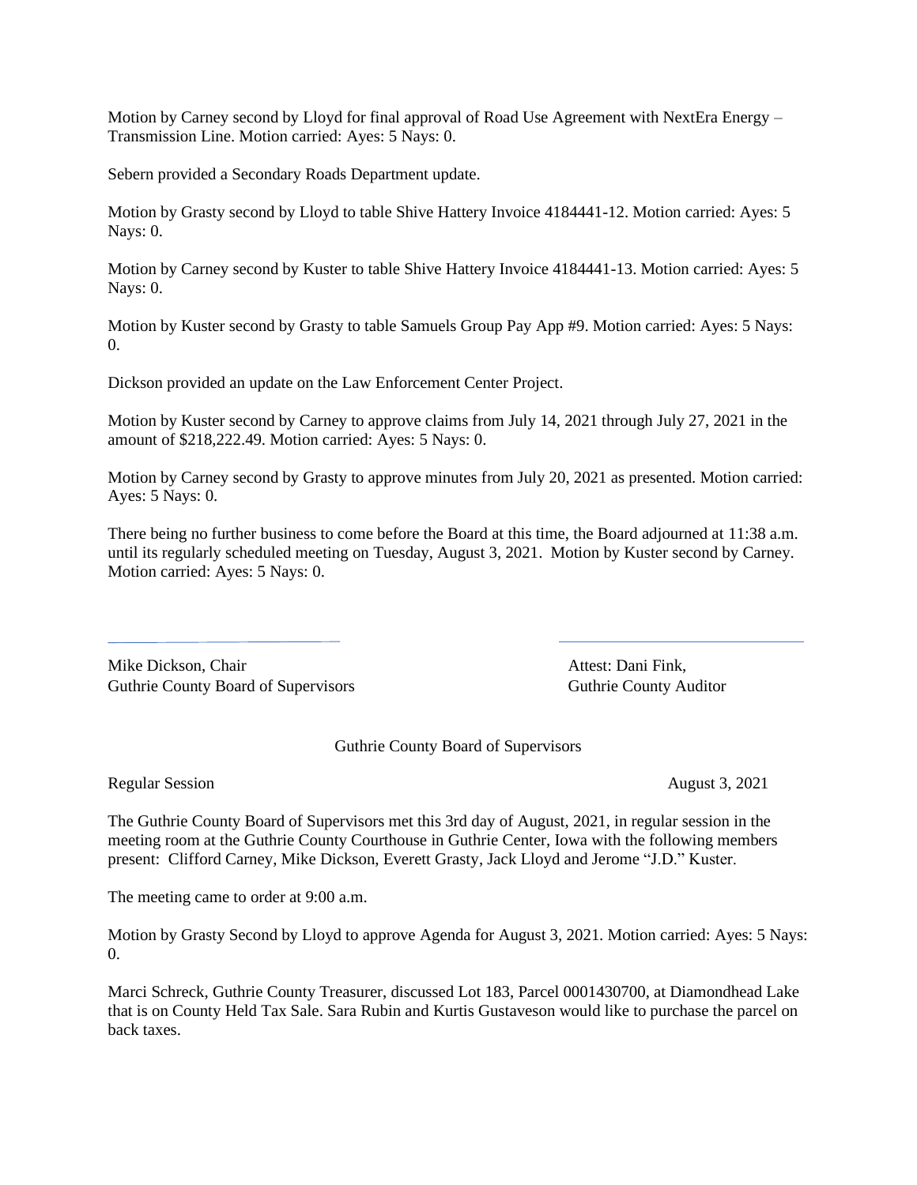Motion by Carney second by Lloyd for final approval of Road Use Agreement with NextEra Energy – Transmission Line. Motion carried: Ayes: 5 Nays: 0.

Sebern provided a Secondary Roads Department update.

Motion by Grasty second by Lloyd to table Shive Hattery Invoice 4184441-12. Motion carried: Ayes: 5 Nays: 0.

Motion by Carney second by Kuster to table Shive Hattery Invoice 4184441-13. Motion carried: Ayes: 5 Nays: 0.

Motion by Kuster second by Grasty to table Samuels Group Pay App #9. Motion carried: Ayes: 5 Nays: 0.

Dickson provided an update on the Law Enforcement Center Project.

Motion by Kuster second by Carney to approve claims from July 14, 2021 through July 27, 2021 in the amount of $218,222.49. Motion carried: Ayes: 5 Nays: 0.

Motion by Carney second by Grasty to approve minutes from July 20, 2021 as presented. Motion carried: Ayes: 5 Nays: 0.

There being no further business to come before the Board at this time, the Board adjourned at 11:38 a.m. until its regularly scheduled meeting on Tuesday, August 3, 2021. Motion by Kuster second by Carney. Motion carried: Ayes: 5 Nays: 0.

Mike Dickson, Chair
Guthrie County Board of Supervisors

Attest: Dani Fink,
Guthrie County Auditor

Guthrie County Board of Supervisors

Regular Session August 3, 2021

The Guthrie County Board of Supervisors met this 3rd day of August, 2021, in regular session in the meeting room at the Guthrie County Courthouse in Guthrie Center, Iowa with the following members present: Clifford Carney, Mike Dickson, Everett Grasty, Jack Lloyd and Jerome "J.D." Kuster.

The meeting came to order at 9:00 a.m.

Motion by Grasty Second by Lloyd to approve Agenda for August 3, 2021. Motion carried: Ayes: 5 Nays: 0.

Marci Schreck, Guthrie County Treasurer, discussed Lot 183, Parcel 0001430700, at Diamondhead Lake that is on County Held Tax Sale. Sara Rubin and Kurtis Gustaveson would like to purchase the parcel on back taxes.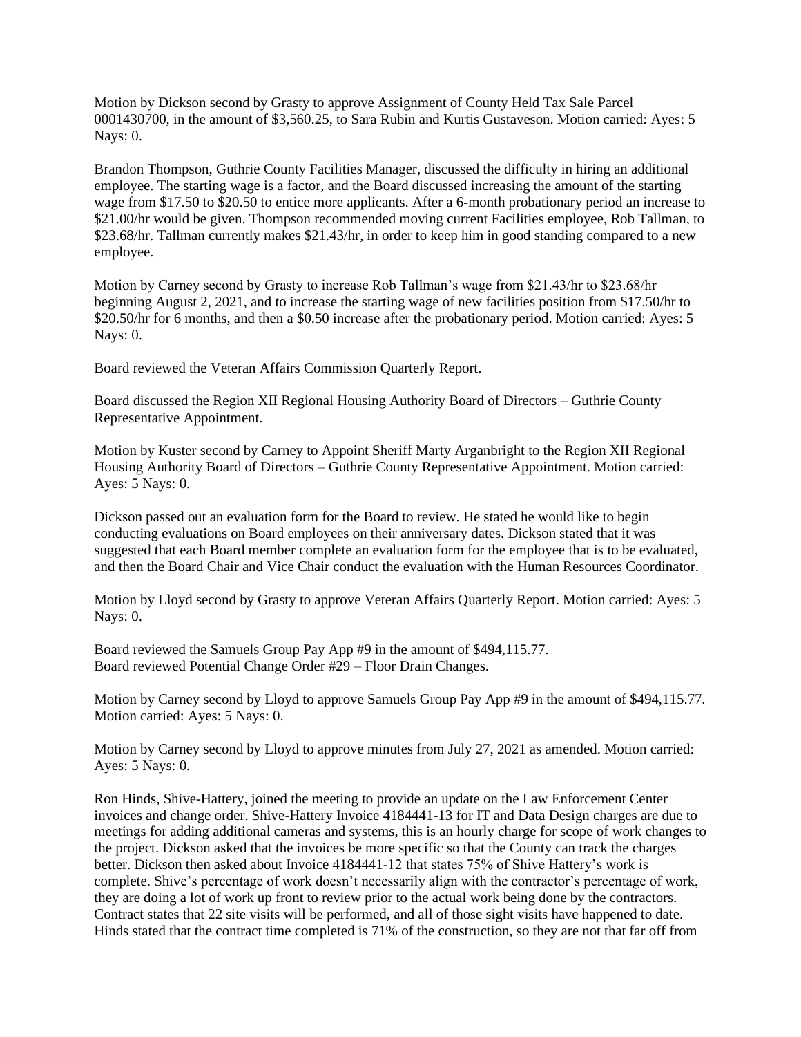Motion by Dickson second by Grasty to approve Assignment of County Held Tax Sale Parcel 0001430700, in the amount of $3,560.25, to Sara Rubin and Kurtis Gustaveson. Motion carried: Ayes: 5 Nays: 0.

Brandon Thompson, Guthrie County Facilities Manager, discussed the difficulty in hiring an additional employee. The starting wage is a factor, and the Board discussed increasing the amount of the starting wage from $17.50 to $20.50 to entice more applicants. After a 6-month probationary period an increase to $21.00/hr would be given. Thompson recommended moving current Facilities employee, Rob Tallman, to $23.68/hr. Tallman currently makes $21.43/hr, in order to keep him in good standing compared to a new employee.

Motion by Carney second by Grasty to increase Rob Tallman's wage from $21.43/hr to $23.68/hr beginning August 2, 2021, and to increase the starting wage of new facilities position from $17.50/hr to $20.50/hr for 6 months, and then a $0.50 increase after the probationary period. Motion carried: Ayes: 5 Nays: 0.

Board reviewed the Veteran Affairs Commission Quarterly Report.

Board discussed the Region XII Regional Housing Authority Board of Directors – Guthrie County Representative Appointment.

Motion by Kuster second by Carney to Appoint Sheriff Marty Arganbright to the Region XII Regional Housing Authority Board of Directors – Guthrie County Representative Appointment. Motion carried: Ayes: 5 Nays: 0.

Dickson passed out an evaluation form for the Board to review. He stated he would like to begin conducting evaluations on Board employees on their anniversary dates. Dickson stated that it was suggested that each Board member complete an evaluation form for the employee that is to be evaluated, and then the Board Chair and Vice Chair conduct the evaluation with the Human Resources Coordinator.

Motion by Lloyd second by Grasty to approve Veteran Affairs Quarterly Report. Motion carried: Ayes: 5 Nays: 0.

Board reviewed the Samuels Group Pay App #9 in the amount of $494,115.77.
Board reviewed Potential Change Order #29 – Floor Drain Changes.

Motion by Carney second by Lloyd to approve Samuels Group Pay App #9 in the amount of $494,115.77. Motion carried: Ayes: 5 Nays: 0.

Motion by Carney second by Lloyd to approve minutes from July 27, 2021 as amended. Motion carried: Ayes: 5 Nays: 0.

Ron Hinds, Shive-Hattery, joined the meeting to provide an update on the Law Enforcement Center invoices and change order. Shive-Hattery Invoice 4184441-13 for IT and Data Design charges are due to meetings for adding additional cameras and systems, this is an hourly charge for scope of work changes to the project. Dickson asked that the invoices be more specific so that the County can track the charges better. Dickson then asked about Invoice 4184441-12 that states 75% of Shive Hattery's work is complete. Shive's percentage of work doesn't necessarily align with the contractor's percentage of work, they are doing a lot of work up front to review prior to the actual work being done by the contractors. Contract states that 22 site visits will be performed, and all of those sight visits have happened to date. Hinds stated that the contract time completed is 71% of the construction, so they are not that far off from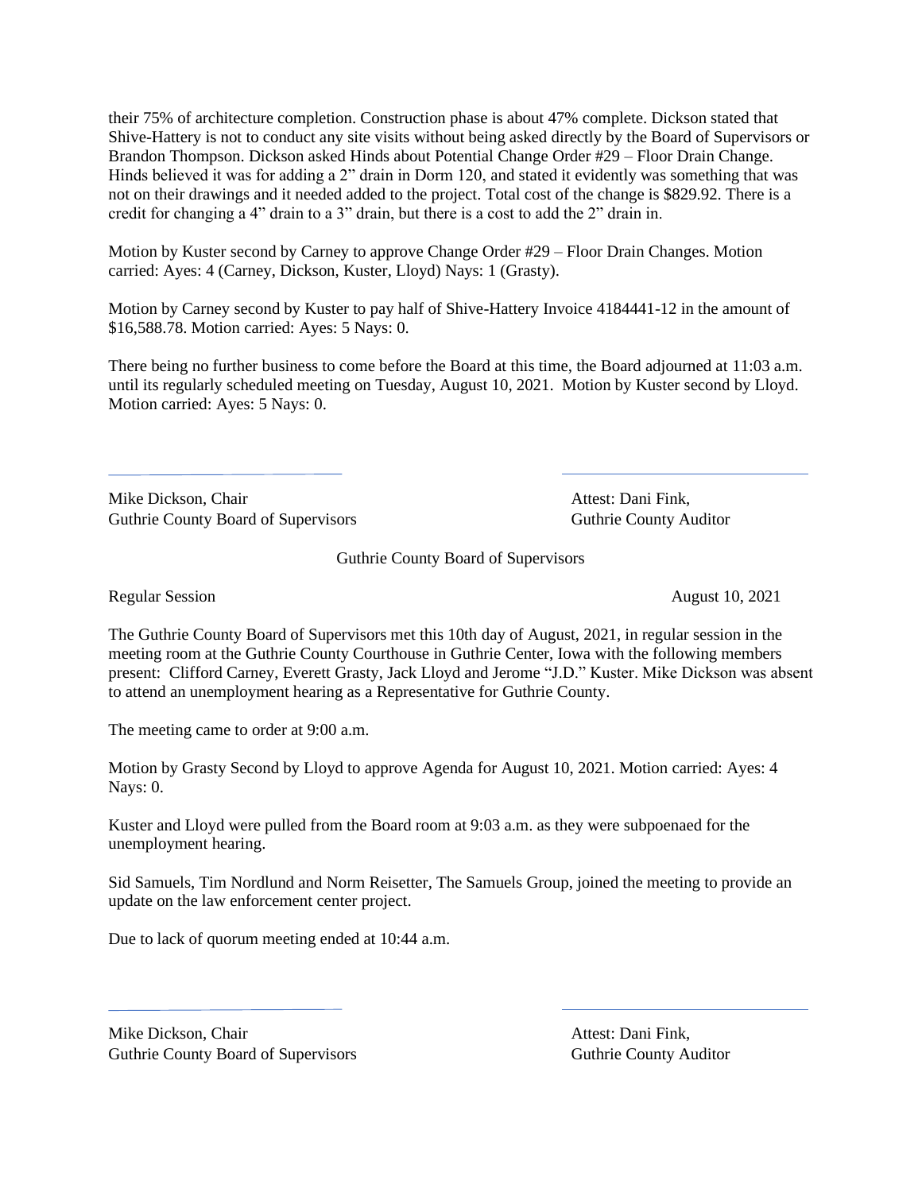their 75% of architecture completion. Construction phase is about 47% complete. Dickson stated that Shive-Hattery is not to conduct any site visits without being asked directly by the Board of Supervisors or Brandon Thompson. Dickson asked Hinds about Potential Change Order #29 – Floor Drain Change. Hinds believed it was for adding a 2" drain in Dorm 120, and stated it evidently was something that was not on their drawings and it needed added to the project. Total cost of the change is $829.92. There is a credit for changing a 4" drain to a 3" drain, but there is a cost to add the 2" drain in.

Motion by Kuster second by Carney to approve Change Order #29 – Floor Drain Changes. Motion carried: Ayes: 4 (Carney, Dickson, Kuster, Lloyd) Nays: 1 (Grasty).

Motion by Carney second by Kuster to pay half of Shive-Hattery Invoice 4184441-12 in the amount of $16,588.78. Motion carried: Ayes: 5 Nays: 0.

There being no further business to come before the Board at this time, the Board adjourned at 11:03 a.m. until its regularly scheduled meeting on Tuesday, August 10, 2021. Motion by Kuster second by Lloyd. Motion carried: Ayes: 5 Nays: 0.

Mike Dickson, Chair
Guthrie County Board of Supervisors

Attest: Dani Fink,
Guthrie County Auditor

Guthrie County Board of Supervisors

Regular Session

August 10, 2021

The Guthrie County Board of Supervisors met this 10th day of August, 2021, in regular session in the meeting room at the Guthrie County Courthouse in Guthrie Center, Iowa with the following members present: Clifford Carney, Everett Grasty, Jack Lloyd and Jerome "J.D." Kuster. Mike Dickson was absent to attend an unemployment hearing as a Representative for Guthrie County.

The meeting came to order at 9:00 a.m.

Motion by Grasty Second by Lloyd to approve Agenda for August 10, 2021. Motion carried: Ayes: 4 Nays: 0.

Kuster and Lloyd were pulled from the Board room at 9:03 a.m. as they were subpoenaed for the unemployment hearing.

Sid Samuels, Tim Nordlund and Norm Reisetter, The Samuels Group, joined the meeting to provide an update on the law enforcement center project.

Due to lack of quorum meeting ended at 10:44 a.m.

Mike Dickson, Chair
Guthrie County Board of Supervisors

Attest: Dani Fink,
Guthrie County Auditor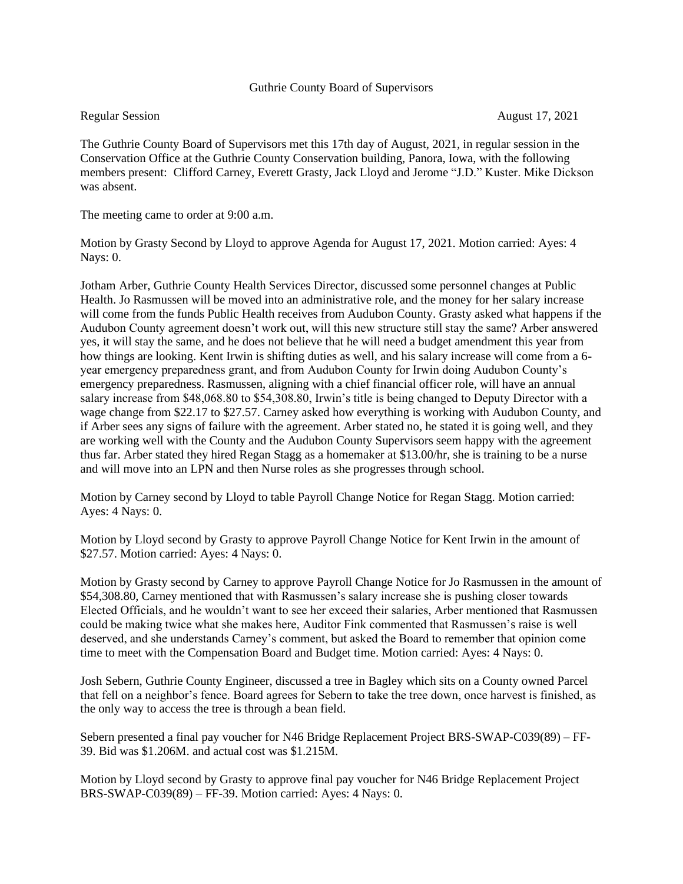Guthrie County Board of Supervisors

Regular Session August 17, 2021

The Guthrie County Board of Supervisors met this 17th day of August, 2021, in regular session in the Conservation Office at the Guthrie County Conservation building, Panora, Iowa, with the following members present: Clifford Carney, Everett Grasty, Jack Lloyd and Jerome "J.D." Kuster. Mike Dickson was absent.

The meeting came to order at 9:00 a.m.

Motion by Grasty Second by Lloyd to approve Agenda for August 17, 2021. Motion carried: Ayes: 4 Nays: 0.

Jotham Arber, Guthrie County Health Services Director, discussed some personnel changes at Public Health. Jo Rasmussen will be moved into an administrative role, and the money for her salary increase will come from the funds Public Health receives from Audubon County. Grasty asked what happens if the Audubon County agreement doesn't work out, will this new structure still stay the same? Arber answered yes, it will stay the same, and he does not believe that he will need a budget amendment this year from how things are looking. Kent Irwin is shifting duties as well, and his salary increase will come from a 6-year emergency preparedness grant, and from Audubon County for Irwin doing Audubon County's emergency preparedness. Rasmussen, aligning with a chief financial officer role, will have an annual salary increase from $48,068.80 to $54,308.80, Irwin's title is being changed to Deputy Director with a wage change from $22.17 to $27.57. Carney asked how everything is working with Audubon County, and if Arber sees any signs of failure with the agreement. Arber stated no, he stated it is going well, and they are working well with the County and the Audubon County Supervisors seem happy with the agreement thus far. Arber stated they hired Regan Stagg as a homemaker at $13.00/hr, she is training to be a nurse and will move into an LPN and then Nurse roles as she progresses through school.

Motion by Carney second by Lloyd to table Payroll Change Notice for Regan Stagg. Motion carried: Ayes: 4 Nays: 0.

Motion by Lloyd second by Grasty to approve Payroll Change Notice for Kent Irwin in the amount of $27.57. Motion carried: Ayes: 4 Nays: 0.

Motion by Grasty second by Carney to approve Payroll Change Notice for Jo Rasmussen in the amount of $54,308.80, Carney mentioned that with Rasmussen's salary increase she is pushing closer towards Elected Officials, and he wouldn't want to see her exceed their salaries, Arber mentioned that Rasmussen could be making twice what she makes here, Auditor Fink commented that Rasmussen's raise is well deserved, and she understands Carney's comment, but asked the Board to remember that opinion come time to meet with the Compensation Board and Budget time. Motion carried: Ayes: 4 Nays: 0.

Josh Sebern, Guthrie County Engineer, discussed a tree in Bagley which sits on a County owned Parcel that fell on a neighbor's fence. Board agrees for Sebern to take the tree down, once harvest is finished, as the only way to access the tree is through a bean field.

Sebern presented a final pay voucher for N46 Bridge Replacement Project BRS-SWAP-C039(89) – FF-39. Bid was $1.206M. and actual cost was $1.215M.

Motion by Lloyd second by Grasty to approve final pay voucher for N46 Bridge Replacement Project BRS-SWAP-C039(89) – FF-39. Motion carried: Ayes: 4 Nays: 0.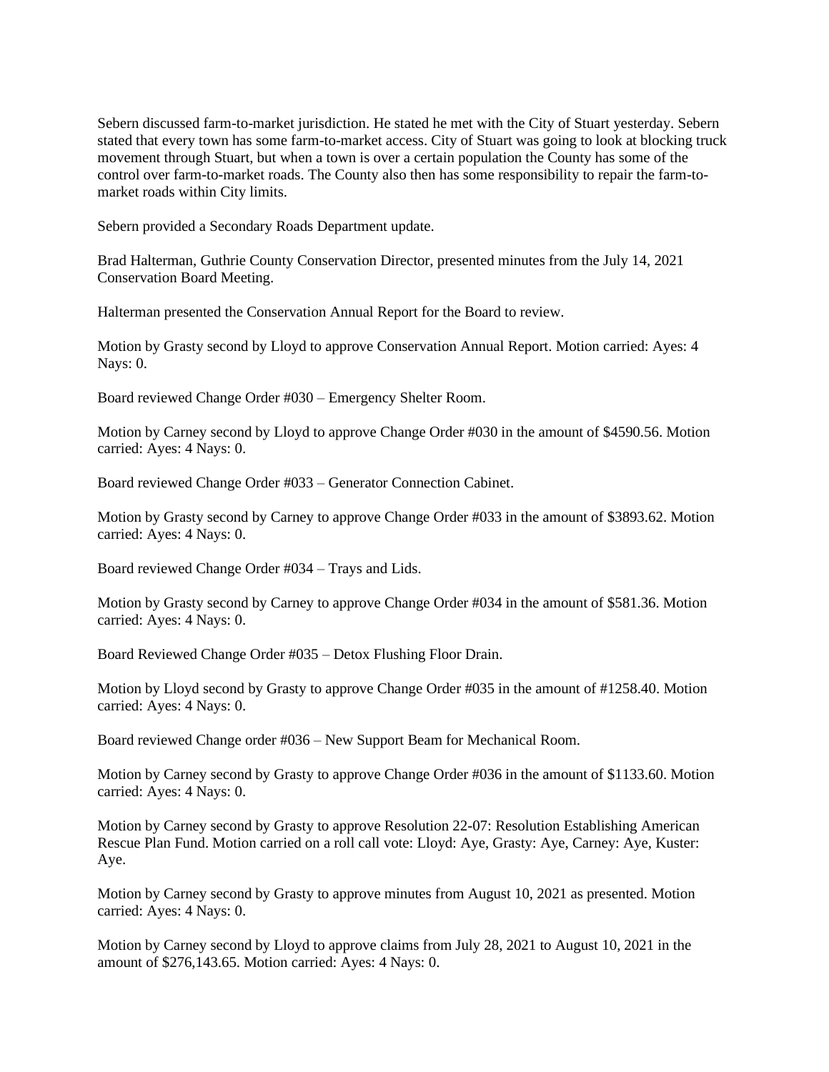Sebern discussed farm-to-market jurisdiction. He stated he met with the City of Stuart yesterday. Sebern stated that every town has some farm-to-market access. City of Stuart was going to look at blocking truck movement through Stuart, but when a town is over a certain population the County has some of the control over farm-to-market roads. The County also then has some responsibility to repair the farm-to-market roads within City limits.

Sebern provided a Secondary Roads Department update.

Brad Halterman, Guthrie County Conservation Director, presented minutes from the July 14, 2021 Conservation Board Meeting.

Halterman presented the Conservation Annual Report for the Board to review.

Motion by Grasty second by Lloyd to approve Conservation Annual Report. Motion carried: Ayes: 4 Nays: 0.

Board reviewed Change Order #030 – Emergency Shelter Room.

Motion by Carney second by Lloyd to approve Change Order #030 in the amount of $4590.56. Motion carried: Ayes: 4 Nays: 0.

Board reviewed Change Order #033 – Generator Connection Cabinet.

Motion by Grasty second by Carney to approve Change Order #033 in the amount of $3893.62. Motion carried: Ayes: 4 Nays: 0.

Board reviewed Change Order #034 – Trays and Lids.

Motion by Grasty second by Carney to approve Change Order #034 in the amount of $581.36. Motion carried: Ayes: 4 Nays: 0.

Board Reviewed Change Order #035 – Detox Flushing Floor Drain.

Motion by Lloyd second by Grasty to approve Change Order #035 in the amount of #1258.40. Motion carried: Ayes: 4 Nays: 0.

Board reviewed Change order #036 – New Support Beam for Mechanical Room.

Motion by Carney second by Grasty to approve Change Order #036 in the amount of $1133.60. Motion carried: Ayes: 4 Nays: 0.

Motion by Carney second by Grasty to approve Resolution 22-07: Resolution Establishing American Rescue Plan Fund. Motion carried on a roll call vote: Lloyd: Aye, Grasty: Aye, Carney: Aye, Kuster: Aye.

Motion by Carney second by Grasty to approve minutes from August 10, 2021 as presented. Motion carried: Ayes: 4 Nays: 0.

Motion by Carney second by Lloyd to approve claims from July 28, 2021 to August 10, 2021 in the amount of $276,143.65. Motion carried: Ayes: 4 Nays: 0.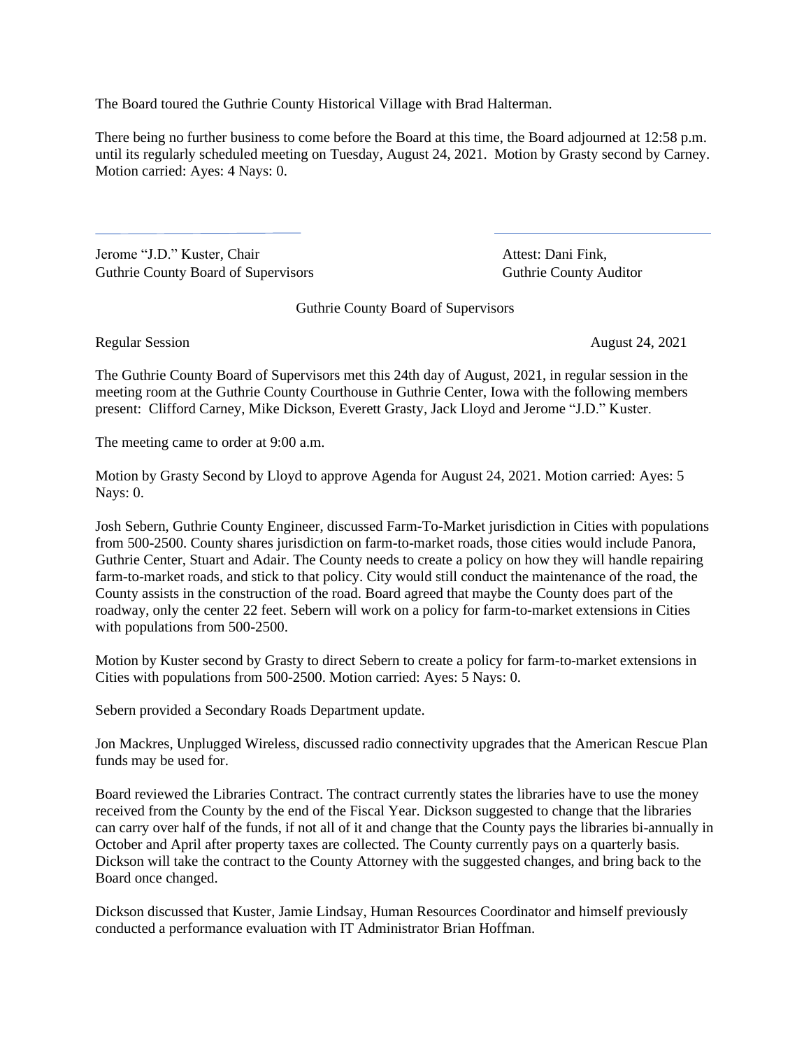The Board toured the Guthrie County Historical Village with Brad Halterman.

There being no further business to come before the Board at this time, the Board adjourned at 12:58 p.m. until its regularly scheduled meeting on Tuesday, August 24, 2021. Motion by Grasty second by Carney. Motion carried: Ayes: 4 Nays: 0.

Jerome "J.D." Kuster, Chair
Guthrie County Board of Supervisors

Attest: Dani Fink,
Guthrie County Auditor

Guthrie County Board of Supervisors

Regular Session August 24, 2021

The Guthrie County Board of Supervisors met this 24th day of August, 2021, in regular session in the meeting room at the Guthrie County Courthouse in Guthrie Center, Iowa with the following members present: Clifford Carney, Mike Dickson, Everett Grasty, Jack Lloyd and Jerome "J.D." Kuster.

The meeting came to order at 9:00 a.m.

Motion by Grasty Second by Lloyd to approve Agenda for August 24, 2021. Motion carried: Ayes: 5 Nays: 0.

Josh Sebern, Guthrie County Engineer, discussed Farm-To-Market jurisdiction in Cities with populations from 500-2500. County shares jurisdiction on farm-to-market roads, those cities would include Panora, Guthrie Center, Stuart and Adair. The County needs to create a policy on how they will handle repairing farm-to-market roads, and stick to that policy. City would still conduct the maintenance of the road, the County assists in the construction of the road. Board agreed that maybe the County does part of the roadway, only the center 22 feet. Sebern will work on a policy for farm-to-market extensions in Cities with populations from 500-2500.

Motion by Kuster second by Grasty to direct Sebern to create a policy for farm-to-market extensions in Cities with populations from 500-2500. Motion carried: Ayes: 5 Nays: 0.

Sebern provided a Secondary Roads Department update.

Jon Mackres, Unplugged Wireless, discussed radio connectivity upgrades that the American Rescue Plan funds may be used for.

Board reviewed the Libraries Contract. The contract currently states the libraries have to use the money received from the County by the end of the Fiscal Year. Dickson suggested to change that the libraries can carry over half of the funds, if not all of it and change that the County pays the libraries bi-annually in October and April after property taxes are collected. The County currently pays on a quarterly basis. Dickson will take the contract to the County Attorney with the suggested changes, and bring back to the Board once changed.

Dickson discussed that Kuster, Jamie Lindsay, Human Resources Coordinator and himself previously conducted a performance evaluation with IT Administrator Brian Hoffman.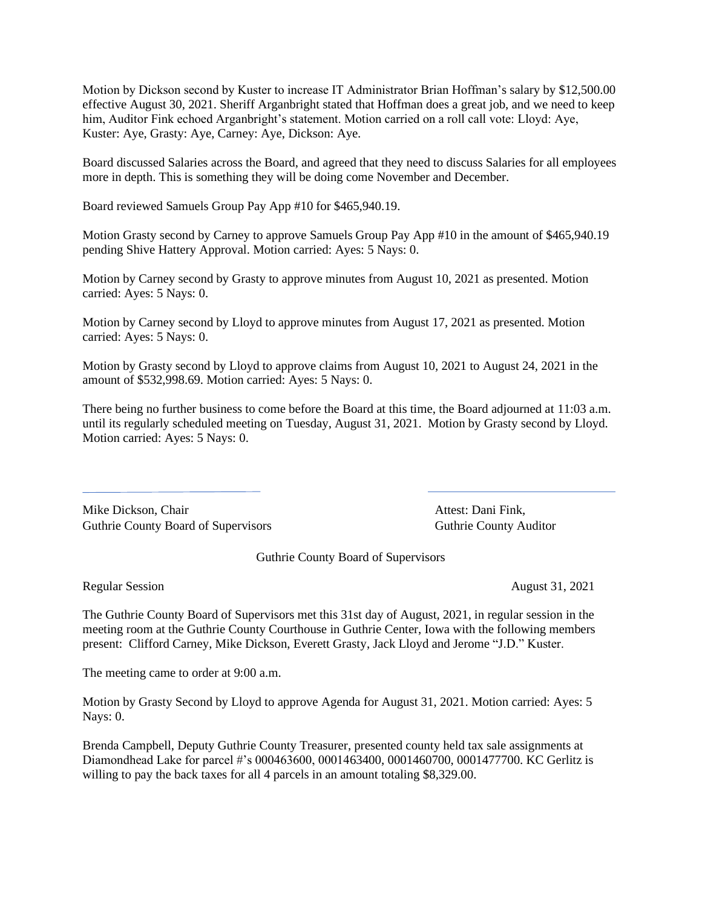Motion by Dickson second by Kuster to increase IT Administrator Brian Hoffman's salary by $12,500.00 effective August 30, 2021. Sheriff Arganbright stated that Hoffman does a great job, and we need to keep him, Auditor Fink echoed Arganbright's statement. Motion carried on a roll call vote: Lloyd: Aye, Kuster: Aye, Grasty: Aye, Carney: Aye, Dickson: Aye.

Board discussed Salaries across the Board, and agreed that they need to discuss Salaries for all employees more in depth. This is something they will be doing come November and December.

Board reviewed Samuels Group Pay App #10 for $465,940.19.

Motion Grasty second by Carney to approve Samuels Group Pay App #10 in the amount of $465,940.19 pending Shive Hattery Approval. Motion carried: Ayes: 5 Nays: 0.

Motion by Carney second by Grasty to approve minutes from August 10, 2021 as presented. Motion carried: Ayes: 5 Nays: 0.

Motion by Carney second by Lloyd to approve minutes from August 17, 2021 as presented. Motion carried: Ayes: 5 Nays: 0.

Motion by Grasty second by Lloyd to approve claims from August 10, 2021 to August 24, 2021 in the amount of $532,998.69. Motion carried: Ayes: 5 Nays: 0.

There being no further business to come before the Board at this time, the Board adjourned at 11:03 a.m. until its regularly scheduled meeting on Tuesday, August 31, 2021. Motion by Grasty second by Lloyd. Motion carried: Ayes: 5 Nays: 0.

Mike Dickson, Chair
Guthrie County Board of Supervisors

Attest: Dani Fink,
Guthrie County Auditor

Guthrie County Board of Supervisors

Regular Session — August 31, 2021

The Guthrie County Board of Supervisors met this 31st day of August, 2021, in regular session in the meeting room at the Guthrie County Courthouse in Guthrie Center, Iowa with the following members present: Clifford Carney, Mike Dickson, Everett Grasty, Jack Lloyd and Jerome "J.D." Kuster.

The meeting came to order at 9:00 a.m.

Motion by Grasty Second by Lloyd to approve Agenda for August 31, 2021. Motion carried: Ayes: 5 Nays: 0.

Brenda Campbell, Deputy Guthrie County Treasurer, presented county held tax sale assignments at Diamondhead Lake for parcel #'s 000463600, 0001463400, 0001460700, 0001477700. KC Gerlitz is willing to pay the back taxes for all 4 parcels in an amount totaling $8,329.00.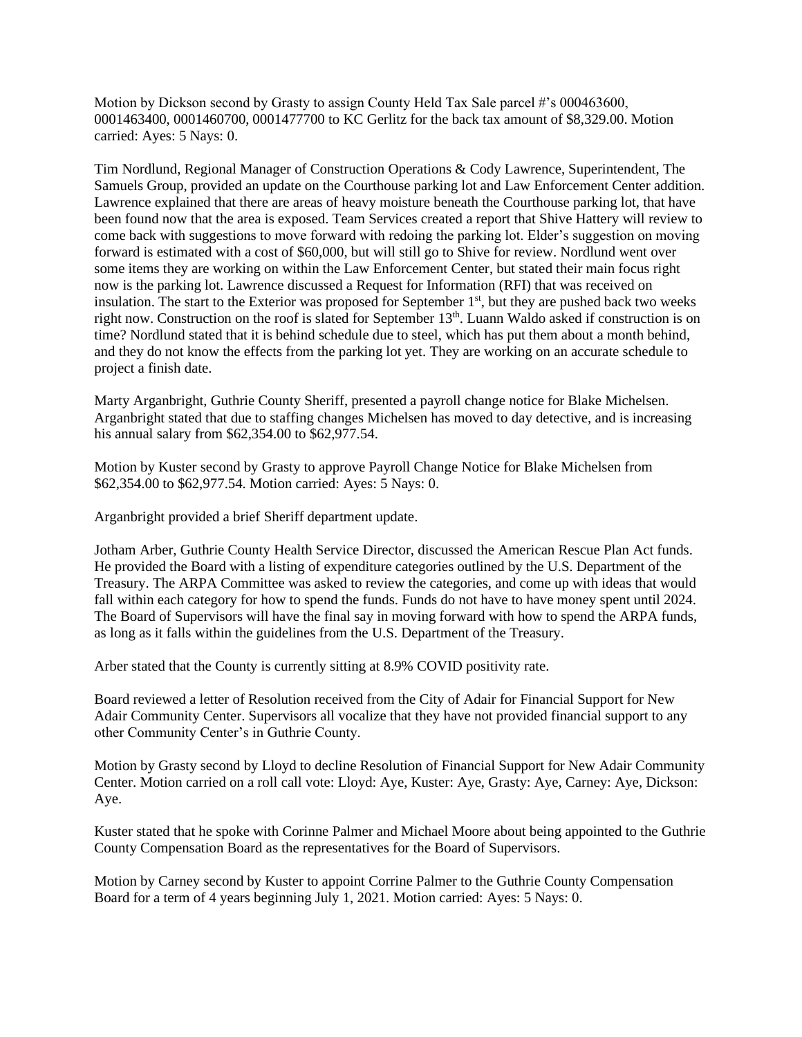Motion by Dickson second by Grasty to assign County Held Tax Sale parcel #'s 000463600, 0001463400, 0001460700, 0001477700 to KC Gerlitz for the back tax amount of $8,329.00. Motion carried: Ayes: 5 Nays: 0.

Tim Nordlund, Regional Manager of Construction Operations & Cody Lawrence, Superintendent, The Samuels Group, provided an update on the Courthouse parking lot and Law Enforcement Center addition. Lawrence explained that there are areas of heavy moisture beneath the Courthouse parking lot, that have been found now that the area is exposed. Team Services created a report that Shive Hattery will review to come back with suggestions to move forward with redoing the parking lot. Elder's suggestion on moving forward is estimated with a cost of $60,000, but will still go to Shive for review. Nordlund went over some items they are working on within the Law Enforcement Center, but stated their main focus right now is the parking lot. Lawrence discussed a Request for Information (RFI) that was received on insulation. The start to the Exterior was proposed for September 1st, but they are pushed back two weeks right now. Construction on the roof is slated for September 13th. Luann Waldo asked if construction is on time? Nordlund stated that it is behind schedule due to steel, which has put them about a month behind, and they do not know the effects from the parking lot yet. They are working on an accurate schedule to project a finish date.

Marty Arganbright, Guthrie County Sheriff, presented a payroll change notice for Blake Michelsen. Arganbright stated that due to staffing changes Michelsen has moved to day detective, and is increasing his annual salary from $62,354.00 to $62,977.54.

Motion by Kuster second by Grasty to approve Payroll Change Notice for Blake Michelsen from $62,354.00 to $62,977.54. Motion carried: Ayes: 5 Nays: 0.

Arganbright provided a brief Sheriff department update.

Jotham Arber, Guthrie County Health Service Director, discussed the American Rescue Plan Act funds. He provided the Board with a listing of expenditure categories outlined by the U.S. Department of the Treasury. The ARPA Committee was asked to review the categories, and come up with ideas that would fall within each category for how to spend the funds. Funds do not have to have money spent until 2024. The Board of Supervisors will have the final say in moving forward with how to spend the ARPA funds, as long as it falls within the guidelines from the U.S. Department of the Treasury.

Arber stated that the County is currently sitting at 8.9% COVID positivity rate.

Board reviewed a letter of Resolution received from the City of Adair for Financial Support for New Adair Community Center. Supervisors all vocalize that they have not provided financial support to any other Community Center's in Guthrie County.

Motion by Grasty second by Lloyd to decline Resolution of Financial Support for New Adair Community Center. Motion carried on a roll call vote: Lloyd: Aye, Kuster: Aye, Grasty: Aye, Carney: Aye, Dickson: Aye.

Kuster stated that he spoke with Corinne Palmer and Michael Moore about being appointed to the Guthrie County Compensation Board as the representatives for the Board of Supervisors.

Motion by Carney second by Kuster to appoint Corrine Palmer to the Guthrie County Compensation Board for a term of 4 years beginning July 1, 2021. Motion carried: Ayes: 5 Nays: 0.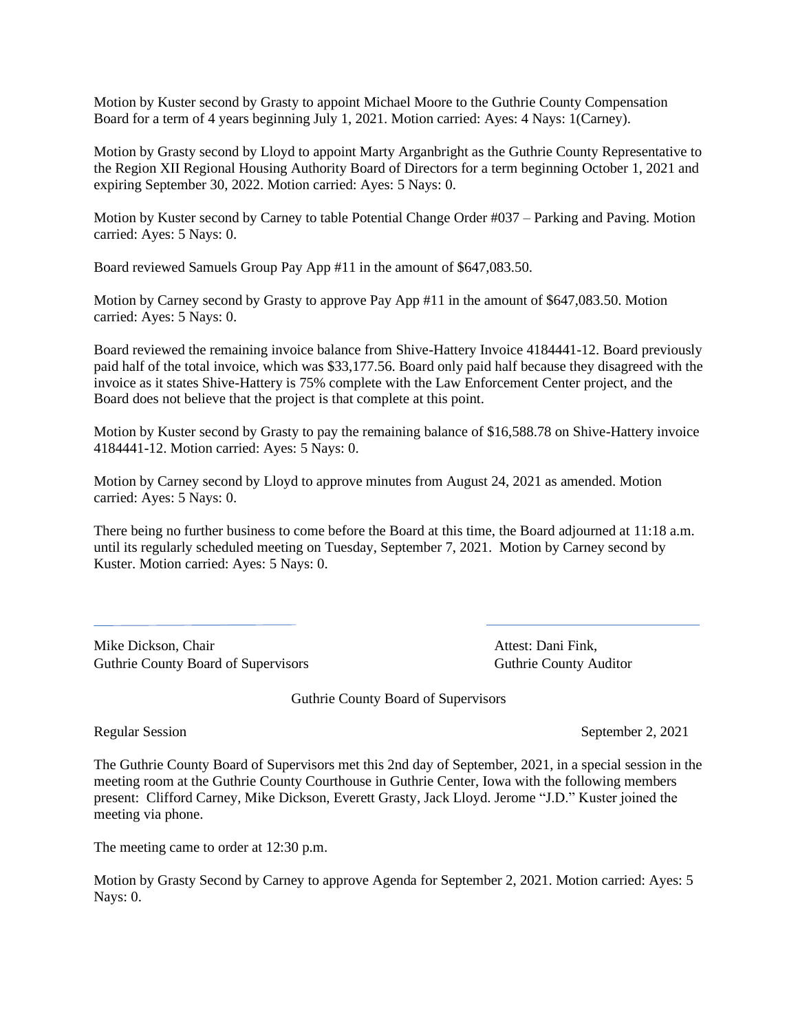Motion by Kuster second by Grasty to appoint Michael Moore to the Guthrie County Compensation Board for a term of 4 years beginning July 1, 2021. Motion carried: Ayes: 4 Nays: 1(Carney).

Motion by Grasty second by Lloyd to appoint Marty Arganbright as the Guthrie County Representative to the Region XII Regional Housing Authority Board of Directors for a term beginning October 1, 2021 and expiring September 30, 2022. Motion carried: Ayes: 5 Nays: 0.

Motion by Kuster second by Carney to table Potential Change Order #037 – Parking and Paving. Motion carried: Ayes: 5 Nays: 0.

Board reviewed Samuels Group Pay App #11 in the amount of $647,083.50.

Motion by Carney second by Grasty to approve Pay App #11 in the amount of $647,083.50. Motion carried: Ayes: 5 Nays: 0.

Board reviewed the remaining invoice balance from Shive-Hattery Invoice 4184441-12. Board previously paid half of the total invoice, which was $33,177.56. Board only paid half because they disagreed with the invoice as it states Shive-Hattery is 75% complete with the Law Enforcement Center project, and the Board does not believe that the project is that complete at this point.

Motion by Kuster second by Grasty to pay the remaining balance of $16,588.78 on Shive-Hattery invoice 4184441-12. Motion carried: Ayes: 5 Nays: 0.

Motion by Carney second by Lloyd to approve minutes from August 24, 2021 as amended. Motion carried: Ayes: 5 Nays: 0.

There being no further business to come before the Board at this time, the Board adjourned at 11:18 a.m. until its regularly scheduled meeting on Tuesday, September 7, 2021. Motion by Carney second by Kuster. Motion carried: Ayes: 5 Nays: 0.

Mike Dickson, Chair
Guthrie County Board of Supervisors

Attest: Dani Fink,
Guthrie County Auditor

Guthrie County Board of Supervisors

Regular Session September 2, 2021

The Guthrie County Board of Supervisors met this 2nd day of September, 2021, in a special session in the meeting room at the Guthrie County Courthouse in Guthrie Center, Iowa with the following members present: Clifford Carney, Mike Dickson, Everett Grasty, Jack Lloyd. Jerome "J.D." Kuster joined the meeting via phone.

The meeting came to order at 12:30 p.m.

Motion by Grasty Second by Carney to approve Agenda for September 2, 2021. Motion carried: Ayes: 5 Nays: 0.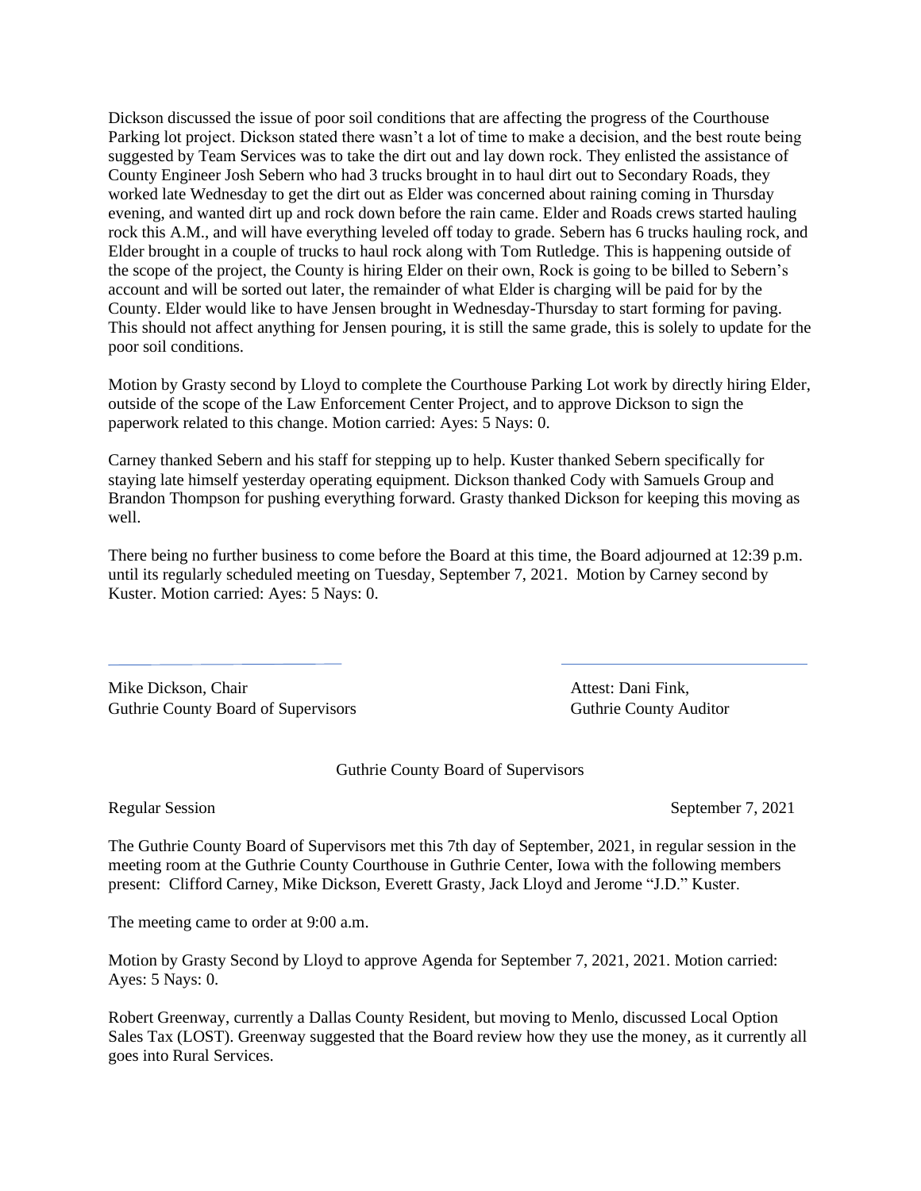Dickson discussed the issue of poor soil conditions that are affecting the progress of the Courthouse Parking lot project. Dickson stated there wasn't a lot of time to make a decision, and the best route being suggested by Team Services was to take the dirt out and lay down rock. They enlisted the assistance of County Engineer Josh Sebern who had 3 trucks brought in to haul dirt out to Secondary Roads, they worked late Wednesday to get the dirt out as Elder was concerned about raining coming in Thursday evening, and wanted dirt up and rock down before the rain came. Elder and Roads crews started hauling rock this A.M., and will have everything leveled off today to grade. Sebern has 6 trucks hauling rock, and Elder brought in a couple of trucks to haul rock along with Tom Rutledge. This is happening outside of the scope of the project, the County is hiring Elder on their own, Rock is going to be billed to Sebern's account and will be sorted out later, the remainder of what Elder is charging will be paid for by the County. Elder would like to have Jensen brought in Wednesday-Thursday to start forming for paving. This should not affect anything for Jensen pouring, it is still the same grade, this is solely to update for the poor soil conditions.

Motion by Grasty second by Lloyd to complete the Courthouse Parking Lot work by directly hiring Elder, outside of the scope of the Law Enforcement Center Project, and to approve Dickson to sign the paperwork related to this change. Motion carried: Ayes: 5 Nays: 0.

Carney thanked Sebern and his staff for stepping up to help. Kuster thanked Sebern specifically for staying late himself yesterday operating equipment. Dickson thanked Cody with Samuels Group and Brandon Thompson for pushing everything forward. Grasty thanked Dickson for keeping this moving as well.

There being no further business to come before the Board at this time, the Board adjourned at 12:39 p.m. until its regularly scheduled meeting on Tuesday, September 7, 2021. Motion by Carney second by Kuster. Motion carried: Ayes: 5 Nays: 0.

Mike Dickson, Chair
Guthrie County Board of Supervisors

Attest: Dani Fink,
Guthrie County Auditor

Guthrie County Board of Supervisors

Regular Session September 7, 2021

The Guthrie County Board of Supervisors met this 7th day of September, 2021, in regular session in the meeting room at the Guthrie County Courthouse in Guthrie Center, Iowa with the following members present: Clifford Carney, Mike Dickson, Everett Grasty, Jack Lloyd and Jerome "J.D." Kuster.

The meeting came to order at 9:00 a.m.

Motion by Grasty Second by Lloyd to approve Agenda for September 7, 2021, 2021. Motion carried: Ayes: 5 Nays: 0.

Robert Greenway, currently a Dallas County Resident, but moving to Menlo, discussed Local Option Sales Tax (LOST). Greenway suggested that the Board review how they use the money, as it currently all goes into Rural Services.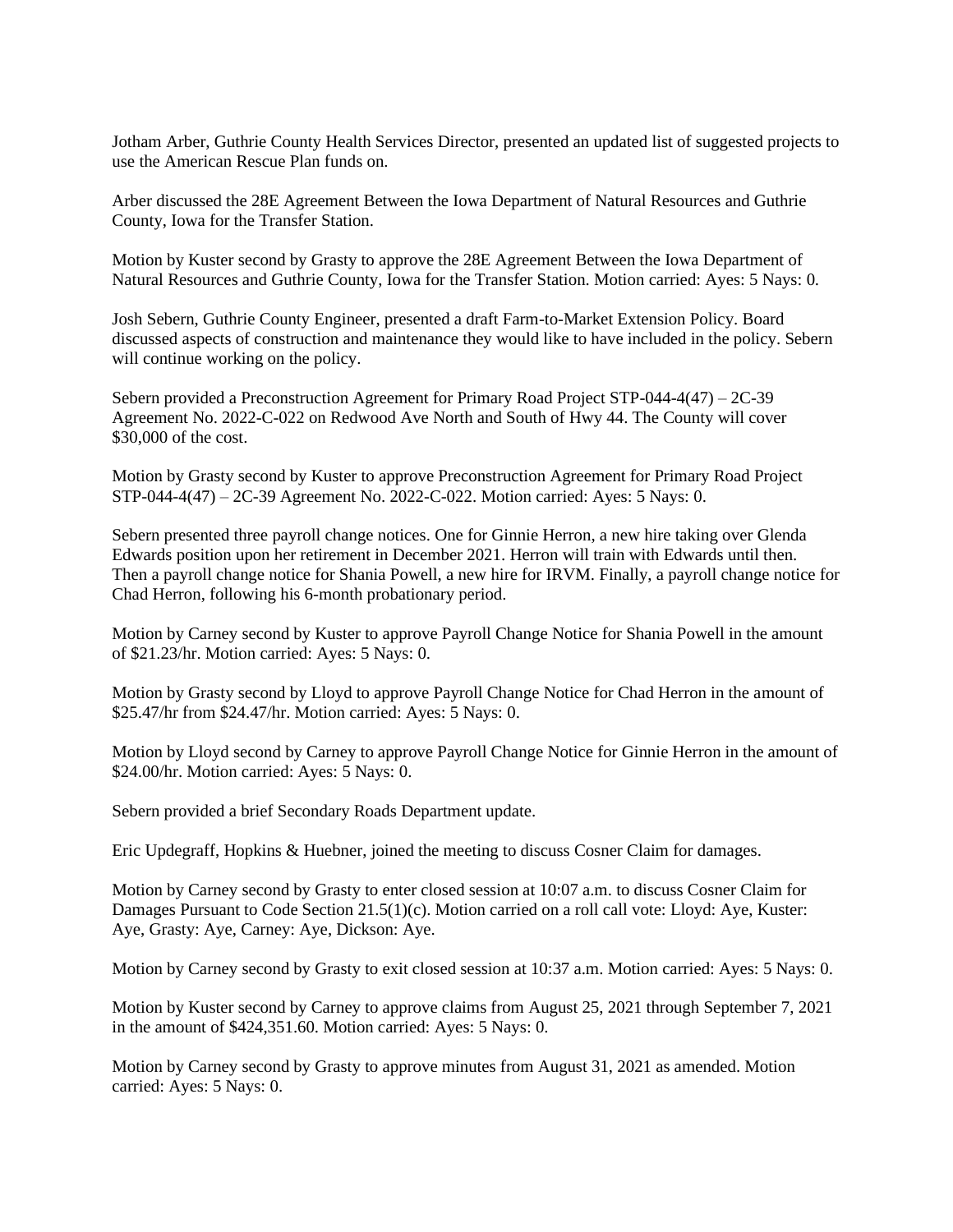Jotham Arber, Guthrie County Health Services Director, presented an updated list of suggested projects to use the American Rescue Plan funds on.

Arber discussed the 28E Agreement Between the Iowa Department of Natural Resources and Guthrie County, Iowa for the Transfer Station.

Motion by Kuster second by Grasty to approve the 28E Agreement Between the Iowa Department of Natural Resources and Guthrie County, Iowa for the Transfer Station. Motion carried: Ayes: 5 Nays: 0.

Josh Sebern, Guthrie County Engineer, presented a draft Farm-to-Market Extension Policy. Board discussed aspects of construction and maintenance they would like to have included in the policy. Sebern will continue working on the policy.

Sebern provided a Preconstruction Agreement for Primary Road Project STP-044-4(47) – 2C-39 Agreement No. 2022-C-022 on Redwood Ave North and South of Hwy 44. The County will cover $30,000 of the cost.

Motion by Grasty second by Kuster to approve Preconstruction Agreement for Primary Road Project STP-044-4(47) – 2C-39 Agreement No. 2022-C-022. Motion carried: Ayes: 5 Nays: 0.

Sebern presented three payroll change notices. One for Ginnie Herron, a new hire taking over Glenda Edwards position upon her retirement in December 2021. Herron will train with Edwards until then. Then a payroll change notice for Shania Powell, a new hire for IRVM. Finally, a payroll change notice for Chad Herron, following his 6-month probationary period.

Motion by Carney second by Kuster to approve Payroll Change Notice for Shania Powell in the amount of $21.23/hr. Motion carried: Ayes: 5 Nays: 0.

Motion by Grasty second by Lloyd to approve Payroll Change Notice for Chad Herron in the amount of $25.47/hr from $24.47/hr. Motion carried: Ayes: 5 Nays: 0.

Motion by Lloyd second by Carney to approve Payroll Change Notice for Ginnie Herron in the amount of $24.00/hr. Motion carried: Ayes: 5 Nays: 0.

Sebern provided a brief Secondary Roads Department update.

Eric Updegraff, Hopkins & Huebner, joined the meeting to discuss Cosner Claim for damages.

Motion by Carney second by Grasty to enter closed session at 10:07 a.m. to discuss Cosner Claim for Damages Pursuant to Code Section 21.5(1)(c). Motion carried on a roll call vote: Lloyd: Aye, Kuster: Aye, Grasty: Aye, Carney: Aye, Dickson: Aye.

Motion by Carney second by Grasty to exit closed session at 10:37 a.m. Motion carried: Ayes: 5 Nays: 0.

Motion by Kuster second by Carney to approve claims from August 25, 2021 through September 7, 2021 in the amount of $424,351.60. Motion carried: Ayes: 5 Nays: 0.

Motion by Carney second by Grasty to approve minutes from August 31, 2021 as amended. Motion carried: Ayes: 5 Nays: 0.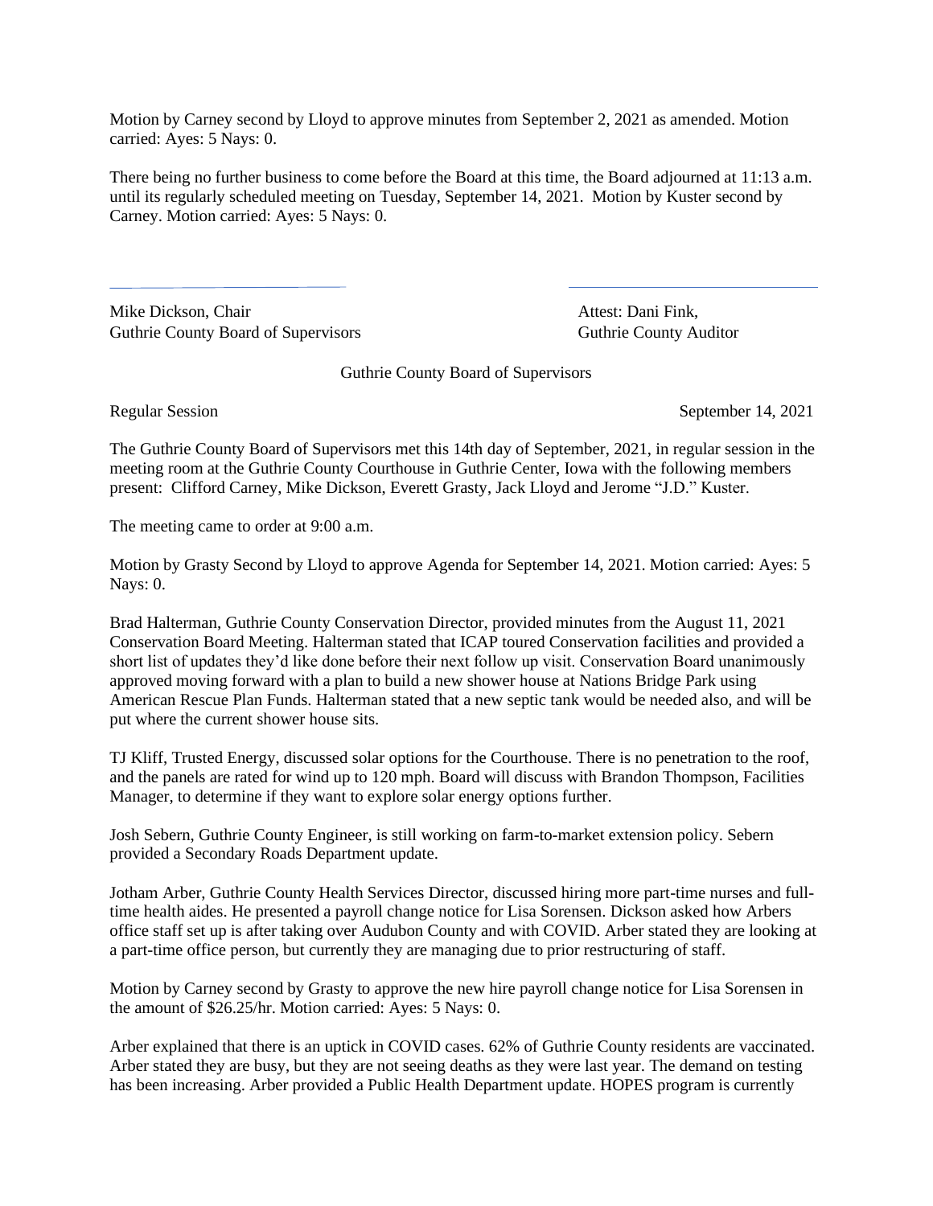Motion by Carney second by Lloyd to approve minutes from September 2, 2021 as amended. Motion carried: Ayes: 5 Nays: 0.

There being no further business to come before the Board at this time, the Board adjourned at 11:13 a.m. until its regularly scheduled meeting on Tuesday, September 14, 2021. Motion by Kuster second by Carney. Motion carried: Ayes: 5 Nays: 0.

Mike Dickson, Chair
Guthrie County Board of Supervisors

Attest: Dani Fink,
Guthrie County Auditor

Guthrie County Board of Supervisors

Regular Session September 14, 2021

The Guthrie County Board of Supervisors met this 14th day of September, 2021, in regular session in the meeting room at the Guthrie County Courthouse in Guthrie Center, Iowa with the following members present: Clifford Carney, Mike Dickson, Everett Grasty, Jack Lloyd and Jerome "J.D." Kuster.

The meeting came to order at 9:00 a.m.

Motion by Grasty Second by Lloyd to approve Agenda for September 14, 2021. Motion carried: Ayes: 5 Nays: 0.

Brad Halterman, Guthrie County Conservation Director, provided minutes from the August 11, 2021 Conservation Board Meeting. Halterman stated that ICAP toured Conservation facilities and provided a short list of updates they'd like done before their next follow up visit. Conservation Board unanimously approved moving forward with a plan to build a new shower house at Nations Bridge Park using American Rescue Plan Funds. Halterman stated that a new septic tank would be needed also, and will be put where the current shower house sits.

TJ Kliff, Trusted Energy, discussed solar options for the Courthouse. There is no penetration to the roof, and the panels are rated for wind up to 120 mph. Board will discuss with Brandon Thompson, Facilities Manager, to determine if they want to explore solar energy options further.

Josh Sebern, Guthrie County Engineer, is still working on farm-to-market extension policy. Sebern provided a Secondary Roads Department update.

Jotham Arber, Guthrie County Health Services Director, discussed hiring more part-time nurses and full-time health aides. He presented a payroll change notice for Lisa Sorensen. Dickson asked how Arbers office staff set up is after taking over Audubon County and with COVID. Arber stated they are looking at a part-time office person, but currently they are managing due to prior restructuring of staff.

Motion by Carney second by Grasty to approve the new hire payroll change notice for Lisa Sorensen in the amount of $26.25/hr. Motion carried: Ayes: 5 Nays: 0.

Arber explained that there is an uptick in COVID cases. 62% of Guthrie County residents are vaccinated. Arber stated they are busy, but they are not seeing deaths as they were last year. The demand on testing has been increasing. Arber provided a Public Health Department update. HOPES program is currently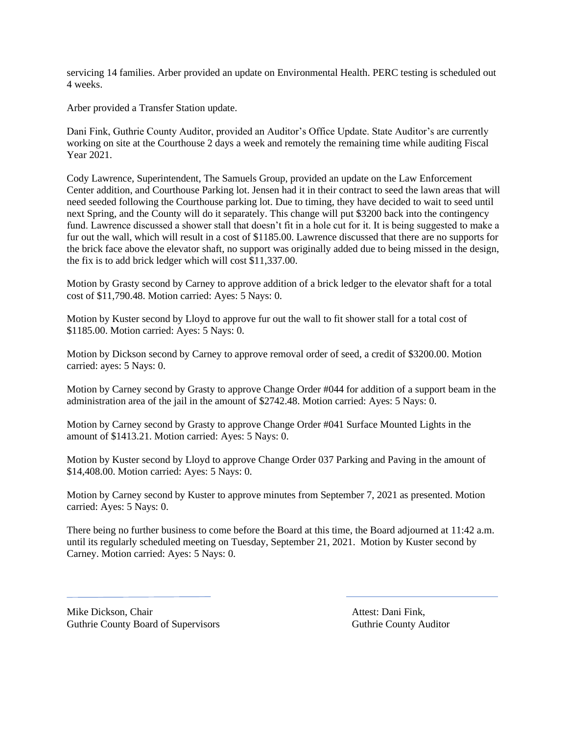servicing 14 families. Arber provided an update on Environmental Health. PERC testing is scheduled out 4 weeks.

Arber provided a Transfer Station update.

Dani Fink, Guthrie County Auditor, provided an Auditor's Office Update. State Auditor's are currently working on site at the Courthouse 2 days a week and remotely the remaining time while auditing Fiscal Year 2021.

Cody Lawrence, Superintendent, The Samuels Group, provided an update on the Law Enforcement Center addition, and Courthouse Parking lot. Jensen had it in their contract to seed the lawn areas that will need seeded following the Courthouse parking lot. Due to timing, they have decided to wait to seed until next Spring, and the County will do it separately. This change will put $3200 back into the contingency fund. Lawrence discussed a shower stall that doesn't fit in a hole cut for it. It is being suggested to make a fur out the wall, which will result in a cost of $1185.00. Lawrence discussed that there are no supports for the brick face above the elevator shaft, no support was originally added due to being missed in the design, the fix is to add brick ledger which will cost $11,337.00.

Motion by Grasty second by Carney to approve addition of a brick ledger to the elevator shaft for a total cost of $11,790.48. Motion carried: Ayes: 5 Nays: 0.

Motion by Kuster second by Lloyd to approve fur out the wall to fit shower stall for a total cost of $1185.00. Motion carried: Ayes: 5 Nays: 0.

Motion by Dickson second by Carney to approve removal order of seed, a credit of $3200.00. Motion carried: ayes: 5 Nays: 0.

Motion by Carney second by Grasty to approve Change Order #044 for addition of a support beam in the administration area of the jail in the amount of $2742.48. Motion carried: Ayes: 5 Nays: 0.

Motion by Carney second by Grasty to approve Change Order #041 Surface Mounted Lights in the amount of $1413.21. Motion carried: Ayes: 5 Nays: 0.

Motion by Kuster second by Lloyd to approve Change Order 037 Parking and Paving in the amount of $14,408.00. Motion carried: Ayes: 5 Nays: 0.

Motion by Carney second by Kuster to approve minutes from September 7, 2021 as presented. Motion carried: Ayes: 5 Nays: 0.

There being no further business to come before the Board at this time, the Board adjourned at 11:42 a.m. until its regularly scheduled meeting on Tuesday, September 21, 2021. Motion by Kuster second by Carney. Motion carried: Ayes: 5 Nays: 0.

Mike Dickson, Chair
Guthrie County Board of Supervisors

Attest: Dani Fink,
Guthrie County Auditor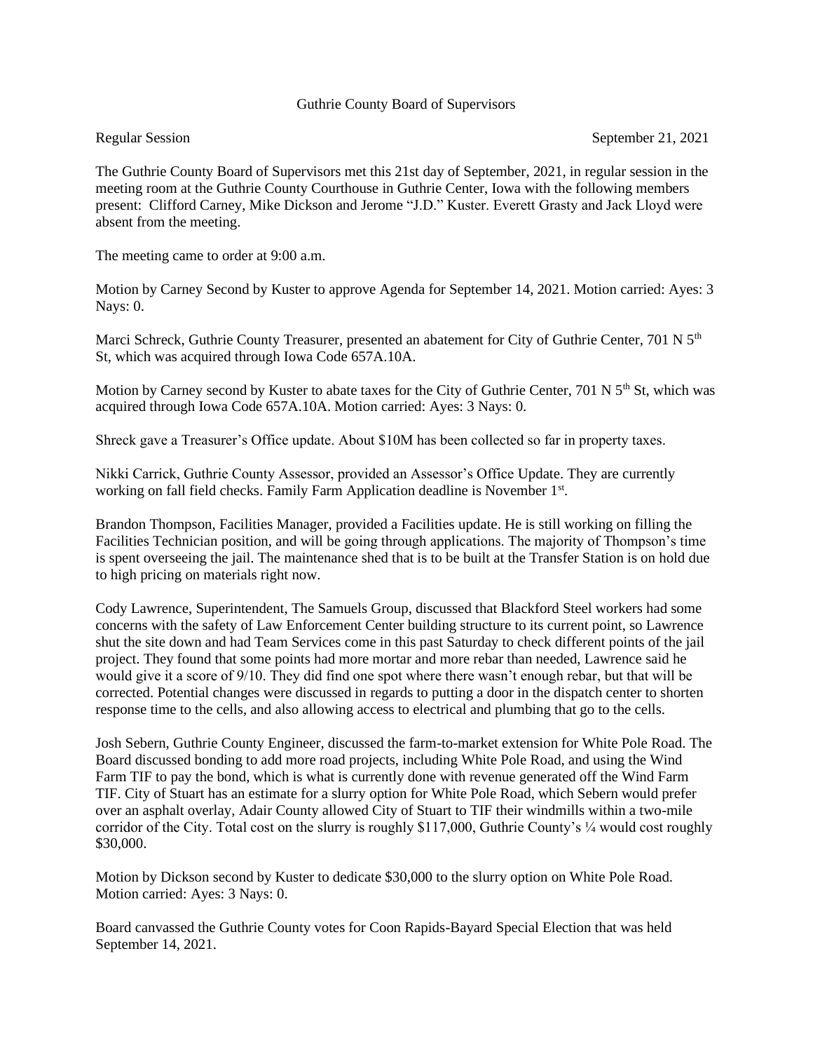Guthrie County Board of Supervisors

Regular Session September 21, 2021

The Guthrie County Board of Supervisors met this 21st day of September, 2021, in regular session in the meeting room at the Guthrie County Courthouse in Guthrie Center, Iowa with the following members present: Clifford Carney, Mike Dickson and Jerome "J.D." Kuster. Everett Grasty and Jack Lloyd were absent from the meeting.

The meeting came to order at 9:00 a.m.

Motion by Carney Second by Kuster to approve Agenda for September 14, 2021. Motion carried: Ayes: 3 Nays: 0.

Marci Schreck, Guthrie County Treasurer, presented an abatement for City of Guthrie Center, 701 N 5th St, which was acquired through Iowa Code 657A.10A.

Motion by Carney second by Kuster to abate taxes for the City of Guthrie Center, 701 N 5th St, which was acquired through Iowa Code 657A.10A. Motion carried: Ayes: 3 Nays: 0.

Shreck gave a Treasurer's Office update. About $10M has been collected so far in property taxes.

Nikki Carrick, Guthrie County Assessor, provided an Assessor's Office Update. They are currently working on fall field checks. Family Farm Application deadline is November 1st.

Brandon Thompson, Facilities Manager, provided a Facilities update. He is still working on filling the Facilities Technician position, and will be going through applications. The majority of Thompson's time is spent overseeing the jail. The maintenance shed that is to be built at the Transfer Station is on hold due to high pricing on materials right now.

Cody Lawrence, Superintendent, The Samuels Group, discussed that Blackford Steel workers had some concerns with the safety of Law Enforcement Center building structure to its current point, so Lawrence shut the site down and had Team Services come in this past Saturday to check different points of the jail project. They found that some points had more mortar and more rebar than needed, Lawrence said he would give it a score of 9/10. They did find one spot where there wasn't enough rebar, but that will be corrected. Potential changes were discussed in regards to putting a door in the dispatch center to shorten response time to the cells, and also allowing access to electrical and plumbing that go to the cells.

Josh Sebern, Guthrie County Engineer, discussed the farm-to-market extension for White Pole Road. The Board discussed bonding to add more road projects, including White Pole Road, and using the Wind Farm TIF to pay the bond, which is what is currently done with revenue generated off the Wind Farm TIF. City of Stuart has an estimate for a slurry option for White Pole Road, which Sebern would prefer over an asphalt overlay, Adair County allowed City of Stuart to TIF their windmills within a two-mile corridor of the City. Total cost on the slurry is roughly $117,000, Guthrie County's ¼ would cost roughly $30,000.

Motion by Dickson second by Kuster to dedicate $30,000 to the slurry option on White Pole Road. Motion carried: Ayes: 3 Nays: 0.

Board canvassed the Guthrie County votes for Coon Rapids-Bayard Special Election that was held September 14, 2021.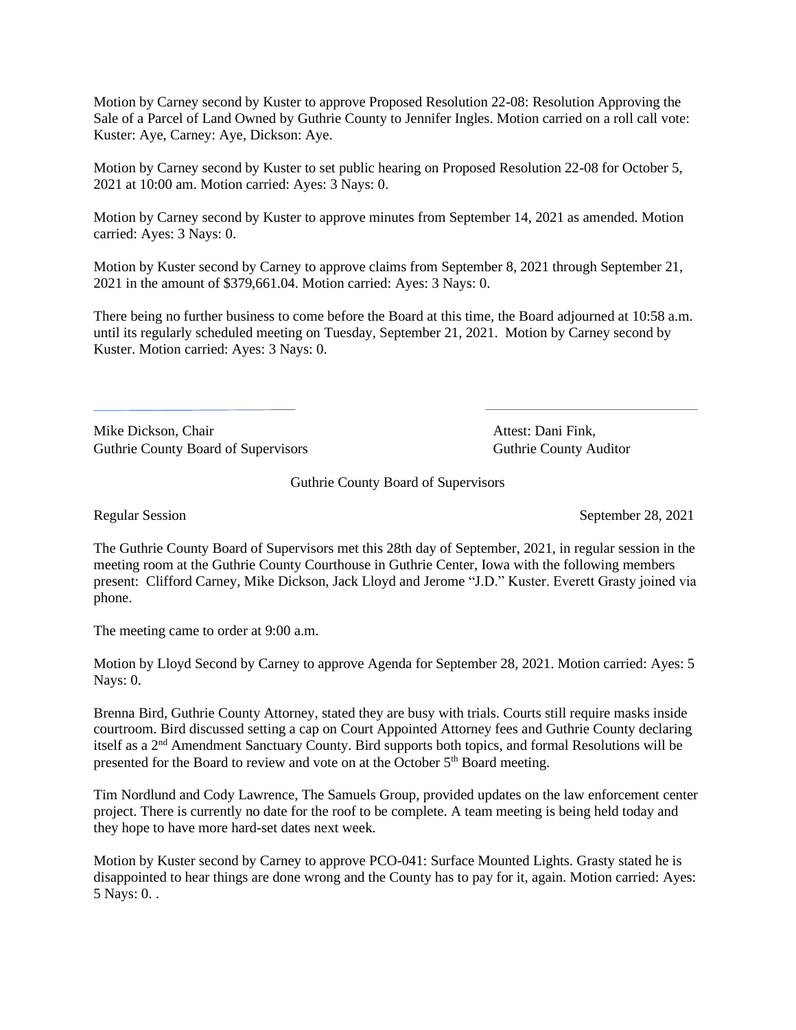Motion by Carney second by Kuster to approve Proposed Resolution 22-08: Resolution Approving the Sale of a Parcel of Land Owned by Guthrie County to Jennifer Ingles. Motion carried on a roll call vote: Kuster: Aye, Carney: Aye, Dickson: Aye.

Motion by Carney second by Kuster to set public hearing on Proposed Resolution 22-08 for October 5, 2021 at 10:00 am. Motion carried: Ayes: 3 Nays: 0.

Motion by Carney second by Kuster to approve minutes from September 14, 2021 as amended. Motion carried: Ayes: 3 Nays: 0.

Motion by Kuster second by Carney to approve claims from September 8, 2021 through September 21, 2021 in the amount of $379,661.04. Motion carried: Ayes: 3 Nays: 0.

There being no further business to come before the Board at this time, the Board adjourned at 10:58 a.m. until its regularly scheduled meeting on Tuesday, September 21, 2021. Motion by Carney second by Kuster. Motion carried: Ayes: 3 Nays: 0.

Mike Dickson, Chair
Guthrie County Board of Supervisors

Attest: Dani Fink,
Guthrie County Auditor

Guthrie County Board of Supervisors

Regular Session

September 28, 2021

The Guthrie County Board of Supervisors met this 28th day of September, 2021, in regular session in the meeting room at the Guthrie County Courthouse in Guthrie Center, Iowa with the following members present: Clifford Carney, Mike Dickson, Jack Lloyd and Jerome "J.D." Kuster. Everett Grasty joined via phone.

The meeting came to order at 9:00 a.m.

Motion by Lloyd Second by Carney to approve Agenda for September 28, 2021. Motion carried: Ayes: 5 Nays: 0.

Brenna Bird, Guthrie County Attorney, stated they are busy with trials. Courts still require masks inside courtroom. Bird discussed setting a cap on Court Appointed Attorney fees and Guthrie County declaring itself as a 2nd Amendment Sanctuary County. Bird supports both topics, and formal Resolutions will be presented for the Board to review and vote on at the October 5th Board meeting.

Tim Nordlund and Cody Lawrence, The Samuels Group, provided updates on the law enforcement center project. There is currently no date for the roof to be complete. A team meeting is being held today and they hope to have more hard-set dates next week.

Motion by Kuster second by Carney to approve PCO-041: Surface Mounted Lights. Grasty stated he is disappointed to hear things are done wrong and the County has to pay for it, again. Motion carried: Ayes: 5 Nays: 0. .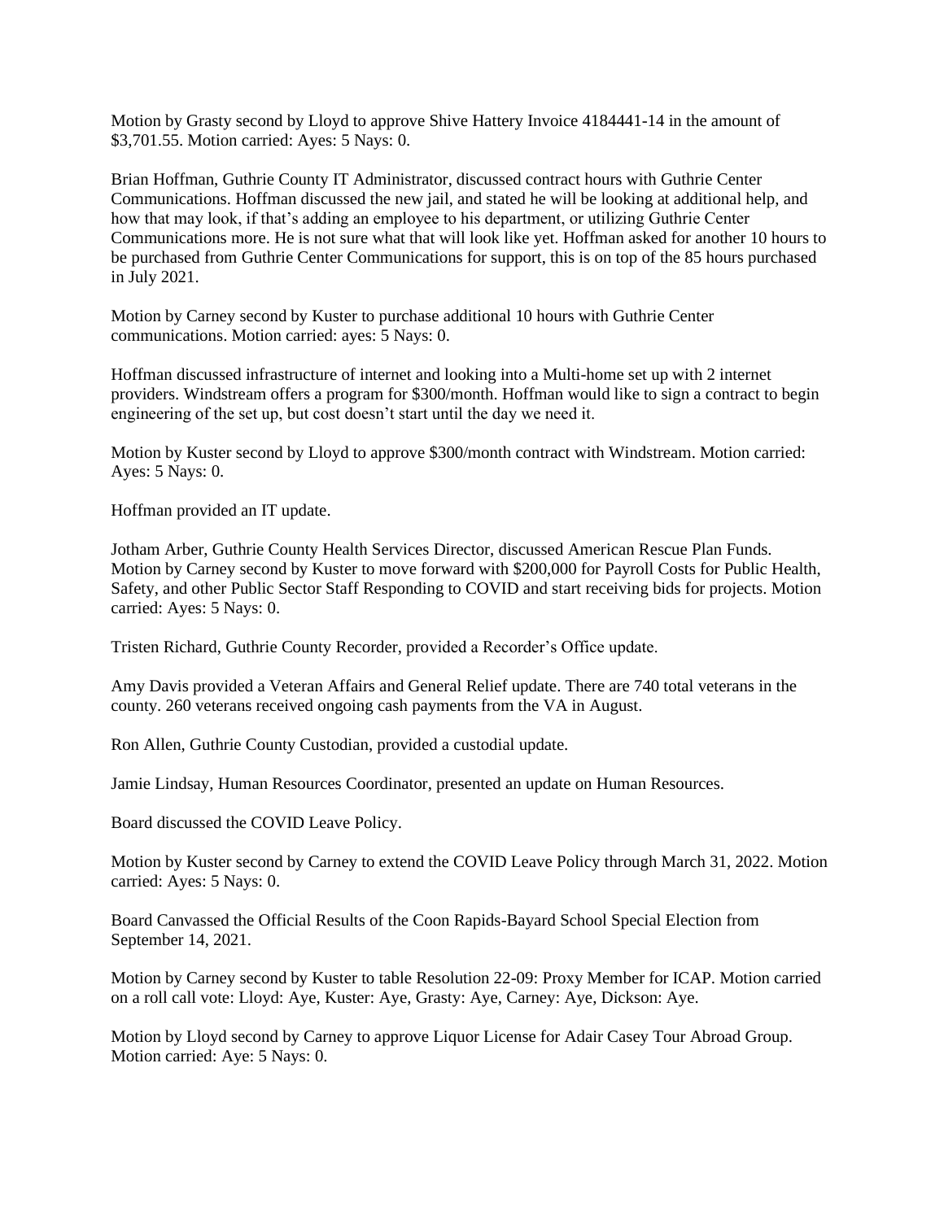Motion by Grasty second by Lloyd to approve Shive Hattery Invoice 4184441-14 in the amount of $3,701.55. Motion carried: Ayes: 5 Nays: 0.

Brian Hoffman, Guthrie County IT Administrator, discussed contract hours with Guthrie Center Communications. Hoffman discussed the new jail, and stated he will be looking at additional help, and how that may look, if that's adding an employee to his department, or utilizing Guthrie Center Communications more. He is not sure what that will look like yet. Hoffman asked for another 10 hours to be purchased from Guthrie Center Communications for support, this is on top of the 85 hours purchased in July 2021.

Motion by Carney second by Kuster to purchase additional 10 hours with Guthrie Center communications. Motion carried: ayes: 5 Nays: 0.

Hoffman discussed infrastructure of internet and looking into a Multi-home set up with 2 internet providers. Windstream offers a program for $300/month. Hoffman would like to sign a contract to begin engineering of the set up, but cost doesn't start until the day we need it.

Motion by Kuster second by Lloyd to approve $300/month contract with Windstream. Motion carried: Ayes: 5 Nays: 0.

Hoffman provided an IT update.

Jotham Arber, Guthrie County Health Services Director, discussed American Rescue Plan Funds. Motion by Carney second by Kuster to move forward with $200,000 for Payroll Costs for Public Health, Safety, and other Public Sector Staff Responding to COVID and start receiving bids for projects. Motion carried: Ayes: 5 Nays: 0.

Tristen Richard, Guthrie County Recorder, provided a Recorder's Office update.

Amy Davis provided a Veteran Affairs and General Relief update. There are 740 total veterans in the county. 260 veterans received ongoing cash payments from the VA in August.

Ron Allen, Guthrie County Custodian, provided a custodial update.

Jamie Lindsay, Human Resources Coordinator, presented an update on Human Resources.

Board discussed the COVID Leave Policy.

Motion by Kuster second by Carney to extend the COVID Leave Policy through March 31, 2022. Motion carried: Ayes: 5 Nays: 0.

Board Canvassed the Official Results of the Coon Rapids-Bayard School Special Election from September 14, 2021.

Motion by Carney second by Kuster to table Resolution 22-09: Proxy Member for ICAP. Motion carried on a roll call vote: Lloyd: Aye, Kuster: Aye, Grasty: Aye, Carney: Aye, Dickson: Aye.

Motion by Lloyd second by Carney to approve Liquor License for Adair Casey Tour Abroad Group. Motion carried: Aye: 5 Nays: 0.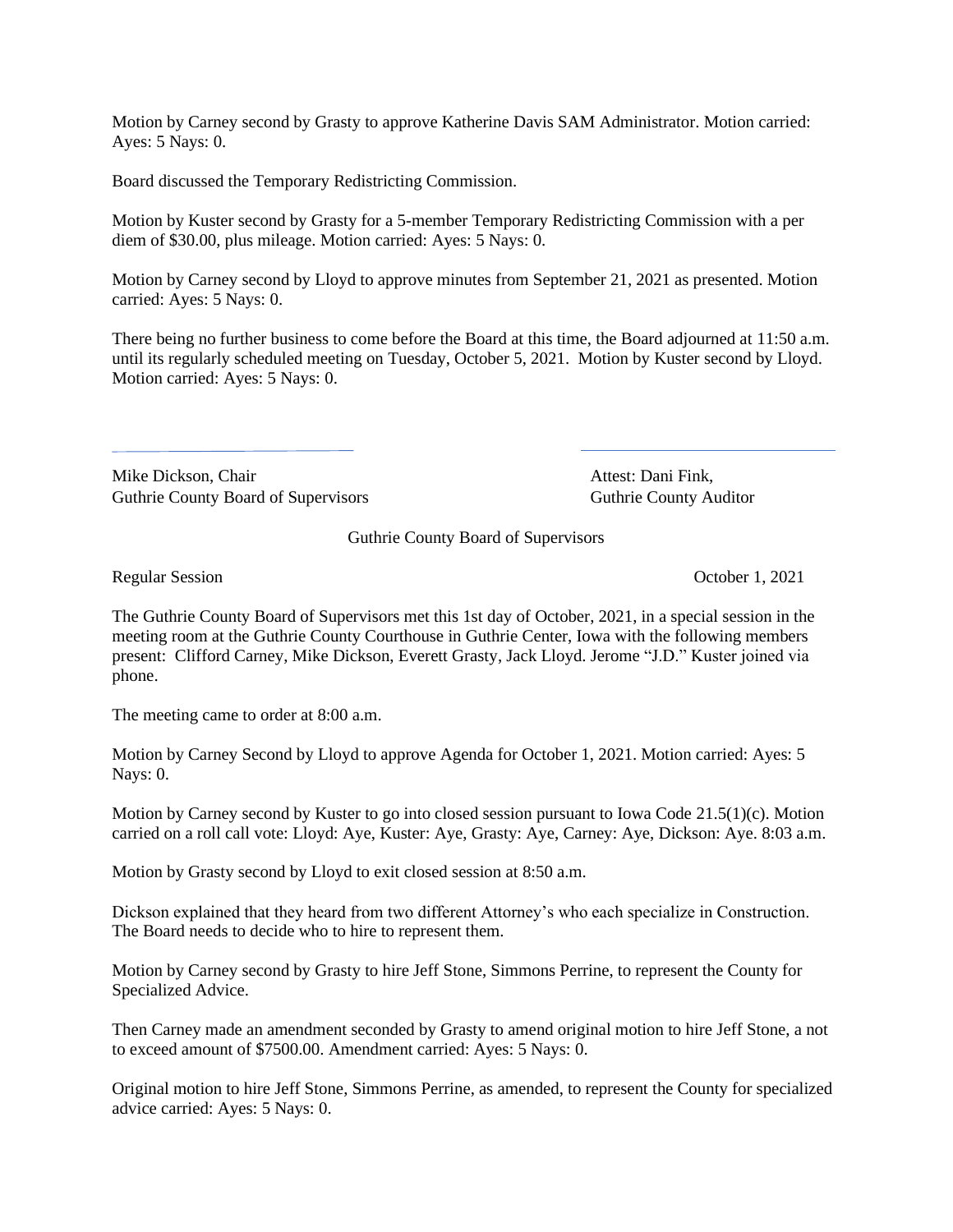Motion by Carney second by Grasty to approve Katherine Davis SAM Administrator. Motion carried: Ayes: 5 Nays: 0.

Board discussed the Temporary Redistricting Commission.

Motion by Kuster second by Grasty for a 5-member Temporary Redistricting Commission with a per diem of $30.00, plus mileage. Motion carried: Ayes: 5 Nays: 0.

Motion by Carney second by Lloyd to approve minutes from September 21, 2021 as presented. Motion carried: Ayes: 5 Nays: 0.

There being no further business to come before the Board at this time, the Board adjourned at 11:50 a.m. until its regularly scheduled meeting on Tuesday, October 5, 2021. Motion by Kuster second by Lloyd. Motion carried: Ayes: 5 Nays: 0.

Mike Dickson, Chair
Guthrie County Board of Supervisors

Attest: Dani Fink,
Guthrie County Auditor

Guthrie County Board of Supervisors

Regular Session October 1, 2021

The Guthrie County Board of Supervisors met this 1st day of October, 2021, in a special session in the meeting room at the Guthrie County Courthouse in Guthrie Center, Iowa with the following members present: Clifford Carney, Mike Dickson, Everett Grasty, Jack Lloyd. Jerome "J.D." Kuster joined via phone.

The meeting came to order at 8:00 a.m.

Motion by Carney Second by Lloyd to approve Agenda for October 1, 2021. Motion carried: Ayes: 5 Nays: 0.

Motion by Carney second by Kuster to go into closed session pursuant to Iowa Code 21.5(1)(c). Motion carried on a roll call vote: Lloyd: Aye, Kuster: Aye, Grasty: Aye, Carney: Aye, Dickson: Aye. 8:03 a.m.

Motion by Grasty second by Lloyd to exit closed session at 8:50 a.m.

Dickson explained that they heard from two different Attorney's who each specialize in Construction. The Board needs to decide who to hire to represent them.

Motion by Carney second by Grasty to hire Jeff Stone, Simmons Perrine, to represent the County for Specialized Advice.

Then Carney made an amendment seconded by Grasty to amend original motion to hire Jeff Stone, a not to exceed amount of $7500.00. Amendment carried: Ayes: 5 Nays: 0.

Original motion to hire Jeff Stone, Simmons Perrine, as amended, to represent the County for specialized advice carried: Ayes: 5 Nays: 0.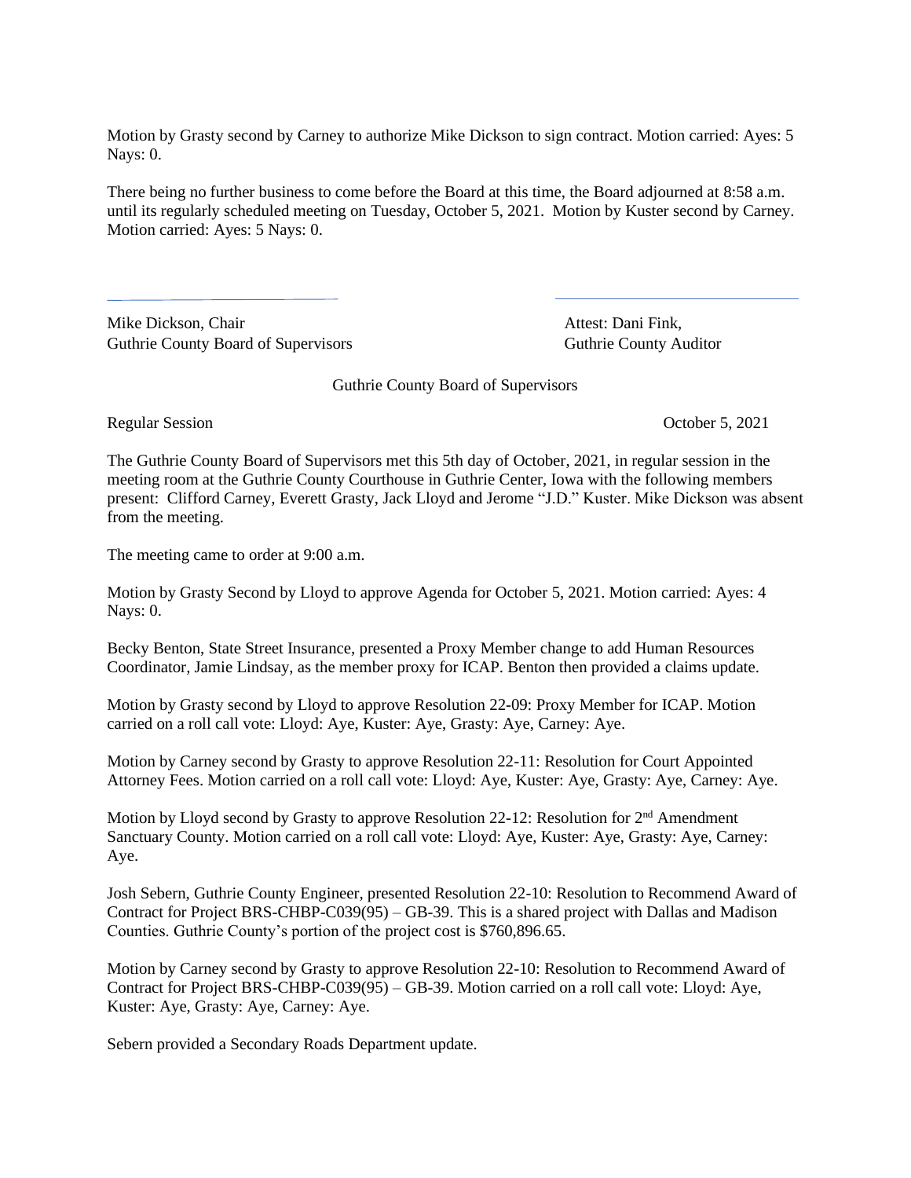Motion by Grasty second by Carney to authorize Mike Dickson to sign contract. Motion carried: Ayes: 5 Nays: 0.

There being no further business to come before the Board at this time, the Board adjourned at 8:58 a.m. until its regularly scheduled meeting on Tuesday, October 5, 2021. Motion by Kuster second by Carney. Motion carried: Ayes: 5 Nays: 0.

Mike Dickson, Chair
Guthrie County Board of Supervisors

Attest: Dani Fink,
Guthrie County Auditor

Guthrie County Board of Supervisors

Regular Session — October 5, 2021

The Guthrie County Board of Supervisors met this 5th day of October, 2021, in regular session in the meeting room at the Guthrie County Courthouse in Guthrie Center, Iowa with the following members present: Clifford Carney, Everett Grasty, Jack Lloyd and Jerome "J.D." Kuster. Mike Dickson was absent from the meeting.

The meeting came to order at 9:00 a.m.

Motion by Grasty Second by Lloyd to approve Agenda for October 5, 2021. Motion carried: Ayes: 4 Nays: 0.

Becky Benton, State Street Insurance, presented a Proxy Member change to add Human Resources Coordinator, Jamie Lindsay, as the member proxy for ICAP. Benton then provided a claims update.

Motion by Grasty second by Lloyd to approve Resolution 22-09: Proxy Member for ICAP. Motion carried on a roll call vote: Lloyd: Aye, Kuster: Aye, Grasty: Aye, Carney: Aye.

Motion by Carney second by Grasty to approve Resolution 22-11: Resolution for Court Appointed Attorney Fees. Motion carried on a roll call vote: Lloyd: Aye, Kuster: Aye, Grasty: Aye, Carney: Aye.

Motion by Lloyd second by Grasty to approve Resolution 22-12: Resolution for 2nd Amendment Sanctuary County. Motion carried on a roll call vote: Lloyd: Aye, Kuster: Aye, Grasty: Aye, Carney: Aye.

Josh Sebern, Guthrie County Engineer, presented Resolution 22-10: Resolution to Recommend Award of Contract for Project BRS-CHBP-C039(95) – GB-39. This is a shared project with Dallas and Madison Counties. Guthrie County's portion of the project cost is $760,896.65.

Motion by Carney second by Grasty to approve Resolution 22-10: Resolution to Recommend Award of Contract for Project BRS-CHBP-C039(95) – GB-39. Motion carried on a roll call vote: Lloyd: Aye, Kuster: Aye, Grasty: Aye, Carney: Aye.

Sebern provided a Secondary Roads Department update.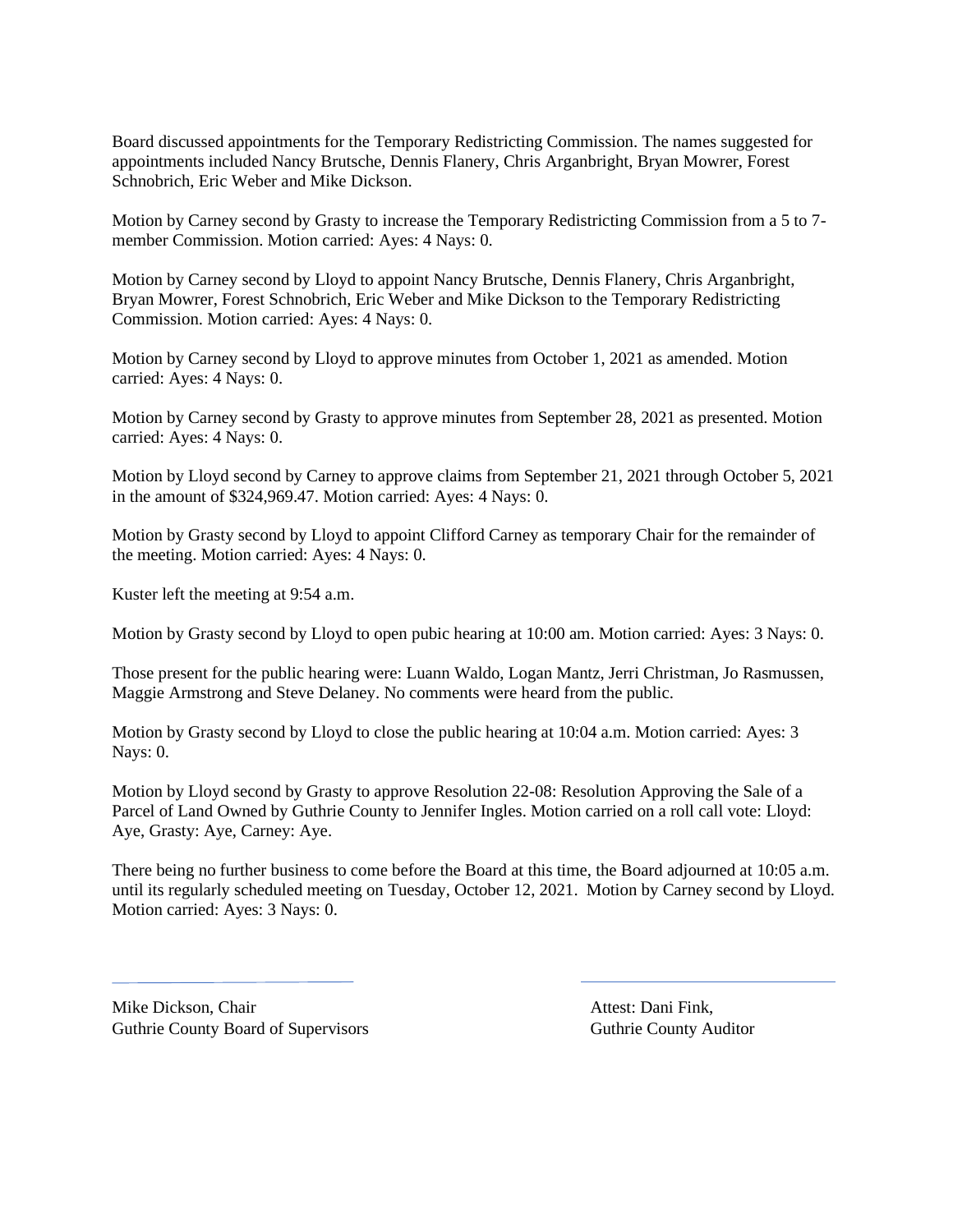Board discussed appointments for the Temporary Redistricting Commission. The names suggested for appointments included Nancy Brutsche, Dennis Flanery, Chris Arganbright, Bryan Mowrer, Forest Schnobrich, Eric Weber and Mike Dickson.

Motion by Carney second by Grasty to increase the Temporary Redistricting Commission from a 5 to 7-member Commission. Motion carried: Ayes: 4 Nays: 0.

Motion by Carney second by Lloyd to appoint Nancy Brutsche, Dennis Flanery, Chris Arganbright, Bryan Mowrer, Forest Schnobrich, Eric Weber and Mike Dickson to the Temporary Redistricting Commission. Motion carried: Ayes: 4 Nays: 0.

Motion by Carney second by Lloyd to approve minutes from October 1, 2021 as amended. Motion carried: Ayes: 4 Nays: 0.

Motion by Carney second by Grasty to approve minutes from September 28, 2021 as presented. Motion carried: Ayes: 4 Nays: 0.

Motion by Lloyd second by Carney to approve claims from September 21, 2021 through October 5, 2021 in the amount of $324,969.47. Motion carried: Ayes: 4 Nays: 0.

Motion by Grasty second by Lloyd to appoint Clifford Carney as temporary Chair for the remainder of the meeting. Motion carried: Ayes: 4 Nays: 0.

Kuster left the meeting at 9:54 a.m.

Motion by Grasty second by Lloyd to open pubic hearing at 10:00 am. Motion carried: Ayes: 3 Nays: 0.

Those present for the public hearing were: Luann Waldo, Logan Mantz, Jerri Christman, Jo Rasmussen, Maggie Armstrong and Steve Delaney. No comments were heard from the public.

Motion by Grasty second by Lloyd to close the public hearing at 10:04 a.m. Motion carried: Ayes: 3 Nays: 0.

Motion by Lloyd second by Grasty to approve Resolution 22-08: Resolution Approving the Sale of a Parcel of Land Owned by Guthrie County to Jennifer Ingles. Motion carried on a roll call vote: Lloyd: Aye, Grasty: Aye, Carney: Aye.

There being no further business to come before the Board at this time, the Board adjourned at 10:05 a.m. until its regularly scheduled meeting on Tuesday, October 12, 2021. Motion by Carney second by Lloyd. Motion carried: Ayes: 3 Nays: 0.

Mike Dickson, Chair
Guthrie County Board of Supervisors

Attest: Dani Fink,
Guthrie County Auditor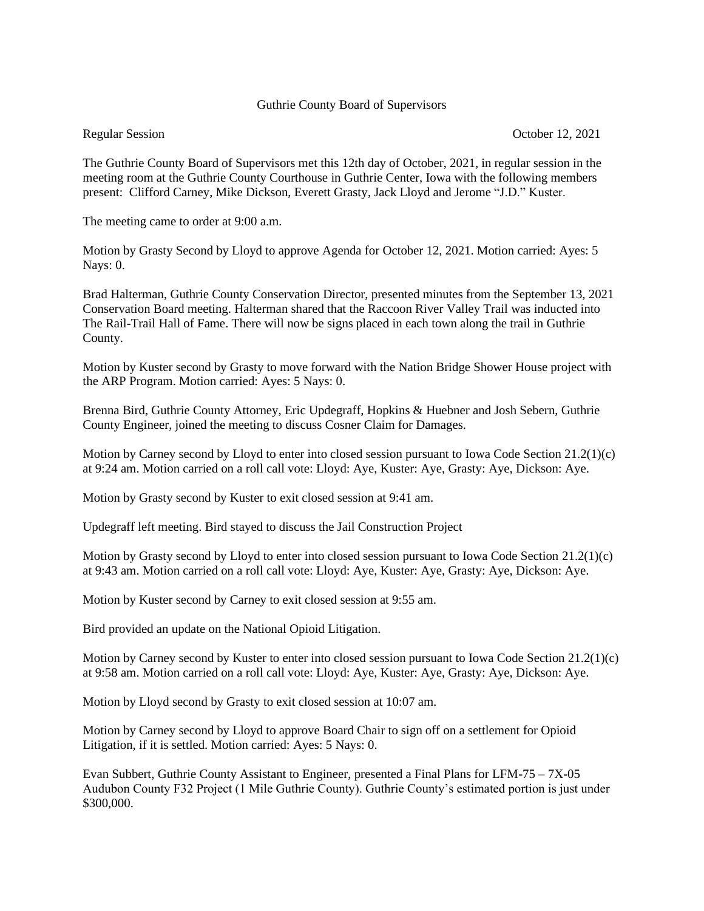Guthrie County Board of Supervisors

Regular Session October 12, 2021

The Guthrie County Board of Supervisors met this 12th day of October, 2021, in regular session in the meeting room at the Guthrie County Courthouse in Guthrie Center, Iowa with the following members present: Clifford Carney, Mike Dickson, Everett Grasty, Jack Lloyd and Jerome "J.D." Kuster.

The meeting came to order at 9:00 a.m.

Motion by Grasty Second by Lloyd to approve Agenda for October 12, 2021. Motion carried: Ayes: 5 Nays: 0.

Brad Halterman, Guthrie County Conservation Director, presented minutes from the September 13, 2021 Conservation Board meeting. Halterman shared that the Raccoon River Valley Trail was inducted into The Rail-Trail Hall of Fame. There will now be signs placed in each town along the trail in Guthrie County.

Motion by Kuster second by Grasty to move forward with the Nation Bridge Shower House project with the ARP Program. Motion carried: Ayes: 5 Nays: 0.

Brenna Bird, Guthrie County Attorney, Eric Updegraff, Hopkins & Huebner and Josh Sebern, Guthrie County Engineer, joined the meeting to discuss Cosner Claim for Damages.

Motion by Carney second by Lloyd to enter into closed session pursuant to Iowa Code Section 21.2(1)(c) at 9:24 am. Motion carried on a roll call vote: Lloyd: Aye, Kuster: Aye, Grasty: Aye, Dickson: Aye.

Motion by Grasty second by Kuster to exit closed session at 9:41 am.

Updegraff left meeting. Bird stayed to discuss the Jail Construction Project

Motion by Grasty second by Lloyd to enter into closed session pursuant to Iowa Code Section 21.2(1)(c) at 9:43 am. Motion carried on a roll call vote: Lloyd: Aye, Kuster: Aye, Grasty: Aye, Dickson: Aye.

Motion by Kuster second by Carney to exit closed session at 9:55 am.

Bird provided an update on the National Opioid Litigation.

Motion by Carney second by Kuster to enter into closed session pursuant to Iowa Code Section 21.2(1)(c) at 9:58 am. Motion carried on a roll call vote: Lloyd: Aye, Kuster: Aye, Grasty: Aye, Dickson: Aye.

Motion by Lloyd second by Grasty to exit closed session at 10:07 am.

Motion by Carney second by Lloyd to approve Board Chair to sign off on a settlement for Opioid Litigation, if it is settled. Motion carried: Ayes: 5 Nays: 0.

Evan Subbert, Guthrie County Assistant to Engineer, presented a Final Plans for LFM-75 – 7X-05 Audubon County F32 Project (1 Mile Guthrie County). Guthrie County's estimated portion is just under $300,000.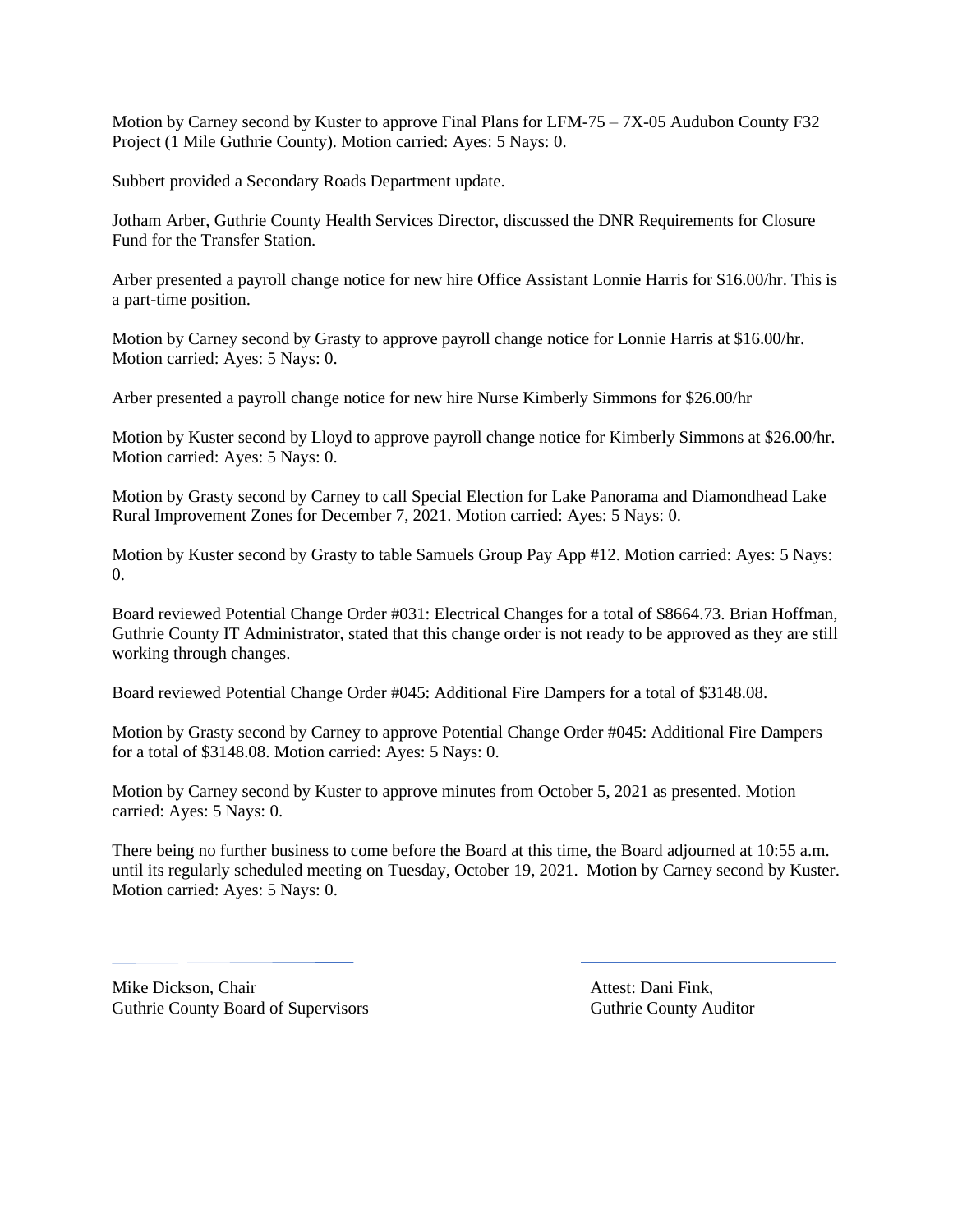Motion by Carney second by Kuster to approve Final Plans for LFM-75 – 7X-05 Audubon County F32 Project (1 Mile Guthrie County). Motion carried: Ayes: 5 Nays: 0.

Subbert provided a Secondary Roads Department update.

Jotham Arber, Guthrie County Health Services Director, discussed the DNR Requirements for Closure Fund for the Transfer Station.

Arber presented a payroll change notice for new hire Office Assistant Lonnie Harris for $16.00/hr. This is a part-time position.

Motion by Carney second by Grasty to approve payroll change notice for Lonnie Harris at $16.00/hr. Motion carried: Ayes: 5 Nays: 0.

Arber presented a payroll change notice for new hire Nurse Kimberly Simmons for $26.00/hr

Motion by Kuster second by Lloyd to approve payroll change notice for Kimberly Simmons at $26.00/hr. Motion carried: Ayes: 5 Nays: 0.

Motion by Grasty second by Carney to call Special Election for Lake Panorama and Diamondhead Lake Rural Improvement Zones for December 7, 2021. Motion carried: Ayes: 5 Nays: 0.

Motion by Kuster second by Grasty to table Samuels Group Pay App #12. Motion carried: Ayes: 5 Nays: 0.

Board reviewed Potential Change Order #031: Electrical Changes for a total of $8664.73. Brian Hoffman, Guthrie County IT Administrator, stated that this change order is not ready to be approved as they are still working through changes.

Board reviewed Potential Change Order #045: Additional Fire Dampers for a total of $3148.08.

Motion by Grasty second by Carney to approve Potential Change Order #045: Additional Fire Dampers for a total of $3148.08. Motion carried: Ayes: 5 Nays: 0.

Motion by Carney second by Kuster to approve minutes from October 5, 2021 as presented. Motion carried: Ayes: 5 Nays: 0.

There being no further business to come before the Board at this time, the Board adjourned at 10:55 a.m. until its regularly scheduled meeting on Tuesday, October 19, 2021. Motion by Carney second by Kuster. Motion carried: Ayes: 5 Nays: 0.

Mike Dickson, Chair
Guthrie County Board of Supervisors

Attest: Dani Fink,
Guthrie County Auditor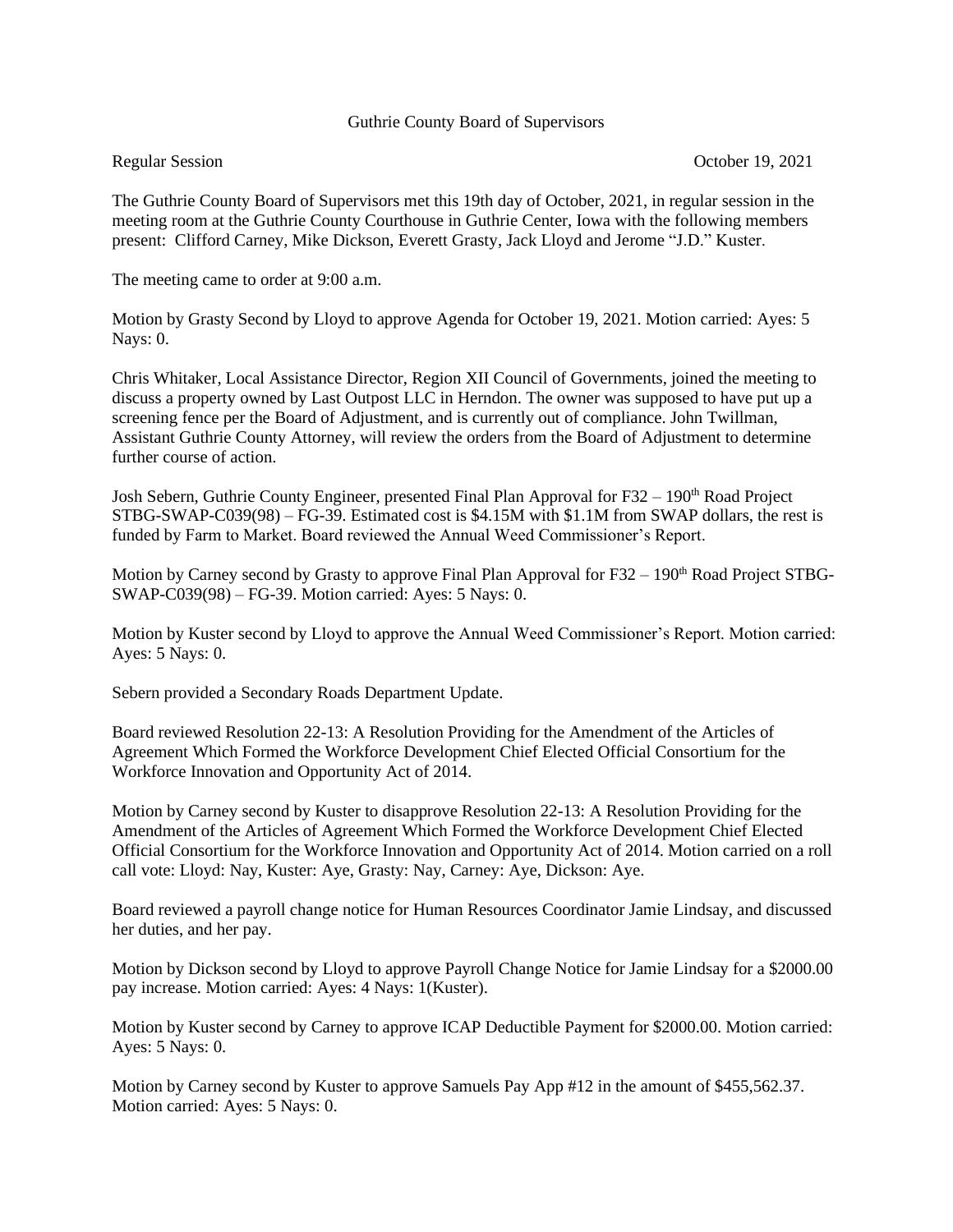# Guthrie County Board of Supervisors

Regular Session October 19, 2021

The Guthrie County Board of Supervisors met this 19th day of October, 2021, in regular session in the meeting room at the Guthrie County Courthouse in Guthrie Center, Iowa with the following members present: Clifford Carney, Mike Dickson, Everett Grasty, Jack Lloyd and Jerome "J.D." Kuster.

The meeting came to order at 9:00 a.m.

Motion by Grasty Second by Lloyd to approve Agenda for October 19, 2021. Motion carried: Ayes: 5 Nays: 0.

Chris Whitaker, Local Assistance Director, Region XII Council of Governments, joined the meeting to discuss a property owned by Last Outpost LLC in Herndon. The owner was supposed to have put up a screening fence per the Board of Adjustment, and is currently out of compliance. John Twillman, Assistant Guthrie County Attorney, will review the orders from the Board of Adjustment to determine further course of action.

Josh Sebern, Guthrie County Engineer, presented Final Plan Approval for F32 – 190th Road Project STBG-SWAP-C039(98) – FG-39. Estimated cost is $4.15M with $1.1M from SWAP dollars, the rest is funded by Farm to Market. Board reviewed the Annual Weed Commissioner's Report.

Motion by Carney second by Grasty to approve Final Plan Approval for F32 – 190th Road Project STBG-SWAP-C039(98) – FG-39. Motion carried: Ayes: 5 Nays: 0.

Motion by Kuster second by Lloyd to approve the Annual Weed Commissioner's Report. Motion carried: Ayes: 5 Nays: 0.

Sebern provided a Secondary Roads Department Update.

Board reviewed Resolution 22-13: A Resolution Providing for the Amendment of the Articles of Agreement Which Formed the Workforce Development Chief Elected Official Consortium for the Workforce Innovation and Opportunity Act of 2014.

Motion by Carney second by Kuster to disapprove Resolution 22-13: A Resolution Providing for the Amendment of the Articles of Agreement Which Formed the Workforce Development Chief Elected Official Consortium for the Workforce Innovation and Opportunity Act of 2014. Motion carried on a roll call vote: Lloyd: Nay, Kuster: Aye, Grasty: Nay, Carney: Aye, Dickson: Aye.

Board reviewed a payroll change notice for Human Resources Coordinator Jamie Lindsay, and discussed her duties, and her pay.

Motion by Dickson second by Lloyd to approve Payroll Change Notice for Jamie Lindsay for a $2000.00 pay increase. Motion carried: Ayes: 4 Nays: 1(Kuster).

Motion by Kuster second by Carney to approve ICAP Deductible Payment for $2000.00. Motion carried: Ayes: 5 Nays: 0.

Motion by Carney second by Kuster to approve Samuels Pay App #12 in the amount of $455,562.37. Motion carried: Ayes: 5 Nays: 0.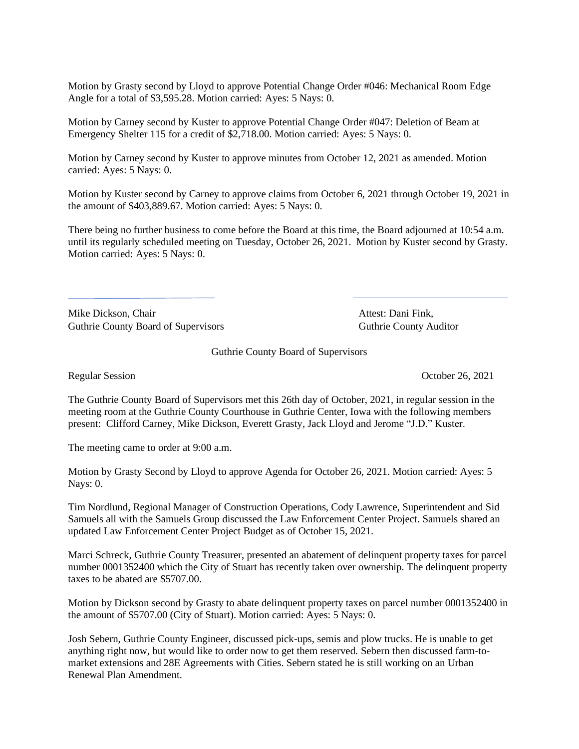Motion by Grasty second by Lloyd to approve Potential Change Order #046: Mechanical Room Edge Angle for a total of $3,595.28. Motion carried: Ayes: 5 Nays: 0.

Motion by Carney second by Kuster to approve Potential Change Order #047: Deletion of Beam at Emergency Shelter 115 for a credit of $2,718.00. Motion carried: Ayes: 5 Nays: 0.

Motion by Carney second by Kuster to approve minutes from October 12, 2021 as amended. Motion carried: Ayes: 5 Nays: 0.

Motion by Kuster second by Carney to approve claims from October 6, 2021 through October 19, 2021 in the amount of $403,889.67. Motion carried: Ayes: 5 Nays: 0.

There being no further business to come before the Board at this time, the Board adjourned at 10:54 a.m. until its regularly scheduled meeting on Tuesday, October 26, 2021. Motion by Kuster second by Grasty. Motion carried: Ayes: 5 Nays: 0.

Mike Dickson, Chair
Guthrie County Board of Supervisors

Attest: Dani Fink,
Guthrie County Auditor

Guthrie County Board of Supervisors

Regular Session October 26, 2021

The Guthrie County Board of Supervisors met this 26th day of October, 2021, in regular session in the meeting room at the Guthrie County Courthouse in Guthrie Center, Iowa with the following members present: Clifford Carney, Mike Dickson, Everett Grasty, Jack Lloyd and Jerome "J.D." Kuster.

The meeting came to order at 9:00 a.m.

Motion by Grasty Second by Lloyd to approve Agenda for October 26, 2021. Motion carried: Ayes: 5 Nays: 0.

Tim Nordlund, Regional Manager of Construction Operations, Cody Lawrence, Superintendent and Sid Samuels all with the Samuels Group discussed the Law Enforcement Center Project. Samuels shared an updated Law Enforcement Center Project Budget as of October 15, 2021.

Marci Schreck, Guthrie County Treasurer, presented an abatement of delinquent property taxes for parcel number 0001352400 which the City of Stuart has recently taken over ownership. The delinquent property taxes to be abated are $5707.00.

Motion by Dickson second by Grasty to abate delinquent property taxes on parcel number 0001352400 in the amount of $5707.00 (City of Stuart). Motion carried: Ayes: 5 Nays: 0.

Josh Sebern, Guthrie County Engineer, discussed pick-ups, semis and plow trucks. He is unable to get anything right now, but would like to order now to get them reserved. Sebern then discussed farm-to-market extensions and 28E Agreements with Cities. Sebern stated he is still working on an Urban Renewal Plan Amendment.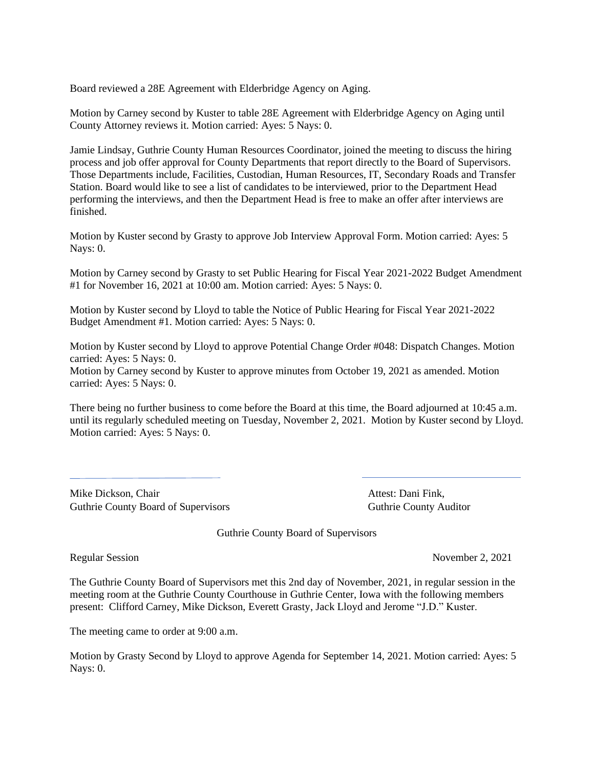Board reviewed a 28E Agreement with Elderbridge Agency on Aging.

Motion by Carney second by Kuster to table 28E Agreement with Elderbridge Agency on Aging until County Attorney reviews it. Motion carried: Ayes: 5 Nays: 0.

Jamie Lindsay, Guthrie County Human Resources Coordinator, joined the meeting to discuss the hiring process and job offer approval for County Departments that report directly to the Board of Supervisors. Those Departments include, Facilities, Custodian, Human Resources, IT, Secondary Roads and Transfer Station. Board would like to see a list of candidates to be interviewed, prior to the Department Head performing the interviews, and then the Department Head is free to make an offer after interviews are finished.

Motion by Kuster second by Grasty to approve Job Interview Approval Form. Motion carried: Ayes: 5 Nays: 0.

Motion by Carney second by Grasty to set Public Hearing for Fiscal Year 2021-2022 Budget Amendment #1 for November 16, 2021 at 10:00 am. Motion carried: Ayes: 5 Nays: 0.

Motion by Kuster second by Lloyd to table the Notice of Public Hearing for Fiscal Year 2021-2022 Budget Amendment #1. Motion carried: Ayes: 5 Nays: 0.

Motion by Kuster second by Lloyd to approve Potential Change Order #048: Dispatch Changes. Motion carried: Ayes: 5 Nays: 0.
Motion by Carney second by Kuster to approve minutes from October 19, 2021 as amended. Motion carried: Ayes: 5 Nays: 0.

There being no further business to come before the Board at this time, the Board adjourned at 10:45 a.m. until its regularly scheduled meeting on Tuesday, November 2, 2021. Motion by Kuster second by Lloyd. Motion carried: Ayes: 5 Nays: 0.

Mike Dickson, Chair
Guthrie County Board of Supervisors

Attest: Dani Fink,
Guthrie County Auditor

Guthrie County Board of Supervisors

Regular Session — November 2, 2021

The Guthrie County Board of Supervisors met this 2nd day of November, 2021, in regular session in the meeting room at the Guthrie County Courthouse in Guthrie Center, Iowa with the following members present: Clifford Carney, Mike Dickson, Everett Grasty, Jack Lloyd and Jerome "J.D." Kuster.

The meeting came to order at 9:00 a.m.

Motion by Grasty Second by Lloyd to approve Agenda for September 14, 2021. Motion carried: Ayes: 5 Nays: 0.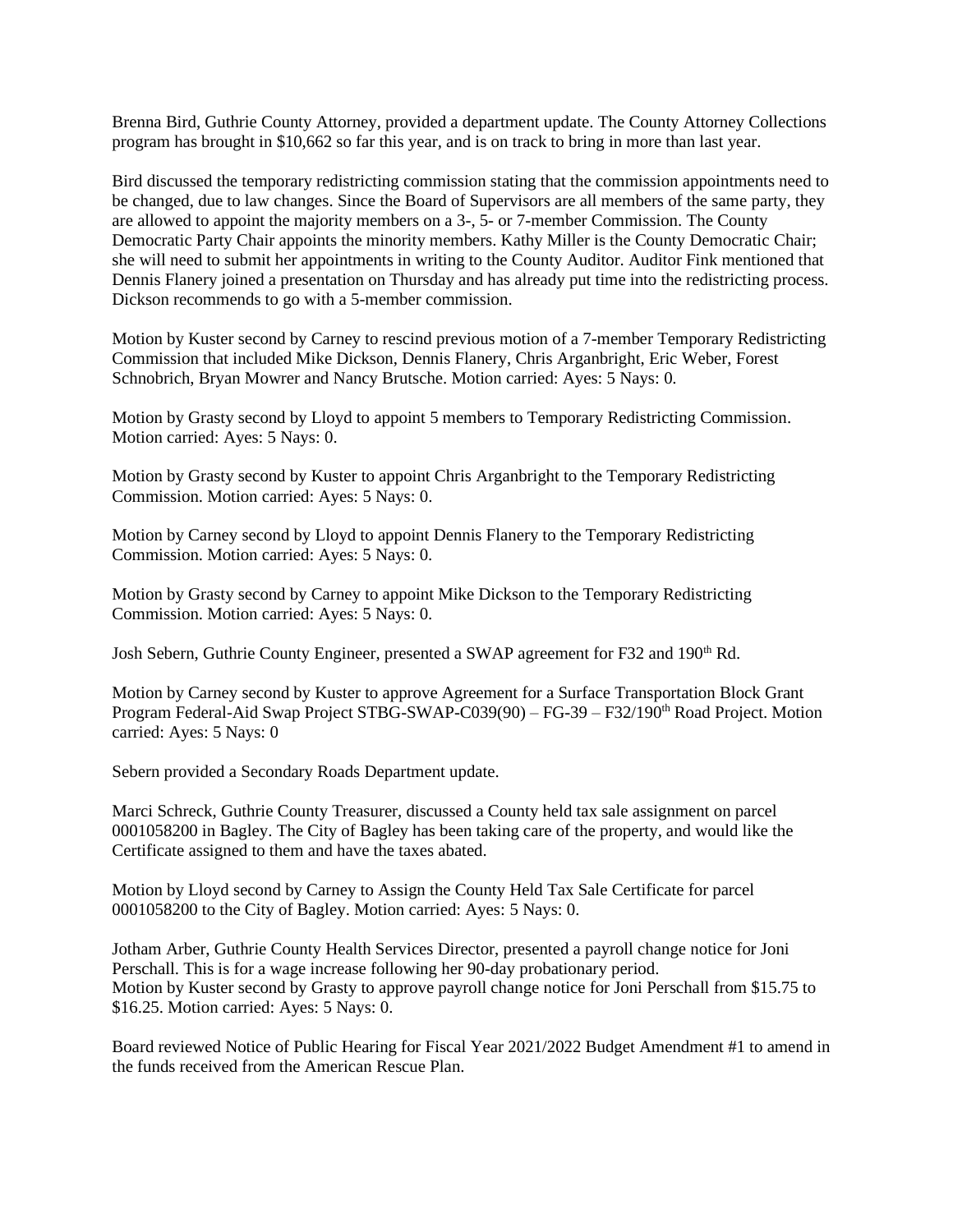Brenna Bird, Guthrie County Attorney, provided a department update. The County Attorney Collections program has brought in $10,662 so far this year, and is on track to bring in more than last year.

Bird discussed the temporary redistricting commission stating that the commission appointments need to be changed, due to law changes. Since the Board of Supervisors are all members of the same party, they are allowed to appoint the majority members on a 3-, 5- or 7-member Commission. The County Democratic Party Chair appoints the minority members. Kathy Miller is the County Democratic Chair; she will need to submit her appointments in writing to the County Auditor. Auditor Fink mentioned that Dennis Flanery joined a presentation on Thursday and has already put time into the redistricting process. Dickson recommends to go with a 5-member commission.

Motion by Kuster second by Carney to rescind previous motion of a 7-member Temporary Redistricting Commission that included Mike Dickson, Dennis Flanery, Chris Arganbright, Eric Weber, Forest Schnobrich, Bryan Mowrer and Nancy Brutsche. Motion carried: Ayes: 5 Nays: 0.

Motion by Grasty second by Lloyd to appoint 5 members to Temporary Redistricting Commission. Motion carried: Ayes: 5 Nays: 0.

Motion by Grasty second by Kuster to appoint Chris Arganbright to the Temporary Redistricting Commission. Motion carried: Ayes: 5 Nays: 0.

Motion by Carney second by Lloyd to appoint Dennis Flanery to the Temporary Redistricting Commission. Motion carried: Ayes: 5 Nays: 0.

Motion by Grasty second by Carney to appoint Mike Dickson to the Temporary Redistricting Commission. Motion carried: Ayes: 5 Nays: 0.

Josh Sebern, Guthrie County Engineer, presented a SWAP agreement for F32 and 190th Rd.

Motion by Carney second by Kuster to approve Agreement for a Surface Transportation Block Grant Program Federal-Aid Swap Project STBG-SWAP-C039(90) – FG-39 – F32/190th Road Project. Motion carried: Ayes: 5 Nays: 0

Sebern provided a Secondary Roads Department update.

Marci Schreck, Guthrie County Treasurer, discussed a County held tax sale assignment on parcel 0001058200 in Bagley. The City of Bagley has been taking care of the property, and would like the Certificate assigned to them and have the taxes abated.

Motion by Lloyd second by Carney to Assign the County Held Tax Sale Certificate for parcel 0001058200 to the City of Bagley. Motion carried: Ayes: 5 Nays: 0.

Jotham Arber, Guthrie County Health Services Director, presented a payroll change notice for Joni Perschall. This is for a wage increase following her 90-day probationary period.
Motion by Kuster second by Grasty to approve payroll change notice for Joni Perschall from $15.75 to $16.25. Motion carried: Ayes: 5 Nays: 0.

Board reviewed Notice of Public Hearing for Fiscal Year 2021/2022 Budget Amendment #1 to amend in the funds received from the American Rescue Plan.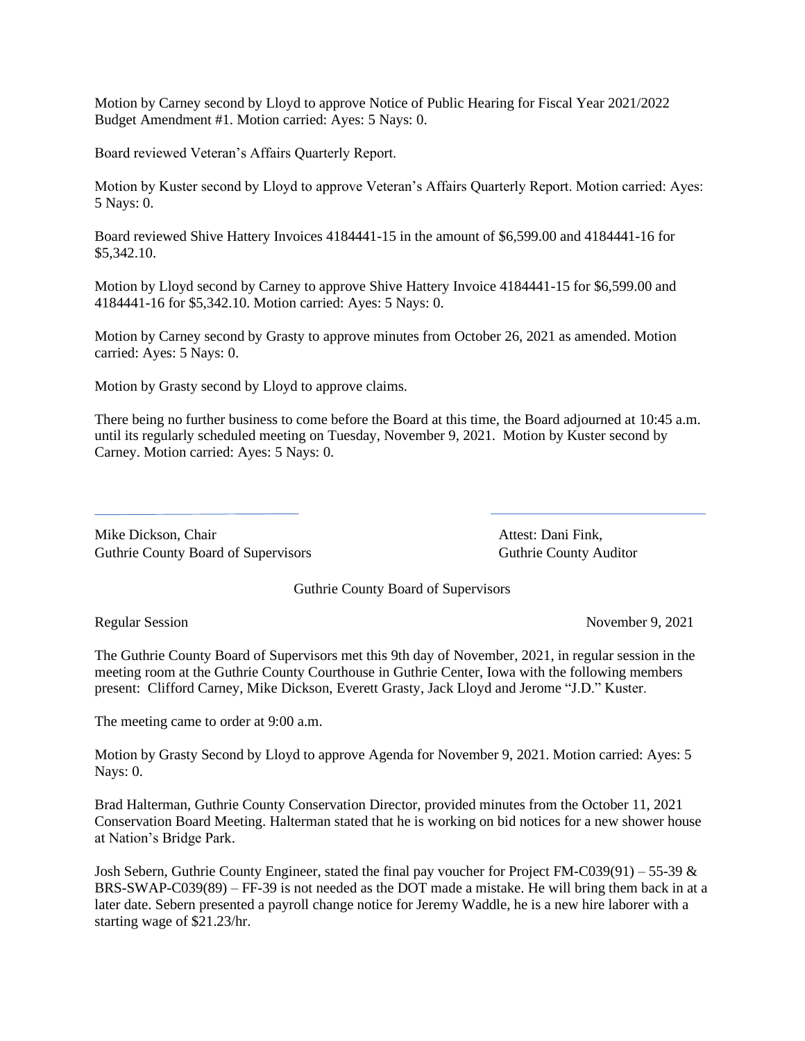Motion by Carney second by Lloyd to approve Notice of Public Hearing for Fiscal Year 2021/2022 Budget Amendment #1. Motion carried: Ayes: 5 Nays: 0.

Board reviewed Veteran's Affairs Quarterly Report.

Motion by Kuster second by Lloyd to approve Veteran's Affairs Quarterly Report. Motion carried: Ayes: 5 Nays: 0.

Board reviewed Shive Hattery Invoices 4184441-15 in the amount of $6,599.00 and 4184441-16 for $5,342.10.

Motion by Lloyd second by Carney to approve Shive Hattery Invoice 4184441-15 for $6,599.00 and 4184441-16 for $5,342.10. Motion carried: Ayes: 5 Nays: 0.

Motion by Carney second by Grasty to approve minutes from October 26, 2021 as amended. Motion carried: Ayes: 5 Nays: 0.

Motion by Grasty second by Lloyd to approve claims.

There being no further business to come before the Board at this time, the Board adjourned at 10:45 a.m. until its regularly scheduled meeting on Tuesday, November 9, 2021. Motion by Kuster second by Carney. Motion carried: Ayes: 5 Nays: 0.

Mike Dickson, Chair
Guthrie County Board of Supervisors

Attest: Dani Fink,
Guthrie County Auditor

Guthrie County Board of Supervisors

Regular Session November 9, 2021

The Guthrie County Board of Supervisors met this 9th day of November, 2021, in regular session in the meeting room at the Guthrie County Courthouse in Guthrie Center, Iowa with the following members present: Clifford Carney, Mike Dickson, Everett Grasty, Jack Lloyd and Jerome "J.D." Kuster.

The meeting came to order at 9:00 a.m.

Motion by Grasty Second by Lloyd to approve Agenda for November 9, 2021. Motion carried: Ayes: 5 Nays: 0.

Brad Halterman, Guthrie County Conservation Director, provided minutes from the October 11, 2021 Conservation Board Meeting. Halterman stated that he is working on bid notices for a new shower house at Nation's Bridge Park.

Josh Sebern, Guthrie County Engineer, stated the final pay voucher for Project FM-C039(91) – 55-39 & BRS-SWAP-C039(89) – FF-39 is not needed as the DOT made a mistake. He will bring them back in at a later date. Sebern presented a payroll change notice for Jeremy Waddle, he is a new hire laborer with a starting wage of $21.23/hr.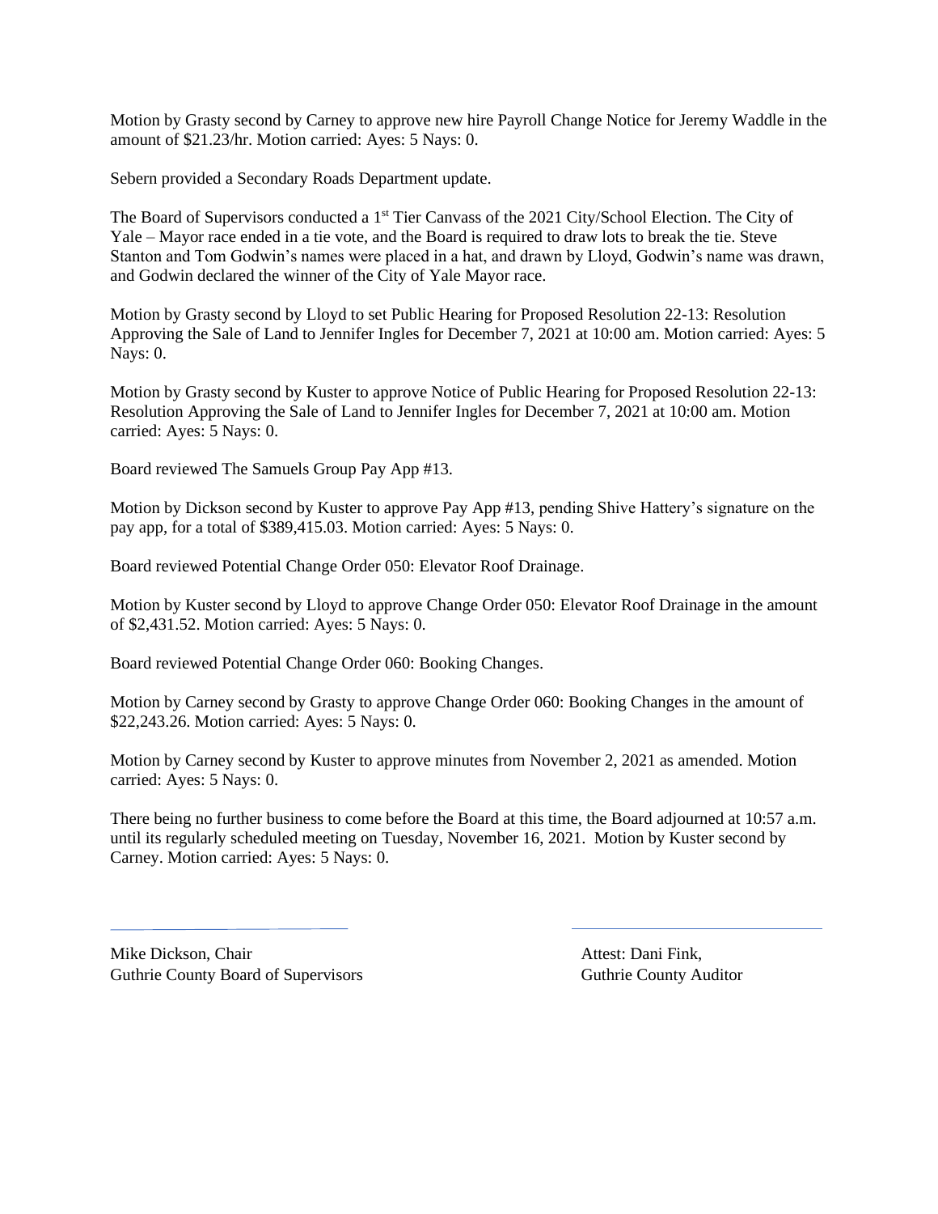Motion by Grasty second by Carney to approve new hire Payroll Change Notice for Jeremy Waddle in the amount of $21.23/hr. Motion carried: Ayes: 5 Nays: 0.

Sebern provided a Secondary Roads Department update.

The Board of Supervisors conducted a 1st Tier Canvass of the 2021 City/School Election. The City of Yale – Mayor race ended in a tie vote, and the Board is required to draw lots to break the tie. Steve Stanton and Tom Godwin's names were placed in a hat, and drawn by Lloyd, Godwin's name was drawn, and Godwin declared the winner of the City of Yale Mayor race.

Motion by Grasty second by Lloyd to set Public Hearing for Proposed Resolution 22-13: Resolution Approving the Sale of Land to Jennifer Ingles for December 7, 2021 at 10:00 am. Motion carried: Ayes: 5 Nays: 0.

Motion by Grasty second by Kuster to approve Notice of Public Hearing for Proposed Resolution 22-13: Resolution Approving the Sale of Land to Jennifer Ingles for December 7, 2021 at 10:00 am. Motion carried: Ayes: 5 Nays: 0.

Board reviewed The Samuels Group Pay App #13.

Motion by Dickson second by Kuster to approve Pay App #13, pending Shive Hattery's signature on the pay app, for a total of $389,415.03. Motion carried: Ayes: 5 Nays: 0.

Board reviewed Potential Change Order 050: Elevator Roof Drainage.

Motion by Kuster second by Lloyd to approve Change Order 050: Elevator Roof Drainage in the amount of $2,431.52. Motion carried: Ayes: 5 Nays: 0.

Board reviewed Potential Change Order 060: Booking Changes.

Motion by Carney second by Grasty to approve Change Order 060: Booking Changes in the amount of $22,243.26. Motion carried: Ayes: 5 Nays: 0.

Motion by Carney second by Kuster to approve minutes from November 2, 2021 as amended. Motion carried: Ayes: 5 Nays: 0.

There being no further business to come before the Board at this time, the Board adjourned at 10:57 a.m. until its regularly scheduled meeting on Tuesday, November 16, 2021. Motion by Kuster second by Carney. Motion carried: Ayes: 5 Nays: 0.

Mike Dickson, Chair
Guthrie County Board of Supervisors

Attest: Dani Fink,
Guthrie County Auditor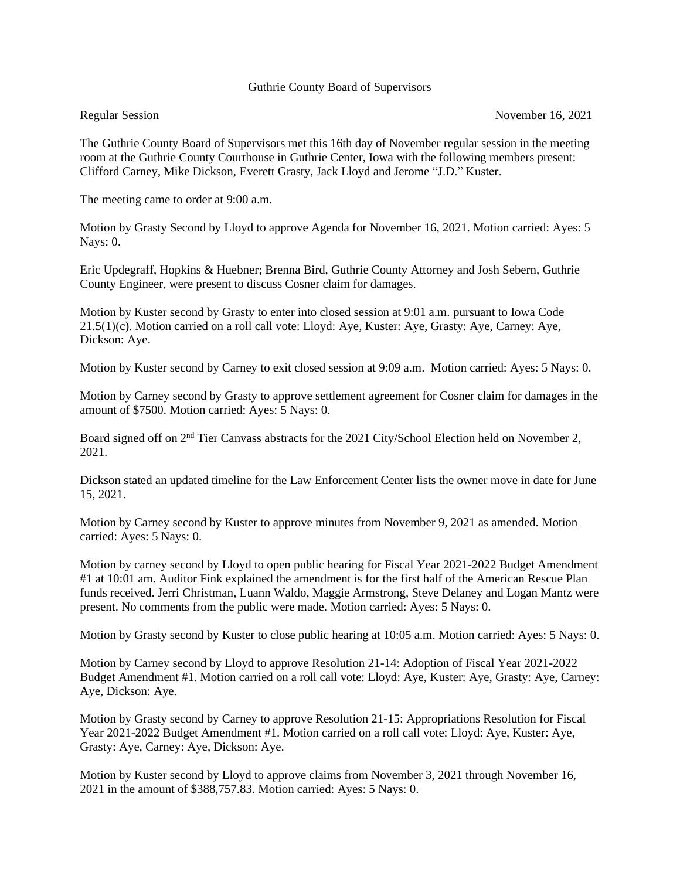Guthrie County Board of Supervisors

Regular Session November 16, 2021

The Guthrie County Board of Supervisors met this 16th day of November regular session in the meeting room at the Guthrie County Courthouse in Guthrie Center, Iowa with the following members present: Clifford Carney, Mike Dickson, Everett Grasty, Jack Lloyd and Jerome "J.D." Kuster.

The meeting came to order at 9:00 a.m.

Motion by Grasty Second by Lloyd to approve Agenda for November 16, 2021. Motion carried: Ayes: 5 Nays: 0.

Eric Updegraff, Hopkins & Huebner; Brenna Bird, Guthrie County Attorney and Josh Sebern, Guthrie County Engineer, were present to discuss Cosner claim for damages.

Motion by Kuster second by Grasty to enter into closed session at 9:01 a.m. pursuant to Iowa Code 21.5(1)(c). Motion carried on a roll call vote: Lloyd: Aye, Kuster: Aye, Grasty: Aye, Carney: Aye, Dickson: Aye.

Motion by Kuster second by Carney to exit closed session at 9:09 a.m. Motion carried: Ayes: 5 Nays: 0.

Motion by Carney second by Grasty to approve settlement agreement for Cosner claim for damages in the amount of $7500. Motion carried: Ayes: 5 Nays: 0.

Board signed off on 2nd Tier Canvass abstracts for the 2021 City/School Election held on November 2, 2021.

Dickson stated an updated timeline for the Law Enforcement Center lists the owner move in date for June 15, 2021.

Motion by Carney second by Kuster to approve minutes from November 9, 2021 as amended. Motion carried: Ayes: 5 Nays: 0.

Motion by carney second by Lloyd to open public hearing for Fiscal Year 2021-2022 Budget Amendment #1 at 10:01 am. Auditor Fink explained the amendment is for the first half of the American Rescue Plan funds received. Jerri Christman, Luann Waldo, Maggie Armstrong, Steve Delaney and Logan Mantz were present. No comments from the public were made. Motion carried: Ayes: 5 Nays: 0.

Motion by Grasty second by Kuster to close public hearing at 10:05 a.m. Motion carried: Ayes: 5 Nays: 0.

Motion by Carney second by Lloyd to approve Resolution 21-14: Adoption of Fiscal Year 2021-2022 Budget Amendment #1. Motion carried on a roll call vote: Lloyd: Aye, Kuster: Aye, Grasty: Aye, Carney: Aye, Dickson: Aye.

Motion by Grasty second by Carney to approve Resolution 21-15: Appropriations Resolution for Fiscal Year 2021-2022 Budget Amendment #1. Motion carried on a roll call vote: Lloyd: Aye, Kuster: Aye, Grasty: Aye, Carney: Aye, Dickson: Aye.

Motion by Kuster second by Lloyd to approve claims from November 3, 2021 through November 16, 2021 in the amount of $388,757.83. Motion carried: Ayes: 5 Nays: 0.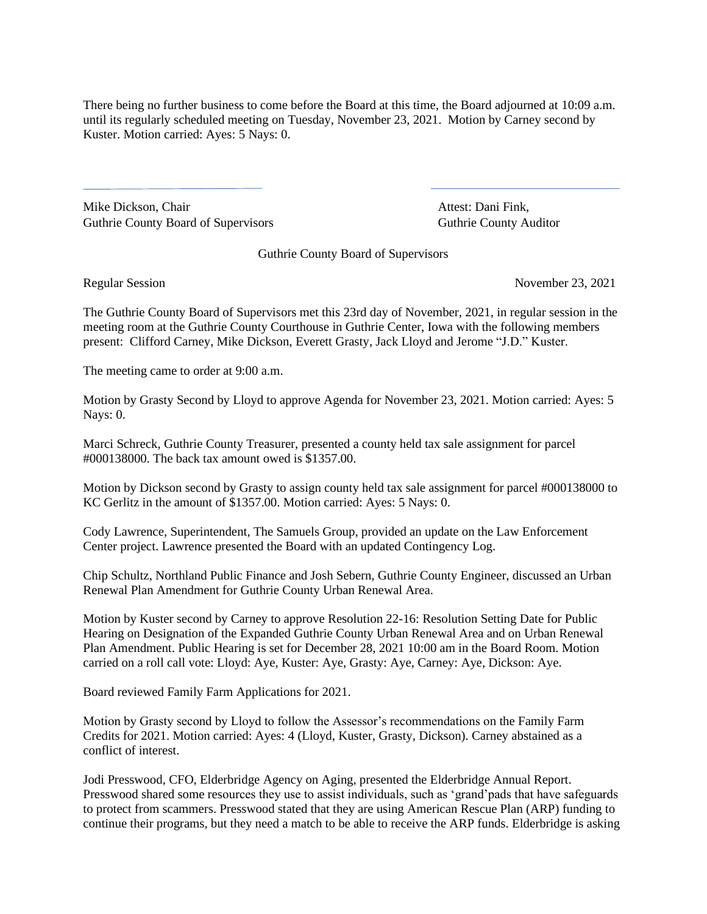There being no further business to come before the Board at this time, the Board adjourned at 10:09 a.m. until its regularly scheduled meeting on Tuesday, November 23, 2021. Motion by Carney second by Kuster. Motion carried: Ayes: 5 Nays: 0.

Mike Dickson, Chair
Guthrie County Board of Supervisors

Attest: Dani Fink,
Guthrie County Auditor

Guthrie County Board of Supervisors

Regular Session November 23, 2021

The Guthrie County Board of Supervisors met this 23rd day of November, 2021, in regular session in the meeting room at the Guthrie County Courthouse in Guthrie Center, Iowa with the following members present: Clifford Carney, Mike Dickson, Everett Grasty, Jack Lloyd and Jerome "J.D." Kuster.

The meeting came to order at 9:00 a.m.

Motion by Grasty Second by Lloyd to approve Agenda for November 23, 2021. Motion carried: Ayes: 5 Nays: 0.

Marci Schreck, Guthrie County Treasurer, presented a county held tax sale assignment for parcel #000138000. The back tax amount owed is $1357.00.

Motion by Dickson second by Grasty to assign county held tax sale assignment for parcel #000138000 to KC Gerlitz in the amount of $1357.00. Motion carried: Ayes: 5 Nays: 0.

Cody Lawrence, Superintendent, The Samuels Group, provided an update on the Law Enforcement Center project. Lawrence presented the Board with an updated Contingency Log.

Chip Schultz, Northland Public Finance and Josh Sebern, Guthrie County Engineer, discussed an Urban Renewal Plan Amendment for Guthrie County Urban Renewal Area.

Motion by Kuster second by Carney to approve Resolution 22-16: Resolution Setting Date for Public Hearing on Designation of the Expanded Guthrie County Urban Renewal Area and on Urban Renewal Plan Amendment. Public Hearing is set for December 28, 2021 10:00 am in the Board Room. Motion carried on a roll call vote: Lloyd: Aye, Kuster: Aye, Grasty: Aye, Carney: Aye, Dickson: Aye.

Board reviewed Family Farm Applications for 2021.

Motion by Grasty second by Lloyd to follow the Assessor's recommendations on the Family Farm Credits for 2021. Motion carried: Ayes: 4 (Lloyd, Kuster, Grasty, Dickson). Carney abstained as a conflict of interest.

Jodi Presswood, CFO, Elderbridge Agency on Aging, presented the Elderbridge Annual Report. Presswood shared some resources they use to assist individuals, such as 'grand'pads that have safeguards to protect from scammers. Presswood stated that they are using American Rescue Plan (ARP) funding to continue their programs, but they need a match to be able to receive the ARP funds. Elderbridge is asking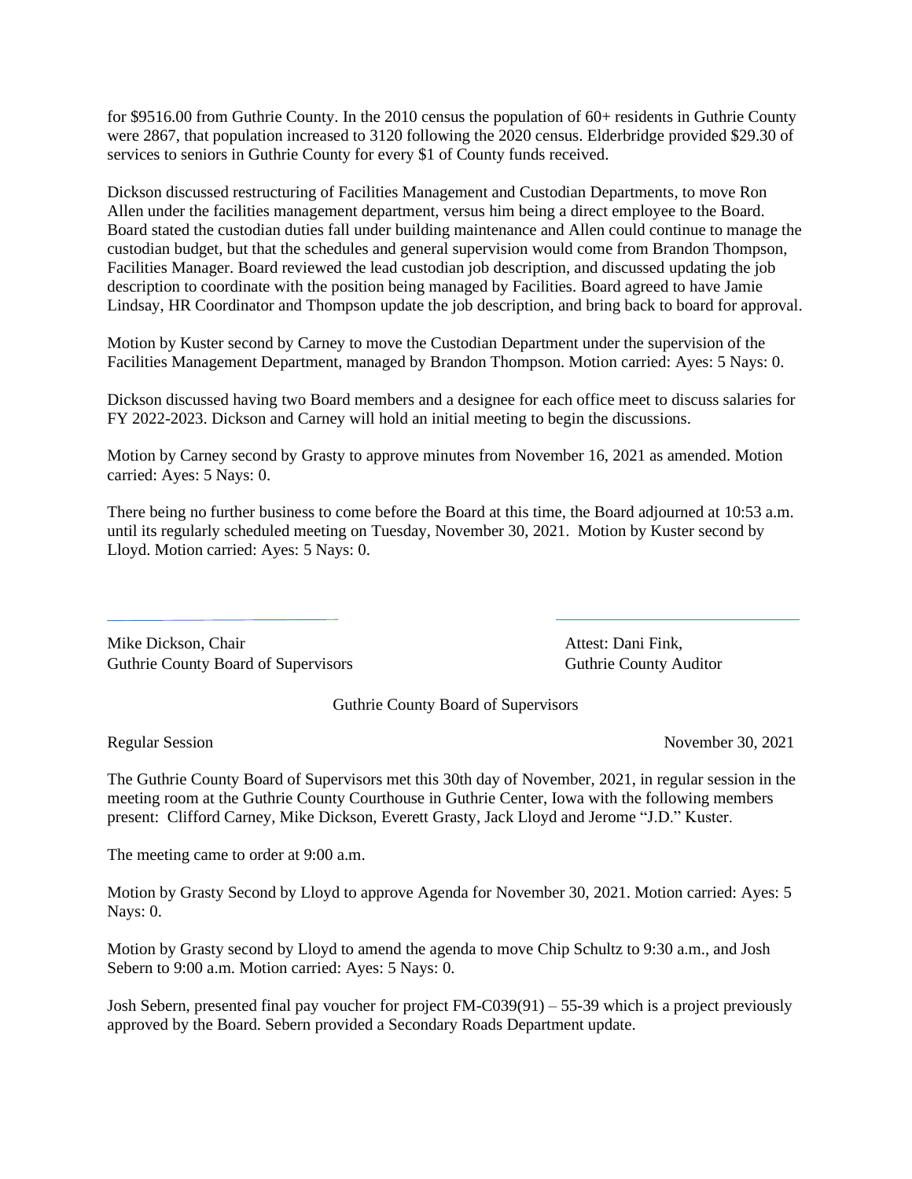for $9516.00 from Guthrie County. In the 2010 census the population of 60+ residents in Guthrie County were 2867, that population increased to 3120 following the 2020 census. Elderbridge provided $29.30 of services to seniors in Guthrie County for every $1 of County funds received.

Dickson discussed restructuring of Facilities Management and Custodian Departments, to move Ron Allen under the facilities management department, versus him being a direct employee to the Board. Board stated the custodian duties fall under building maintenance and Allen could continue to manage the custodian budget, but that the schedules and general supervision would come from Brandon Thompson, Facilities Manager. Board reviewed the lead custodian job description, and discussed updating the job description to coordinate with the position being managed by Facilities. Board agreed to have Jamie Lindsay, HR Coordinator and Thompson update the job description, and bring back to board for approval.

Motion by Kuster second by Carney to move the Custodian Department under the supervision of the Facilities Management Department, managed by Brandon Thompson. Motion carried: Ayes: 5 Nays: 0.

Dickson discussed having two Board members and a designee for each office meet to discuss salaries for FY 2022-2023. Dickson and Carney will hold an initial meeting to begin the discussions.

Motion by Carney second by Grasty to approve minutes from November 16, 2021 as amended. Motion carried: Ayes: 5 Nays: 0.

There being no further business to come before the Board at this time, the Board adjourned at 10:53 a.m. until its regularly scheduled meeting on Tuesday, November 30, 2021. Motion by Kuster second by Lloyd. Motion carried: Ayes: 5 Nays: 0.

Mike Dickson, Chair
Guthrie County Board of Supervisors

Attest: Dani Fink,
Guthrie County Auditor

## Guthrie County Board of Supervisors

Regular Session November 30, 2021

The Guthrie County Board of Supervisors met this 30th day of November, 2021, in regular session in the meeting room at the Guthrie County Courthouse in Guthrie Center, Iowa with the following members present: Clifford Carney, Mike Dickson, Everett Grasty, Jack Lloyd and Jerome "J.D." Kuster.

The meeting came to order at 9:00 a.m.

Motion by Grasty Second by Lloyd to approve Agenda for November 30, 2021. Motion carried: Ayes: 5 Nays: 0.

Motion by Grasty second by Lloyd to amend the agenda to move Chip Schultz to 9:30 a.m., and Josh Sebern to 9:00 a.m. Motion carried: Ayes: 5 Nays: 0.

Josh Sebern, presented final pay voucher for project FM-C039(91) – 55-39 which is a project previously approved by the Board. Sebern provided a Secondary Roads Department update.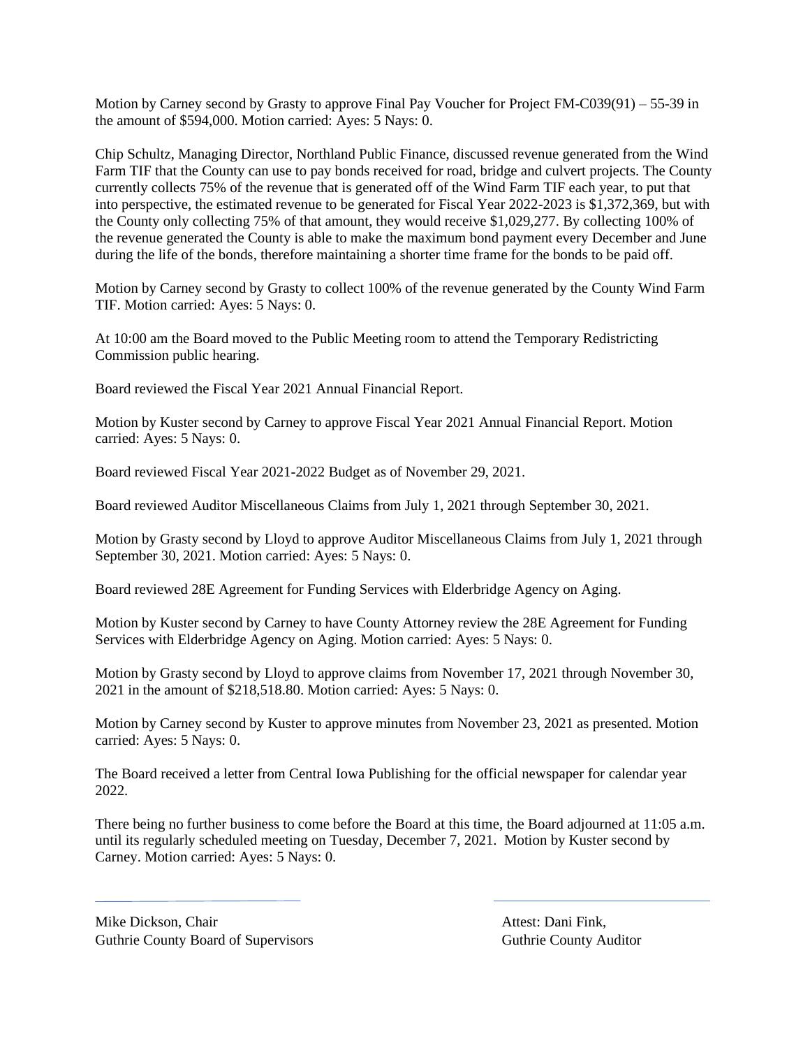Motion by Carney second by Grasty to approve Final Pay Voucher for Project FM-C039(91) – 55-39 in the amount of $594,000. Motion carried: Ayes: 5 Nays: 0.

Chip Schultz, Managing Director, Northland Public Finance, discussed revenue generated from the Wind Farm TIF that the County can use to pay bonds received for road, bridge and culvert projects. The County currently collects 75% of the revenue that is generated off of the Wind Farm TIF each year, to put that into perspective, the estimated revenue to be generated for Fiscal Year 2022-2023 is $1,372,369, but with the County only collecting 75% of that amount, they would receive $1,029,277. By collecting 100% of the revenue generated the County is able to make the maximum bond payment every December and June during the life of the bonds, therefore maintaining a shorter time frame for the bonds to be paid off.

Motion by Carney second by Grasty to collect 100% of the revenue generated by the County Wind Farm TIF. Motion carried: Ayes: 5 Nays: 0.

At 10:00 am the Board moved to the Public Meeting room to attend the Temporary Redistricting Commission public hearing.

Board reviewed the Fiscal Year 2021 Annual Financial Report.

Motion by Kuster second by Carney to approve Fiscal Year 2021 Annual Financial Report. Motion carried: Ayes: 5 Nays: 0.

Board reviewed Fiscal Year 2021-2022 Budget as of November 29, 2021.

Board reviewed Auditor Miscellaneous Claims from July 1, 2021 through September 30, 2021.

Motion by Grasty second by Lloyd to approve Auditor Miscellaneous Claims from July 1, 2021 through September 30, 2021. Motion carried: Ayes: 5 Nays: 0.

Board reviewed 28E Agreement for Funding Services with Elderbridge Agency on Aging.

Motion by Kuster second by Carney to have County Attorney review the 28E Agreement for Funding Services with Elderbridge Agency on Aging. Motion carried: Ayes: 5 Nays: 0.

Motion by Grasty second by Lloyd to approve claims from November 17, 2021 through November 30, 2021 in the amount of $218,518.80. Motion carried: Ayes: 5 Nays: 0.

Motion by Carney second by Kuster to approve minutes from November 23, 2021 as presented. Motion carried: Ayes: 5 Nays: 0.

The Board received a letter from Central Iowa Publishing for the official newspaper for calendar year 2022.

There being no further business to come before the Board at this time, the Board adjourned at 11:05 a.m. until its regularly scheduled meeting on Tuesday, December 7, 2021. Motion by Kuster second by Carney. Motion carried: Ayes: 5 Nays: 0.

| | |
|---|---|
| Mike Dickson, Chair | Attest: Dani Fink, |
| Guthrie County Board of Supervisors | Guthrie County Auditor |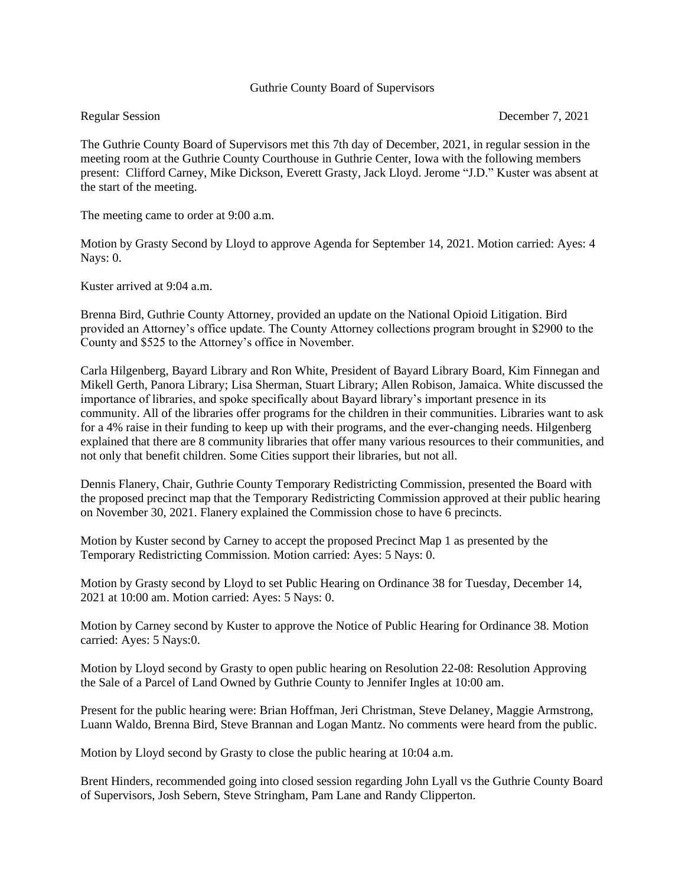Guthrie County Board of Supervisors

Regular Session December 7, 2021

The Guthrie County Board of Supervisors met this 7th day of December, 2021, in regular session in the meeting room at the Guthrie County Courthouse in Guthrie Center, Iowa with the following members present: Clifford Carney, Mike Dickson, Everett Grasty, Jack Lloyd. Jerome "J.D." Kuster was absent at the start of the meeting.

The meeting came to order at 9:00 a.m.

Motion by Grasty Second by Lloyd to approve Agenda for September 14, 2021. Motion carried: Ayes: 4 Nays: 0.

Kuster arrived at 9:04 a.m.

Brenna Bird, Guthrie County Attorney, provided an update on the National Opioid Litigation. Bird provided an Attorney's office update. The County Attorney collections program brought in $2900 to the County and $525 to the Attorney's office in November.

Carla Hilgenberg, Bayard Library and Ron White, President of Bayard Library Board, Kim Finnegan and Mikell Gerth, Panora Library; Lisa Sherman, Stuart Library; Allen Robison, Jamaica. White discussed the importance of libraries, and spoke specifically about Bayard library's important presence in its community. All of the libraries offer programs for the children in their communities. Libraries want to ask for a 4% raise in their funding to keep up with their programs, and the ever-changing needs. Hilgenberg explained that there are 8 community libraries that offer many various resources to their communities, and not only that benefit children. Some Cities support their libraries, but not all.

Dennis Flanery, Chair, Guthrie County Temporary Redistricting Commission, presented the Board with the proposed precinct map that the Temporary Redistricting Commission approved at their public hearing on November 30, 2021. Flanery explained the Commission chose to have 6 precincts.

Motion by Kuster second by Carney to accept the proposed Precinct Map 1 as presented by the Temporary Redistricting Commission. Motion carried: Ayes: 5 Nays: 0.

Motion by Grasty second by Lloyd to set Public Hearing on Ordinance 38 for Tuesday, December 14, 2021 at 10:00 am. Motion carried: Ayes: 5 Nays: 0.

Motion by Carney second by Kuster to approve the Notice of Public Hearing for Ordinance 38. Motion carried: Ayes: 5 Nays:0.

Motion by Lloyd second by Grasty to open public hearing on Resolution 22-08: Resolution Approving the Sale of a Parcel of Land Owned by Guthrie County to Jennifer Ingles at 10:00 am.

Present for the public hearing were: Brian Hoffman, Jeri Christman, Steve Delaney, Maggie Armstrong, Luann Waldo, Brenna Bird, Steve Brannan and Logan Mantz. No comments were heard from the public.

Motion by Lloyd second by Grasty to close the public hearing at 10:04 a.m.

Brent Hinders, recommended going into closed session regarding John Lyall vs the Guthrie County Board of Supervisors, Josh Sebern, Steve Stringham, Pam Lane and Randy Clipperton.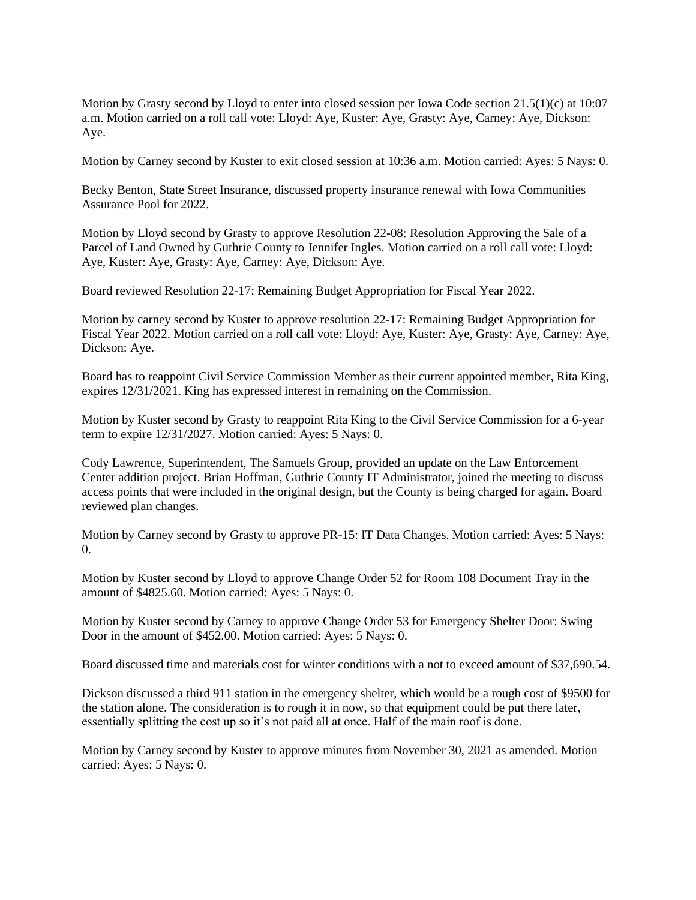Motion by Grasty second by Lloyd to enter into closed session per Iowa Code section 21.5(1)(c) at 10:07 a.m. Motion carried on a roll call vote: Lloyd: Aye, Kuster: Aye, Grasty: Aye, Carney: Aye, Dickson: Aye.

Motion by Carney second by Kuster to exit closed session at 10:36 a.m. Motion carried: Ayes: 5 Nays: 0.

Becky Benton, State Street Insurance, discussed property insurance renewal with Iowa Communities Assurance Pool for 2022.

Motion by Lloyd second by Grasty to approve Resolution 22-08: Resolution Approving the Sale of a Parcel of Land Owned by Guthrie County to Jennifer Ingles. Motion carried on a roll call vote: Lloyd: Aye, Kuster: Aye, Grasty: Aye, Carney: Aye, Dickson: Aye.

Board reviewed Resolution 22-17: Remaining Budget Appropriation for Fiscal Year 2022.

Motion by carney second by Kuster to approve resolution 22-17: Remaining Budget Appropriation for Fiscal Year 2022. Motion carried on a roll call vote: Lloyd: Aye, Kuster: Aye, Grasty: Aye, Carney: Aye, Dickson: Aye.

Board has to reappoint Civil Service Commission Member as their current appointed member, Rita King, expires 12/31/2021. King has expressed interest in remaining on the Commission.

Motion by Kuster second by Grasty to reappoint Rita King to the Civil Service Commission for a 6-year term to expire 12/31/2027. Motion carried: Ayes: 5 Nays: 0.

Cody Lawrence, Superintendent, The Samuels Group, provided an update on the Law Enforcement Center addition project. Brian Hoffman, Guthrie County IT Administrator, joined the meeting to discuss access points that were included in the original design, but the County is being charged for again. Board reviewed plan changes.

Motion by Carney second by Grasty to approve PR-15: IT Data Changes. Motion carried: Ayes: 5 Nays: 0.

Motion by Kuster second by Lloyd to approve Change Order 52 for Room 108 Document Tray in the amount of $4825.60. Motion carried: Ayes: 5 Nays: 0.

Motion by Kuster second by Carney to approve Change Order 53 for Emergency Shelter Door: Swing Door in the amount of $452.00. Motion carried: Ayes: 5 Nays: 0.

Board discussed time and materials cost for winter conditions with a not to exceed amount of $37,690.54.

Dickson discussed a third 911 station in the emergency shelter, which would be a rough cost of $9500 for the station alone. The consideration is to rough it in now, so that equipment could be put there later, essentially splitting the cost up so it's not paid all at once. Half of the main roof is done.

Motion by Carney second by Kuster to approve minutes from November 30, 2021 as amended. Motion carried: Ayes: 5 Nays: 0.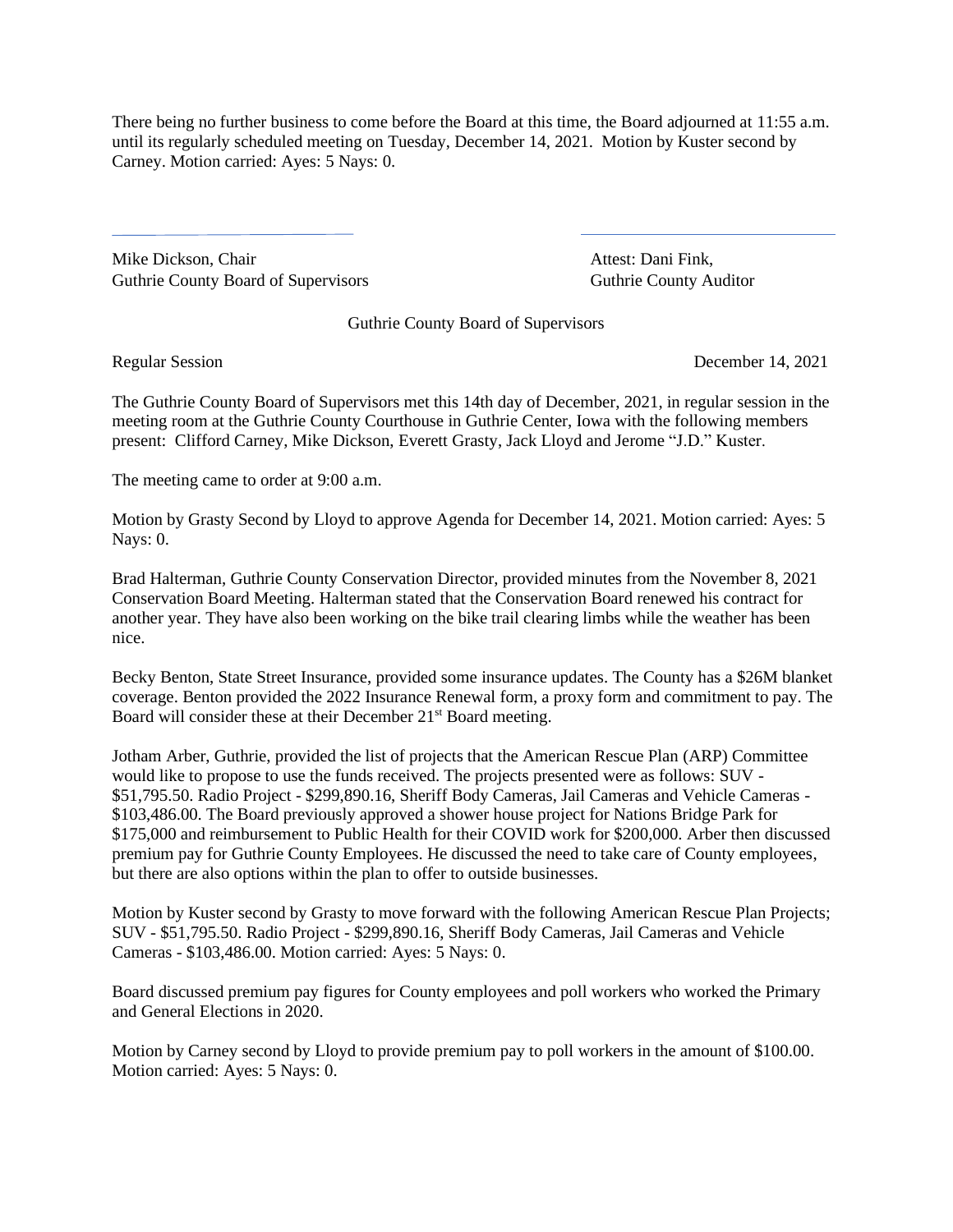There being no further business to come before the Board at this time, the Board adjourned at 11:55 a.m. until its regularly scheduled meeting on Tuesday, December 14, 2021. Motion by Kuster second by Carney. Motion carried: Ayes: 5 Nays: 0.

Mike Dickson, Chair
Guthrie County Board of Supervisors

Attest: Dani Fink,
Guthrie County Auditor

Guthrie County Board of Supervisors

Regular Session December 14, 2021

The Guthrie County Board of Supervisors met this 14th day of December, 2021, in regular session in the meeting room at the Guthrie County Courthouse in Guthrie Center, Iowa with the following members present: Clifford Carney, Mike Dickson, Everett Grasty, Jack Lloyd and Jerome "J.D." Kuster.

The meeting came to order at 9:00 a.m.

Motion by Grasty Second by Lloyd to approve Agenda for December 14, 2021. Motion carried: Ayes: 5 Nays: 0.

Brad Halterman, Guthrie County Conservation Director, provided minutes from the November 8, 2021 Conservation Board Meeting. Halterman stated that the Conservation Board renewed his contract for another year. They have also been working on the bike trail clearing limbs while the weather has been nice.

Becky Benton, State Street Insurance, provided some insurance updates. The County has a \$26M blanket coverage. Benton provided the 2022 Insurance Renewal form, a proxy form and commitment to pay. The Board will consider these at their December 21st Board meeting.

Jotham Arber, Guthrie, provided the list of projects that the American Rescue Plan (ARP) Committee would like to propose to use the funds received. The projects presented were as follows: SUV - \$51,795.50. Radio Project - \$299,890.16, Sheriff Body Cameras, Jail Cameras and Vehicle Cameras - \$103,486.00. The Board previously approved a shower house project for Nations Bridge Park for \$175,000 and reimbursement to Public Health for their COVID work for \$200,000. Arber then discussed premium pay for Guthrie County Employees. He discussed the need to take care of County employees, but there are also options within the plan to offer to outside businesses.

Motion by Kuster second by Grasty to move forward with the following American Rescue Plan Projects; SUV - \$51,795.50. Radio Project - \$299,890.16, Sheriff Body Cameras, Jail Cameras and Vehicle Cameras - \$103,486.00. Motion carried: Ayes: 5 Nays: 0.

Board discussed premium pay figures for County employees and poll workers who worked the Primary and General Elections in 2020.

Motion by Carney second by Lloyd to provide premium pay to poll workers in the amount of \$100.00. Motion carried: Ayes: 5 Nays: 0.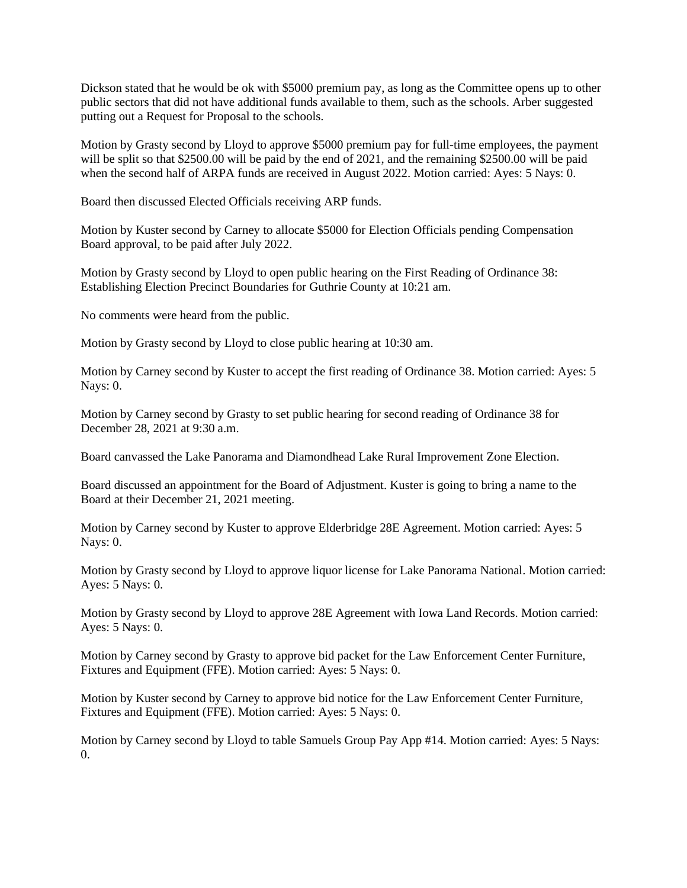Dickson stated that he would be ok with $5000 premium pay, as long as the Committee opens up to other public sectors that did not have additional funds available to them, such as the schools. Arber suggested putting out a Request for Proposal to the schools.

Motion by Grasty second by Lloyd to approve $5000 premium pay for full-time employees, the payment will be split so that $2500.00 will be paid by the end of 2021, and the remaining $2500.00 will be paid when the second half of ARPA funds are received in August 2022. Motion carried: Ayes: 5 Nays: 0.

Board then discussed Elected Officials receiving ARP funds.

Motion by Kuster second by Carney to allocate $5000 for Election Officials pending Compensation Board approval, to be paid after July 2022.

Motion by Grasty second by Lloyd to open public hearing on the First Reading of Ordinance 38: Establishing Election Precinct Boundaries for Guthrie County at 10:21 am.

No comments were heard from the public.

Motion by Grasty second by Lloyd to close public hearing at 10:30 am.

Motion by Carney second by Kuster to accept the first reading of Ordinance 38. Motion carried: Ayes: 5 Nays: 0.

Motion by Carney second by Grasty to set public hearing for second reading of Ordinance 38 for December 28, 2021 at 9:30 a.m.

Board canvassed the Lake Panorama and Diamondhead Lake Rural Improvement Zone Election.

Board discussed an appointment for the Board of Adjustment. Kuster is going to bring a name to the Board at their December 21, 2021 meeting.

Motion by Carney second by Kuster to approve Elderbridge 28E Agreement. Motion carried: Ayes: 5 Nays: 0.

Motion by Grasty second by Lloyd to approve liquor license for Lake Panorama National. Motion carried: Ayes: 5 Nays: 0.

Motion by Grasty second by Lloyd to approve 28E Agreement with Iowa Land Records. Motion carried: Ayes: 5 Nays: 0.

Motion by Carney second by Grasty to approve bid packet for the Law Enforcement Center Furniture, Fixtures and Equipment (FFE). Motion carried: Ayes: 5 Nays: 0.

Motion by Kuster second by Carney to approve bid notice for the Law Enforcement Center Furniture, Fixtures and Equipment (FFE). Motion carried: Ayes: 5 Nays: 0.

Motion by Carney second by Lloyd to table Samuels Group Pay App #14. Motion carried: Ayes: 5 Nays: 0.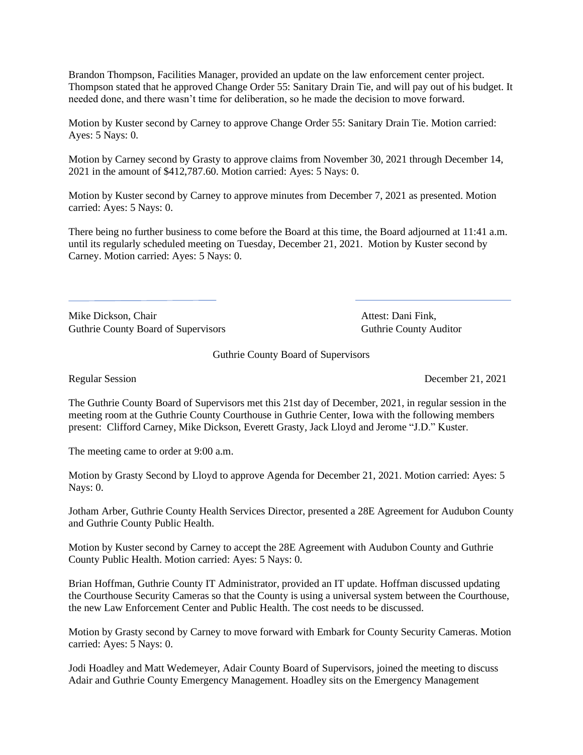Brandon Thompson, Facilities Manager, provided an update on the law enforcement center project. Thompson stated that he approved Change Order 55: Sanitary Drain Tie, and will pay out of his budget. It needed done, and there wasn't time for deliberation, so he made the decision to move forward.

Motion by Kuster second by Carney to approve Change Order 55: Sanitary Drain Tie. Motion carried: Ayes: 5 Nays: 0.

Motion by Carney second by Grasty to approve claims from November 30, 2021 through December 14, 2021 in the amount of $412,787.60. Motion carried: Ayes: 5 Nays: 0.

Motion by Kuster second by Carney to approve minutes from December 7, 2021 as presented. Motion carried: Ayes: 5 Nays: 0.

There being no further business to come before the Board at this time, the Board adjourned at 11:41 a.m. until its regularly scheduled meeting on Tuesday, December 21, 2021. Motion by Kuster second by Carney. Motion carried: Ayes: 5 Nays: 0.

Mike Dickson, Chair
Guthrie County Board of Supervisors

Attest: Dani Fink,
Guthrie County Auditor

Guthrie County Board of Supervisors

Regular Session December 21, 2021

The Guthrie County Board of Supervisors met this 21st day of December, 2021, in regular session in the meeting room at the Guthrie County Courthouse in Guthrie Center, Iowa with the following members present: Clifford Carney, Mike Dickson, Everett Grasty, Jack Lloyd and Jerome "J.D." Kuster.

The meeting came to order at 9:00 a.m.

Motion by Grasty Second by Lloyd to approve Agenda for December 21, 2021. Motion carried: Ayes: 5 Nays: 0.

Jotham Arber, Guthrie County Health Services Director, presented a 28E Agreement for Audubon County and Guthrie County Public Health.

Motion by Kuster second by Carney to accept the 28E Agreement with Audubon County and Guthrie County Public Health. Motion carried: Ayes: 5 Nays: 0.

Brian Hoffman, Guthrie County IT Administrator, provided an IT update. Hoffman discussed updating the Courthouse Security Cameras so that the County is using a universal system between the Courthouse, the new Law Enforcement Center and Public Health. The cost needs to be discussed.

Motion by Grasty second by Carney to move forward with Embark for County Security Cameras. Motion carried: Ayes: 5 Nays: 0.

Jodi Hoadley and Matt Wedemeyer, Adair County Board of Supervisors, joined the meeting to discuss Adair and Guthrie County Emergency Management. Hoadley sits on the Emergency Management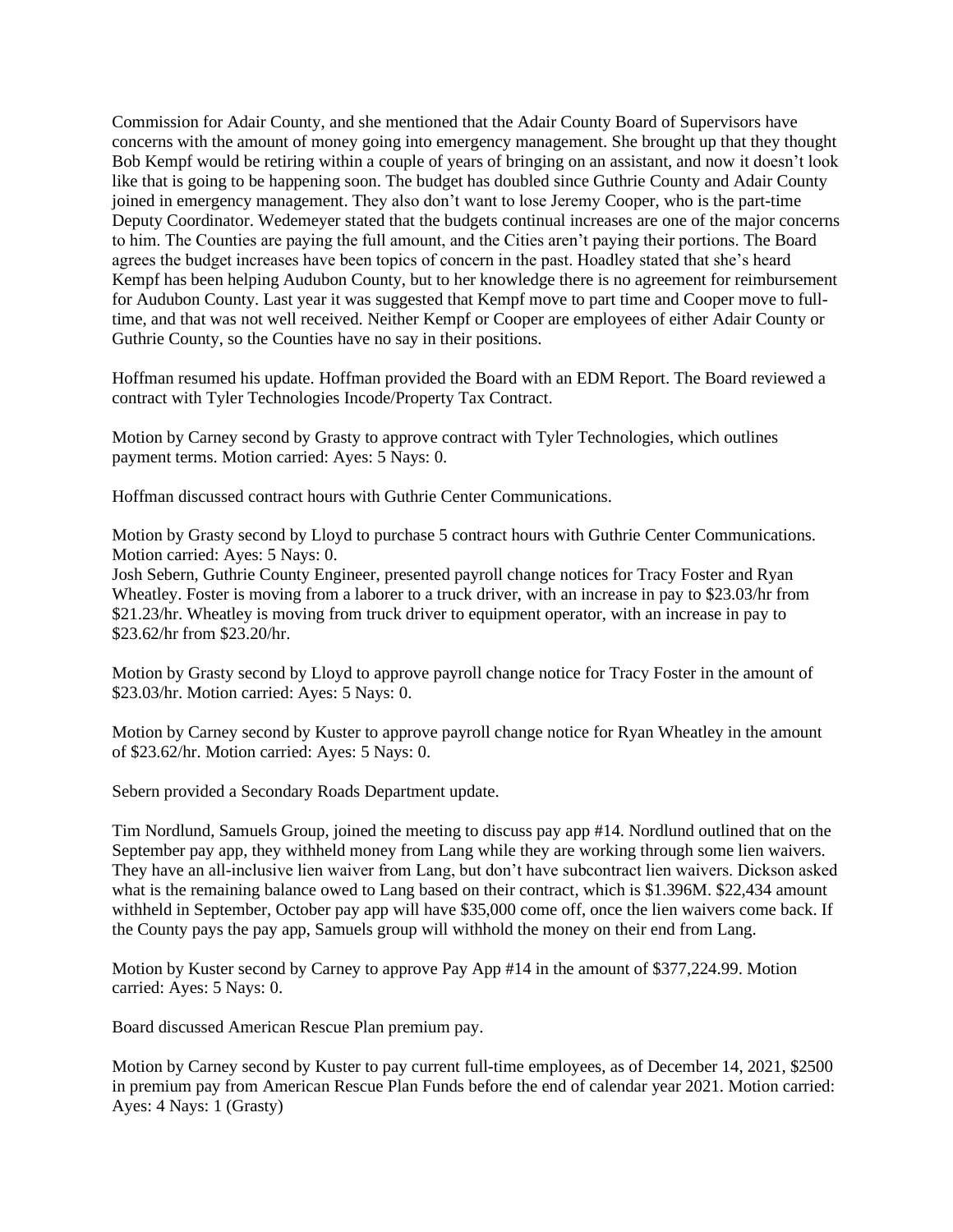Commission for Adair County, and she mentioned that the Adair County Board of Supervisors have concerns with the amount of money going into emergency management. She brought up that they thought Bob Kempf would be retiring within a couple of years of bringing on an assistant, and now it doesn't look like that is going to be happening soon. The budget has doubled since Guthrie County and Adair County joined in emergency management. They also don't want to lose Jeremy Cooper, who is the part-time Deputy Coordinator. Wedemeyer stated that the budgets continual increases are one of the major concerns to him. The Counties are paying the full amount, and the Cities aren't paying their portions. The Board agrees the budget increases have been topics of concern in the past. Hoadley stated that she's heard Kempf has been helping Audubon County, but to her knowledge there is no agreement for reimbursement for Audubon County. Last year it was suggested that Kempf move to part time and Cooper move to full-time, and that was not well received. Neither Kempf or Cooper are employees of either Adair County or Guthrie County, so the Counties have no say in their positions.

Hoffman resumed his update. Hoffman provided the Board with an EDM Report. The Board reviewed a contract with Tyler Technologies Incode/Property Tax Contract.

Motion by Carney second by Grasty to approve contract with Tyler Technologies, which outlines payment terms. Motion carried: Ayes: 5 Nays: 0.

Hoffman discussed contract hours with Guthrie Center Communications.

Motion by Grasty second by Lloyd to purchase 5 contract hours with Guthrie Center Communications. Motion carried: Ayes: 5 Nays: 0.
Josh Sebern, Guthrie County Engineer, presented payroll change notices for Tracy Foster and Ryan Wheatley. Foster is moving from a laborer to a truck driver, with an increase in pay to $23.03/hr from $21.23/hr. Wheatley is moving from truck driver to equipment operator, with an increase in pay to $23.62/hr from $23.20/hr.

Motion by Grasty second by Lloyd to approve payroll change notice for Tracy Foster in the amount of $23.03/hr. Motion carried: Ayes: 5 Nays: 0.

Motion by Carney second by Kuster to approve payroll change notice for Ryan Wheatley in the amount of $23.62/hr. Motion carried: Ayes: 5 Nays: 0.

Sebern provided a Secondary Roads Department update.

Tim Nordlund, Samuels Group, joined the meeting to discuss pay app #14. Nordlund outlined that on the September pay app, they withheld money from Lang while they are working through some lien waivers. They have an all-inclusive lien waiver from Lang, but don't have subcontract lien waivers. Dickson asked what is the remaining balance owed to Lang based on their contract, which is $1.396M. $22,434 amount withheld in September, October pay app will have $35,000 come off, once the lien waivers come back. If the County pays the pay app, Samuels group will withhold the money on their end from Lang.

Motion by Kuster second by Carney to approve Pay App #14 in the amount of $377,224.99. Motion carried: Ayes: 5 Nays: 0.

Board discussed American Rescue Plan premium pay.

Motion by Carney second by Kuster to pay current full-time employees, as of December 14, 2021, $2500 in premium pay from American Rescue Plan Funds before the end of calendar year 2021. Motion carried: Ayes: 4 Nays: 1 (Grasty)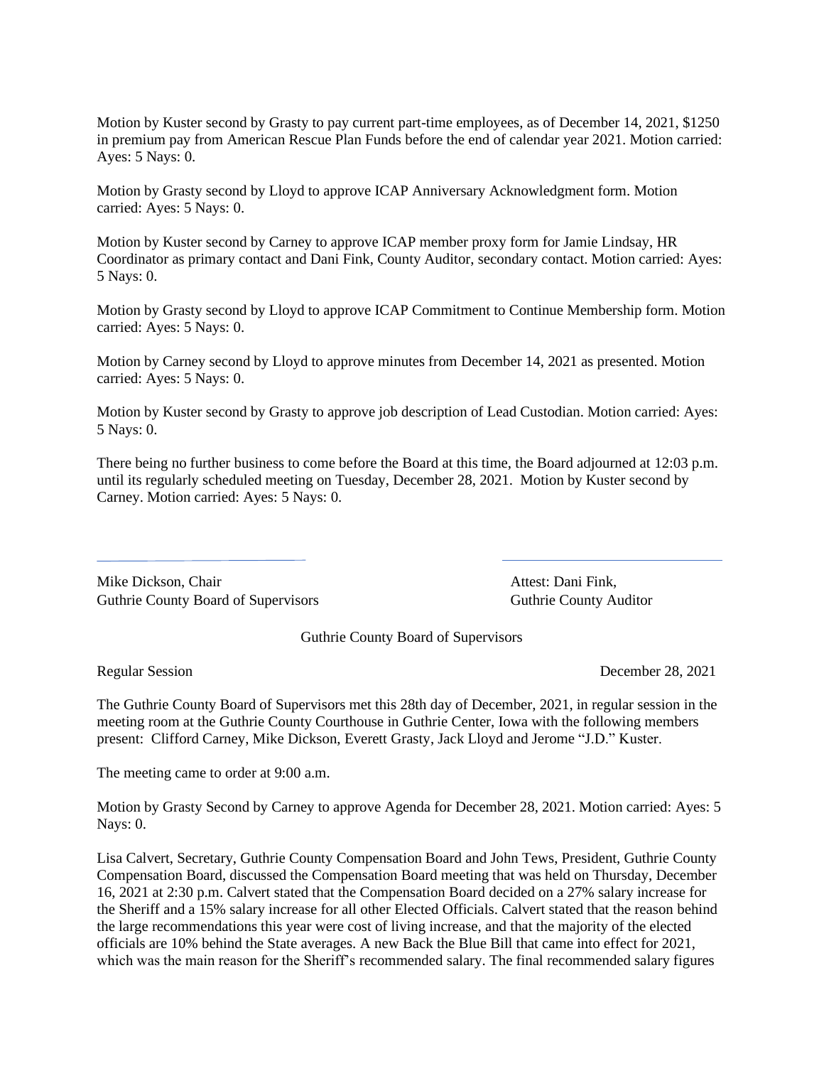Motion by Kuster second by Grasty to pay current part-time employees, as of December 14, 2021, $1250 in premium pay from American Rescue Plan Funds before the end of calendar year 2021. Motion carried: Ayes: 5 Nays: 0.

Motion by Grasty second by Lloyd to approve ICAP Anniversary Acknowledgment form. Motion carried: Ayes: 5 Nays: 0.

Motion by Kuster second by Carney to approve ICAP member proxy form for Jamie Lindsay, HR Coordinator as primary contact and Dani Fink, County Auditor, secondary contact. Motion carried: Ayes: 5 Nays: 0.

Motion by Grasty second by Lloyd to approve ICAP Commitment to Continue Membership form. Motion carried: Ayes: 5 Nays: 0.

Motion by Carney second by Lloyd to approve minutes from December 14, 2021 as presented. Motion carried: Ayes: 5 Nays: 0.

Motion by Kuster second by Grasty to approve job description of Lead Custodian. Motion carried: Ayes: 5 Nays: 0.

There being no further business to come before the Board at this time, the Board adjourned at 12:03 p.m. until its regularly scheduled meeting on Tuesday, December 28, 2021. Motion by Kuster second by Carney. Motion carried: Ayes: 5 Nays: 0.

Mike Dickson, Chair
Guthrie County Board of Supervisors

Attest: Dani Fink,
Guthrie County Auditor

Guthrie County Board of Supervisors

Regular Session — December 28, 2021

The Guthrie County Board of Supervisors met this 28th day of December, 2021, in regular session in the meeting room at the Guthrie County Courthouse in Guthrie Center, Iowa with the following members present: Clifford Carney, Mike Dickson, Everett Grasty, Jack Lloyd and Jerome "J.D." Kuster.

The meeting came to order at 9:00 a.m.

Motion by Grasty Second by Carney to approve Agenda for December 28, 2021. Motion carried: Ayes: 5 Nays: 0.

Lisa Calvert, Secretary, Guthrie County Compensation Board and John Tews, President, Guthrie County Compensation Board, discussed the Compensation Board meeting that was held on Thursday, December 16, 2021 at 2:30 p.m. Calvert stated that the Compensation Board decided on a 27% salary increase for the Sheriff and a 15% salary increase for all other Elected Officials. Calvert stated that the reason behind the large recommendations this year were cost of living increase, and that the majority of the elected officials are 10% behind the State averages. A new Back the Blue Bill that came into effect for 2021, which was the main reason for the Sheriff's recommended salary. The final recommended salary figures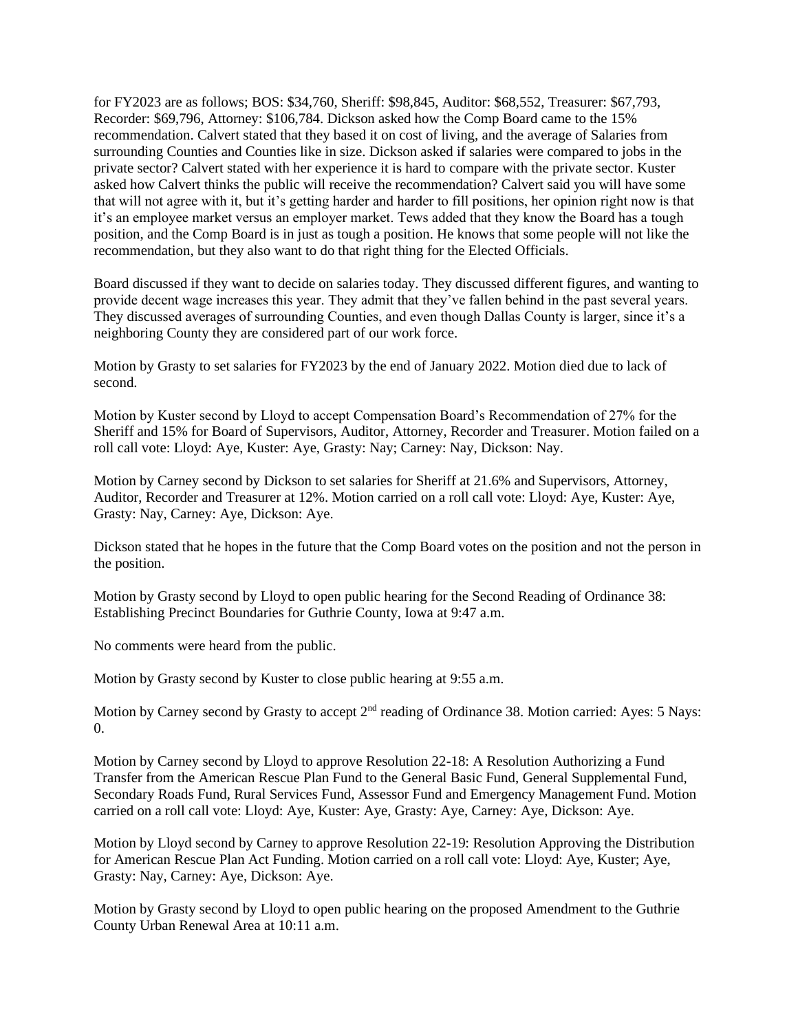for FY2023 are as follows; BOS: $34,760, Sheriff: $98,845, Auditor: $68,552, Treasurer: $67,793, Recorder: $69,796, Attorney: $106,784. Dickson asked how the Comp Board came to the 15% recommendation. Calvert stated that they based it on cost of living, and the average of Salaries from surrounding Counties and Counties like in size. Dickson asked if salaries were compared to jobs in the private sector? Calvert stated with her experience it is hard to compare with the private sector. Kuster asked how Calvert thinks the public will receive the recommendation? Calvert said you will have some that will not agree with it, but it's getting harder and harder to fill positions, her opinion right now is that it's an employee market versus an employer market. Tews added that they know the Board has a tough position, and the Comp Board is in just as tough a position. He knows that some people will not like the recommendation, but they also want to do that right thing for the Elected Officials.

Board discussed if they want to decide on salaries today. They discussed different figures, and wanting to provide decent wage increases this year. They admit that they've fallen behind in the past several years. They discussed averages of surrounding Counties, and even though Dallas County is larger, since it's a neighboring County they are considered part of our work force.

Motion by Grasty to set salaries for FY2023 by the end of January 2022. Motion died due to lack of second.

Motion by Kuster second by Lloyd to accept Compensation Board's Recommendation of 27% for the Sheriff and 15% for Board of Supervisors, Auditor, Attorney, Recorder and Treasurer. Motion failed on a roll call vote: Lloyd: Aye, Kuster: Aye, Grasty: Nay; Carney: Nay, Dickson: Nay.

Motion by Carney second by Dickson to set salaries for Sheriff at 21.6% and Supervisors, Attorney, Auditor, Recorder and Treasurer at 12%. Motion carried on a roll call vote: Lloyd: Aye, Kuster: Aye, Grasty: Nay, Carney: Aye, Dickson: Aye.

Dickson stated that he hopes in the future that the Comp Board votes on the position and not the person in the position.

Motion by Grasty second by Lloyd to open public hearing for the Second Reading of Ordinance 38: Establishing Precinct Boundaries for Guthrie County, Iowa at 9:47 a.m.

No comments were heard from the public.

Motion by Grasty second by Kuster to close public hearing at 9:55 a.m.

Motion by Carney second by Grasty to accept 2nd reading of Ordinance 38. Motion carried: Ayes: 5 Nays: 0.

Motion by Carney second by Lloyd to approve Resolution 22-18: A Resolution Authorizing a Fund Transfer from the American Rescue Plan Fund to the General Basic Fund, General Supplemental Fund, Secondary Roads Fund, Rural Services Fund, Assessor Fund and Emergency Management Fund. Motion carried on a roll call vote: Lloyd: Aye, Kuster: Aye, Grasty: Aye, Carney: Aye, Dickson: Aye.

Motion by Lloyd second by Carney to approve Resolution 22-19: Resolution Approving the Distribution for American Rescue Plan Act Funding. Motion carried on a roll call vote: Lloyd: Aye, Kuster; Aye, Grasty: Nay, Carney: Aye, Dickson: Aye.

Motion by Grasty second by Lloyd to open public hearing on the proposed Amendment to the Guthrie County Urban Renewal Area at 10:11 a.m.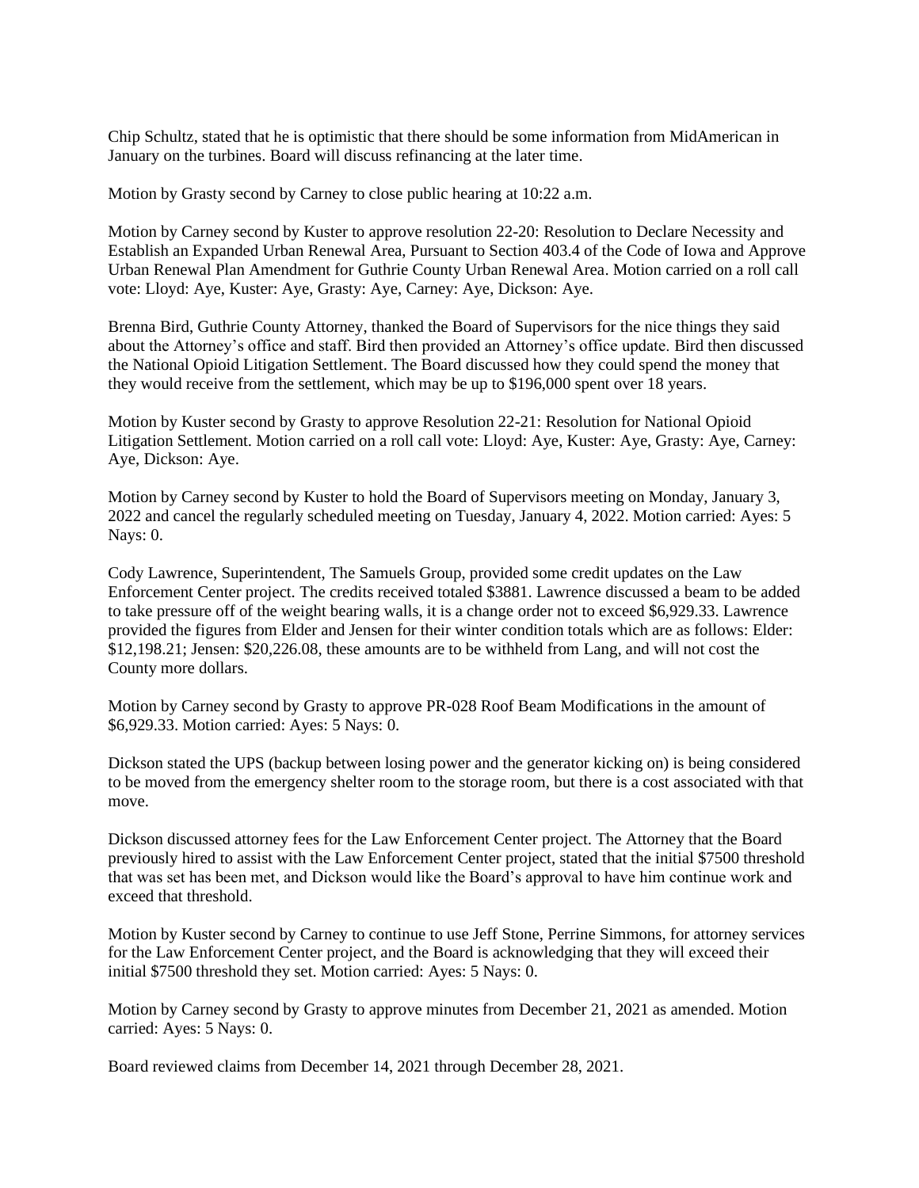Chip Schultz, stated that he is optimistic that there should be some information from MidAmerican in January on the turbines. Board will discuss refinancing at the later time.

Motion by Grasty second by Carney to close public hearing at 10:22 a.m.

Motion by Carney second by Kuster to approve resolution 22-20: Resolution to Declare Necessity and Establish an Expanded Urban Renewal Area, Pursuant to Section 403.4 of the Code of Iowa and Approve Urban Renewal Plan Amendment for Guthrie County Urban Renewal Area. Motion carried on a roll call vote: Lloyd: Aye, Kuster: Aye, Grasty: Aye, Carney: Aye, Dickson: Aye.

Brenna Bird, Guthrie County Attorney, thanked the Board of Supervisors for the nice things they said about the Attorney's office and staff. Bird then provided an Attorney's office update. Bird then discussed the National Opioid Litigation Settlement. The Board discussed how they could spend the money that they would receive from the settlement, which may be up to $196,000 spent over 18 years.

Motion by Kuster second by Grasty to approve Resolution 22-21: Resolution for National Opioid Litigation Settlement. Motion carried on a roll call vote: Lloyd: Aye, Kuster: Aye, Grasty: Aye, Carney: Aye, Dickson: Aye.

Motion by Carney second by Kuster to hold the Board of Supervisors meeting on Monday, January 3, 2022 and cancel the regularly scheduled meeting on Tuesday, January 4, 2022. Motion carried: Ayes: 5 Nays: 0.

Cody Lawrence, Superintendent, The Samuels Group, provided some credit updates on the Law Enforcement Center project. The credits received totaled $3881. Lawrence discussed a beam to be added to take pressure off of the weight bearing walls, it is a change order not to exceed $6,929.33. Lawrence provided the figures from Elder and Jensen for their winter condition totals which are as follows: Elder: $12,198.21; Jensen: $20,226.08, these amounts are to be withheld from Lang, and will not cost the County more dollars.

Motion by Carney second by Grasty to approve PR-028 Roof Beam Modifications in the amount of $6,929.33. Motion carried: Ayes: 5 Nays: 0.

Dickson stated the UPS (backup between losing power and the generator kicking on) is being considered to be moved from the emergency shelter room to the storage room, but there is a cost associated with that move.

Dickson discussed attorney fees for the Law Enforcement Center project. The Attorney that the Board previously hired to assist with the Law Enforcement Center project, stated that the initial $7500 threshold that was set has been met, and Dickson would like the Board's approval to have him continue work and exceed that threshold.

Motion by Kuster second by Carney to continue to use Jeff Stone, Perrine Simmons, for attorney services for the Law Enforcement Center project, and the Board is acknowledging that they will exceed their initial $7500 threshold they set. Motion carried: Ayes: 5 Nays: 0.

Motion by Carney second by Grasty to approve minutes from December 21, 2021 as amended. Motion carried: Ayes: 5 Nays: 0.

Board reviewed claims from December 14, 2021 through December 28, 2021.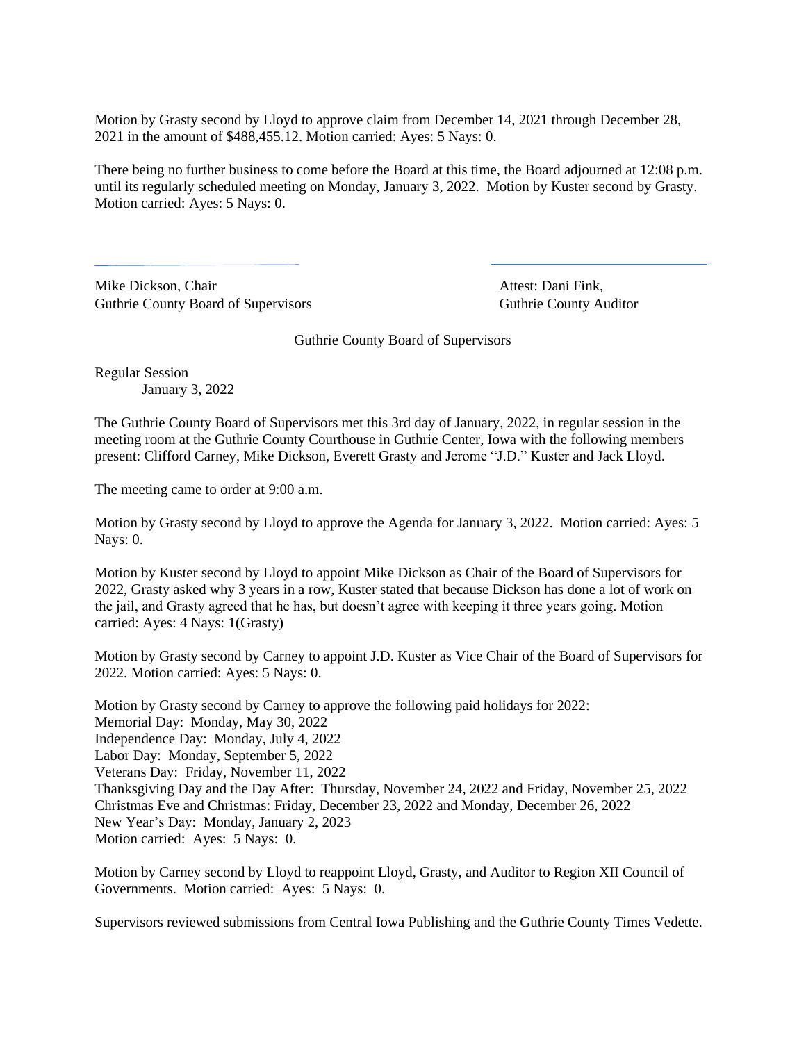Motion by Grasty second by Lloyd to approve claim from December 14, 2021 through December 28, 2021 in the amount of $488,455.12. Motion carried: Ayes: 5 Nays: 0.

There being no further business to come before the Board at this time, the Board adjourned at 12:08 p.m. until its regularly scheduled meeting on Monday, January 3, 2022. Motion by Kuster second by Grasty. Motion carried: Ayes: 5 Nays: 0.

Mike Dickson, Chair
Guthrie County Board of Supervisors

Attest: Dani Fink,
Guthrie County Auditor

Guthrie County Board of Supervisors

Regular Session
January 3, 2022

The Guthrie County Board of Supervisors met this 3rd day of January, 2022, in regular session in the meeting room at the Guthrie County Courthouse in Guthrie Center, Iowa with the following members present: Clifford Carney, Mike Dickson, Everett Grasty and Jerome "J.D." Kuster and Jack Lloyd.

The meeting came to order at 9:00 a.m.

Motion by Grasty second by Lloyd to approve the Agenda for January 3, 2022. Motion carried: Ayes: 5 Nays: 0.

Motion by Kuster second by Lloyd to appoint Mike Dickson as Chair of the Board of Supervisors for 2022, Grasty asked why 3 years in a row, Kuster stated that because Dickson has done a lot of work on the jail, and Grasty agreed that he has, but doesn't agree with keeping it three years going. Motion carried: Ayes: 4 Nays: 1(Grasty)

Motion by Grasty second by Carney to appoint J.D. Kuster as Vice Chair of the Board of Supervisors for 2022. Motion carried: Ayes: 5 Nays: 0.

Motion by Grasty second by Carney to approve the following paid holidays for 2022:
Memorial Day: Monday, May 30, 2022
Independence Day: Monday, July 4, 2022
Labor Day: Monday, September 5, 2022
Veterans Day: Friday, November 11, 2022
Thanksgiving Day and the Day After: Thursday, November 24, 2022 and Friday, November 25, 2022
Christmas Eve and Christmas: Friday, December 23, 2022 and Monday, December 26, 2022
New Year's Day: Monday, January 2, 2023
Motion carried: Ayes: 5 Nays: 0.

Motion by Carney second by Lloyd to reappoint Lloyd, Grasty, and Auditor to Region XII Council of Governments. Motion carried: Ayes: 5 Nays: 0.

Supervisors reviewed submissions from Central Iowa Publishing and the Guthrie County Times Vedette.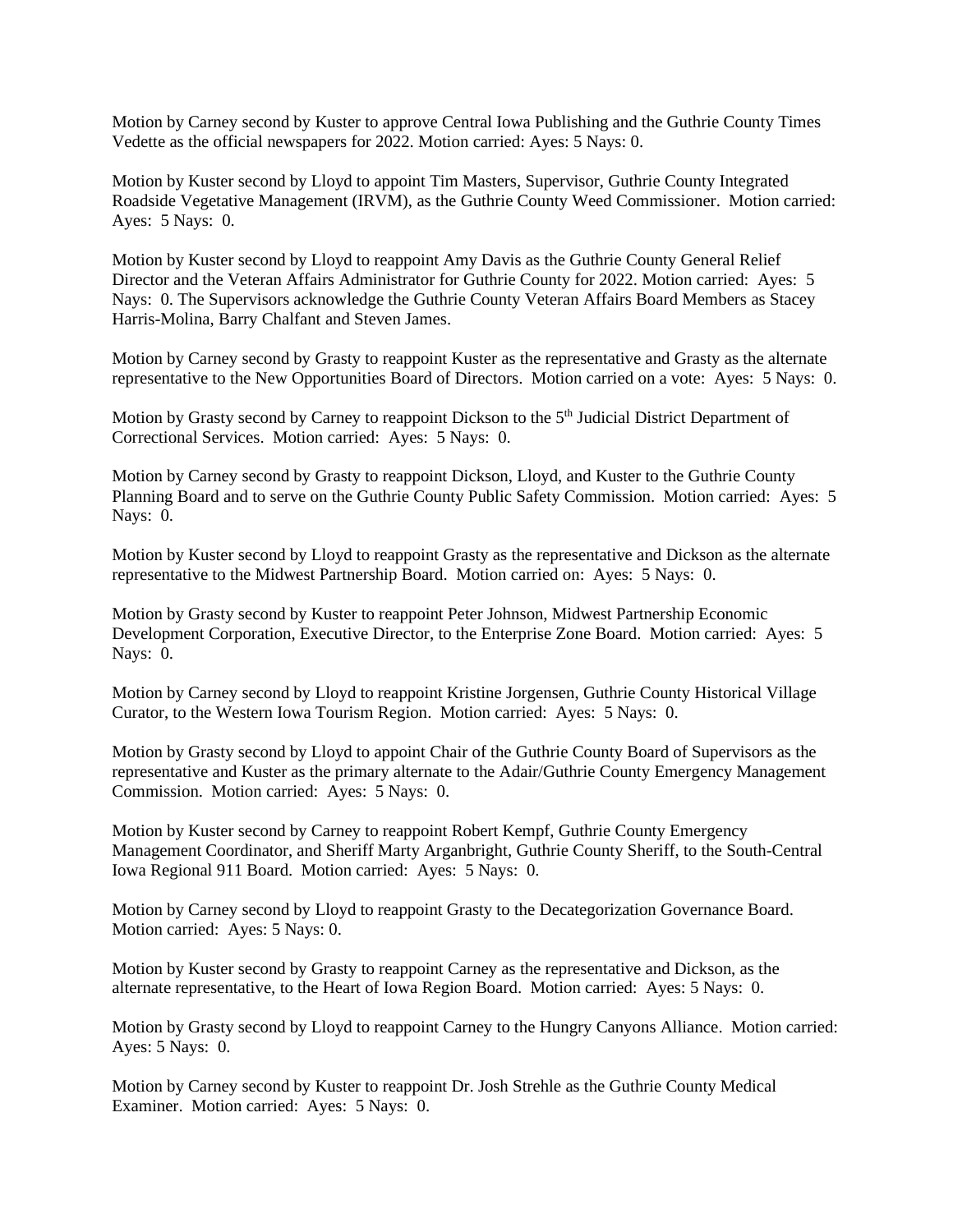Motion by Carney second by Kuster to approve Central Iowa Publishing and the Guthrie County Times Vedette as the official newspapers for 2022. Motion carried: Ayes: 5 Nays: 0.

Motion by Kuster second by Lloyd to appoint Tim Masters, Supervisor, Guthrie County Integrated Roadside Vegetative Management (IRVM), as the Guthrie County Weed Commissioner. Motion carried: Ayes: 5 Nays: 0.

Motion by Kuster second by Lloyd to reappoint Amy Davis as the Guthrie County General Relief Director and the Veteran Affairs Administrator for Guthrie County for 2022. Motion carried: Ayes: 5 Nays: 0. The Supervisors acknowledge the Guthrie County Veteran Affairs Board Members as Stacey Harris-Molina, Barry Chalfant and Steven James.

Motion by Carney second by Grasty to reappoint Kuster as the representative and Grasty as the alternate representative to the New Opportunities Board of Directors. Motion carried on a vote: Ayes: 5 Nays: 0.

Motion by Grasty second by Carney to reappoint Dickson to the 5th Judicial District Department of Correctional Services. Motion carried: Ayes: 5 Nays: 0.

Motion by Carney second by Grasty to reappoint Dickson, Lloyd, and Kuster to the Guthrie County Planning Board and to serve on the Guthrie County Public Safety Commission. Motion carried: Ayes: 5 Nays: 0.

Motion by Kuster second by Lloyd to reappoint Grasty as the representative and Dickson as the alternate representative to the Midwest Partnership Board. Motion carried on: Ayes: 5 Nays: 0.

Motion by Grasty second by Kuster to reappoint Peter Johnson, Midwest Partnership Economic Development Corporation, Executive Director, to the Enterprise Zone Board. Motion carried: Ayes: 5 Nays: 0.

Motion by Carney second by Lloyd to reappoint Kristine Jorgensen, Guthrie County Historical Village Curator, to the Western Iowa Tourism Region. Motion carried: Ayes: 5 Nays: 0.

Motion by Grasty second by Lloyd to appoint Chair of the Guthrie County Board of Supervisors as the representative and Kuster as the primary alternate to the Adair/Guthrie County Emergency Management Commission. Motion carried: Ayes: 5 Nays: 0.

Motion by Kuster second by Carney to reappoint Robert Kempf, Guthrie County Emergency Management Coordinator, and Sheriff Marty Arganbright, Guthrie County Sheriff, to the South-Central Iowa Regional 911 Board. Motion carried: Ayes: 5 Nays: 0.

Motion by Carney second by Lloyd to reappoint Grasty to the Decategorization Governance Board. Motion carried: Ayes: 5 Nays: 0.

Motion by Kuster second by Grasty to reappoint Carney as the representative and Dickson, as the alternate representative, to the Heart of Iowa Region Board. Motion carried: Ayes: 5 Nays: 0.

Motion by Grasty second by Lloyd to reappoint Carney to the Hungry Canyons Alliance. Motion carried: Ayes: 5 Nays: 0.

Motion by Carney second by Kuster to reappoint Dr. Josh Strehle as the Guthrie County Medical Examiner. Motion carried: Ayes: 5 Nays: 0.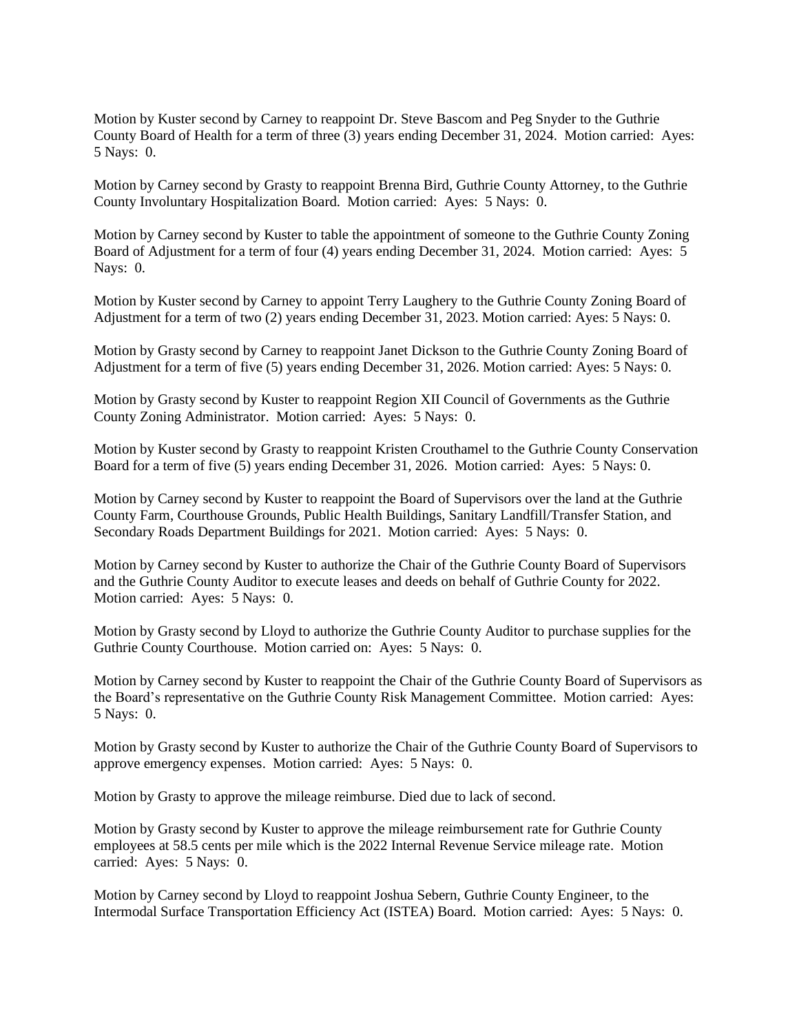Motion by Kuster second by Carney to reappoint Dr. Steve Bascom and Peg Snyder to the Guthrie County Board of Health for a term of three (3) years ending December 31, 2024. Motion carried: Ayes: 5 Nays: 0.

Motion by Carney second by Grasty to reappoint Brenna Bird, Guthrie County Attorney, to the Guthrie County Involuntary Hospitalization Board. Motion carried: Ayes: 5 Nays: 0.

Motion by Carney second by Kuster to table the appointment of someone to the Guthrie County Zoning Board of Adjustment for a term of four (4) years ending December 31, 2024. Motion carried: Ayes: 5 Nays: 0.

Motion by Kuster second by Carney to appoint Terry Laughery to the Guthrie County Zoning Board of Adjustment for a term of two (2) years ending December 31, 2023. Motion carried: Ayes: 5 Nays: 0.

Motion by Grasty second by Carney to reappoint Janet Dickson to the Guthrie County Zoning Board of Adjustment for a term of five (5) years ending December 31, 2026. Motion carried: Ayes: 5 Nays: 0.

Motion by Grasty second by Kuster to reappoint Region XII Council of Governments as the Guthrie County Zoning Administrator. Motion carried: Ayes: 5 Nays: 0.

Motion by Kuster second by Grasty to reappoint Kristen Crouthamel to the Guthrie County Conservation Board for a term of five (5) years ending December 31, 2026. Motion carried: Ayes: 5 Nays: 0.

Motion by Carney second by Kuster to reappoint the Board of Supervisors over the land at the Guthrie County Farm, Courthouse Grounds, Public Health Buildings, Sanitary Landfill/Transfer Station, and Secondary Roads Department Buildings for 2021. Motion carried: Ayes: 5 Nays: 0.

Motion by Carney second by Kuster to authorize the Chair of the Guthrie County Board of Supervisors and the Guthrie County Auditor to execute leases and deeds on behalf of Guthrie County for 2022. Motion carried: Ayes: 5 Nays: 0.

Motion by Grasty second by Lloyd to authorize the Guthrie County Auditor to purchase supplies for the Guthrie County Courthouse. Motion carried on: Ayes: 5 Nays: 0.

Motion by Carney second by Kuster to reappoint the Chair of the Guthrie County Board of Supervisors as the Board's representative on the Guthrie County Risk Management Committee. Motion carried: Ayes: 5 Nays: 0.

Motion by Grasty second by Kuster to authorize the Chair of the Guthrie County Board of Supervisors to approve emergency expenses. Motion carried: Ayes: 5 Nays: 0.

Motion by Grasty to approve the mileage reimburse. Died due to lack of second.

Motion by Grasty second by Kuster to approve the mileage reimbursement rate for Guthrie County employees at 58.5 cents per mile which is the 2022 Internal Revenue Service mileage rate. Motion carried: Ayes: 5 Nays: 0.

Motion by Carney second by Lloyd to reappoint Joshua Sebern, Guthrie County Engineer, to the Intermodal Surface Transportation Efficiency Act (ISTEA) Board. Motion carried: Ayes: 5 Nays: 0.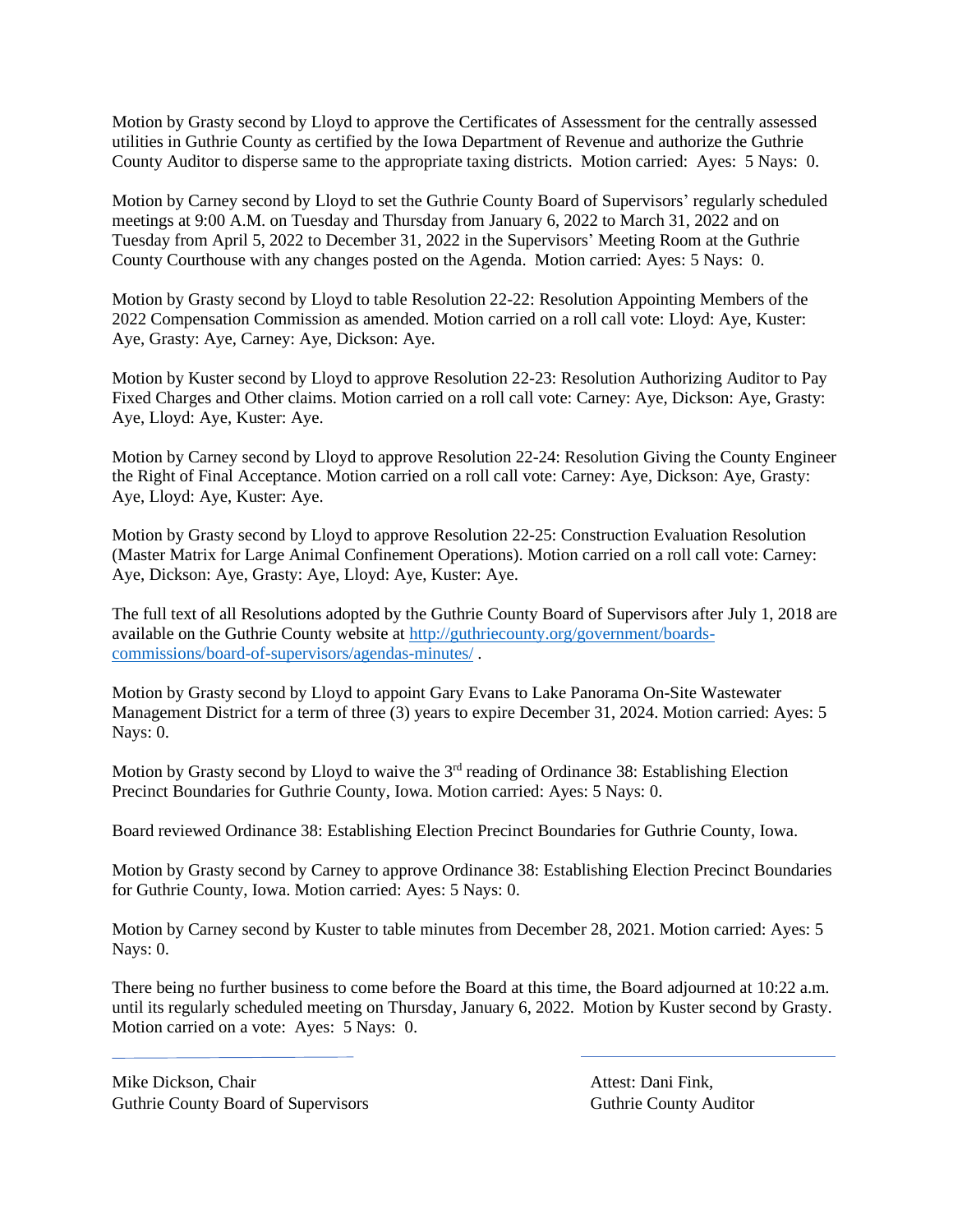Motion by Grasty second by Lloyd to approve the Certificates of Assessment for the centrally assessed utilities in Guthrie County as certified by the Iowa Department of Revenue and authorize the Guthrie County Auditor to disperse same to the appropriate taxing districts. Motion carried: Ayes: 5 Nays: 0.

Motion by Carney second by Lloyd to set the Guthrie County Board of Supervisors' regularly scheduled meetings at 9:00 A.M. on Tuesday and Thursday from January 6, 2022 to March 31, 2022 and on Tuesday from April 5, 2022 to December 31, 2022 in the Supervisors' Meeting Room at the Guthrie County Courthouse with any changes posted on the Agenda. Motion carried: Ayes: 5 Nays: 0.

Motion by Grasty second by Lloyd to table Resolution 22-22: Resolution Appointing Members of the 2022 Compensation Commission as amended. Motion carried on a roll call vote: Lloyd: Aye, Kuster: Aye, Grasty: Aye, Carney: Aye, Dickson: Aye.

Motion by Kuster second by Lloyd to approve Resolution 22-23: Resolution Authorizing Auditor to Pay Fixed Charges and Other claims. Motion carried on a roll call vote: Carney: Aye, Dickson: Aye, Grasty: Aye, Lloyd: Aye, Kuster: Aye.

Motion by Carney second by Lloyd to approve Resolution 22-24: Resolution Giving the County Engineer the Right of Final Acceptance. Motion carried on a roll call vote: Carney: Aye, Dickson: Aye, Grasty: Aye, Lloyd: Aye, Kuster: Aye.

Motion by Grasty second by Lloyd to approve Resolution 22-25: Construction Evaluation Resolution (Master Matrix for Large Animal Confinement Operations). Motion carried on a roll call vote: Carney: Aye, Dickson: Aye, Grasty: Aye, Lloyd: Aye, Kuster: Aye.

The full text of all Resolutions adopted by the Guthrie County Board of Supervisors after July 1, 2018 are available on the Guthrie County website at http://guthriecounty.org/government/boards-commissions/board-of-supervisors/agendas-minutes/ .

Motion by Grasty second by Lloyd to appoint Gary Evans to Lake Panorama On-Site Wastewater Management District for a term of three (3) years to expire December 31, 2024. Motion carried: Ayes: 5 Nays: 0.

Motion by Grasty second by Lloyd to waive the 3rd reading of Ordinance 38: Establishing Election Precinct Boundaries for Guthrie County, Iowa. Motion carried: Ayes: 5 Nays: 0.

Board reviewed Ordinance 38: Establishing Election Precinct Boundaries for Guthrie County, Iowa.

Motion by Grasty second by Carney to approve Ordinance 38: Establishing Election Precinct Boundaries for Guthrie County, Iowa. Motion carried: Ayes: 5 Nays: 0.

Motion by Carney second by Kuster to table minutes from December 28, 2021. Motion carried: Ayes: 5 Nays: 0.

There being no further business to come before the Board at this time, the Board adjourned at 10:22 a.m. until its regularly scheduled meeting on Thursday, January 6, 2022. Motion by Kuster second by Grasty. Motion carried on a vote: Ayes: 5 Nays: 0.

Mike Dickson, Chair
Guthrie County Board of Supervisors

Attest: Dani Fink,
Guthrie County Auditor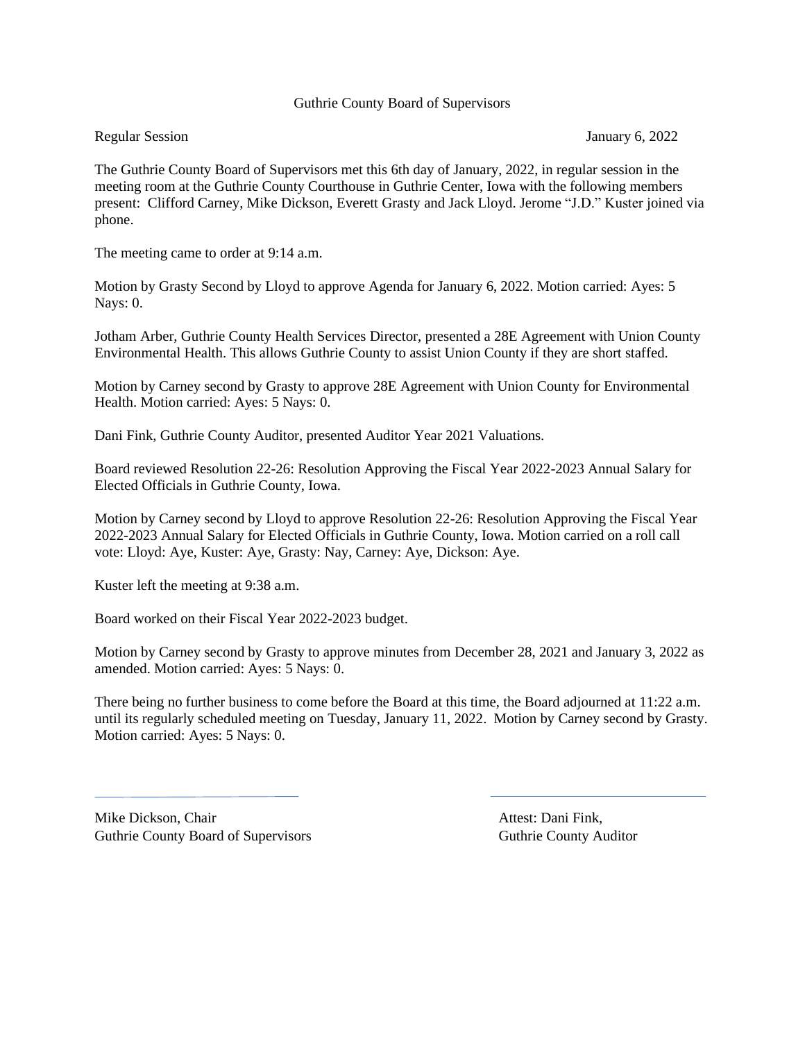Guthrie County Board of Supervisors

Regular Session January 6, 2022

The Guthrie County Board of Supervisors met this 6th day of January, 2022, in regular session in the meeting room at the Guthrie County Courthouse in Guthrie Center, Iowa with the following members present: Clifford Carney, Mike Dickson, Everett Grasty and Jack Lloyd. Jerome "J.D." Kuster joined via phone.

The meeting came to order at 9:14 a.m.

Motion by Grasty Second by Lloyd to approve Agenda for January 6, 2022. Motion carried: Ayes: 5 Nays: 0.

Jotham Arber, Guthrie County Health Services Director, presented a 28E Agreement with Union County Environmental Health. This allows Guthrie County to assist Union County if they are short staffed.

Motion by Carney second by Grasty to approve 28E Agreement with Union County for Environmental Health. Motion carried: Ayes: 5 Nays: 0.

Dani Fink, Guthrie County Auditor, presented Auditor Year 2021 Valuations.

Board reviewed Resolution 22-26: Resolution Approving the Fiscal Year 2022-2023 Annual Salary for Elected Officials in Guthrie County, Iowa.

Motion by Carney second by Lloyd to approve Resolution 22-26: Resolution Approving the Fiscal Year 2022-2023 Annual Salary for Elected Officials in Guthrie County, Iowa. Motion carried on a roll call vote: Lloyd: Aye, Kuster: Aye, Grasty: Nay, Carney: Aye, Dickson: Aye.

Kuster left the meeting at 9:38 a.m.

Board worked on their Fiscal Year 2022-2023 budget.

Motion by Carney second by Grasty to approve minutes from December 28, 2021 and January 3, 2022 as amended. Motion carried: Ayes: 5 Nays: 0.

There being no further business to come before the Board at this time, the Board adjourned at 11:22 a.m. until its regularly scheduled meeting on Tuesday, January 11, 2022. Motion by Carney second by Grasty. Motion carried: Ayes: 5 Nays: 0.

Mike Dickson, Chair
Guthrie County Board of Supervisors

Attest: Dani Fink,
Guthrie County Auditor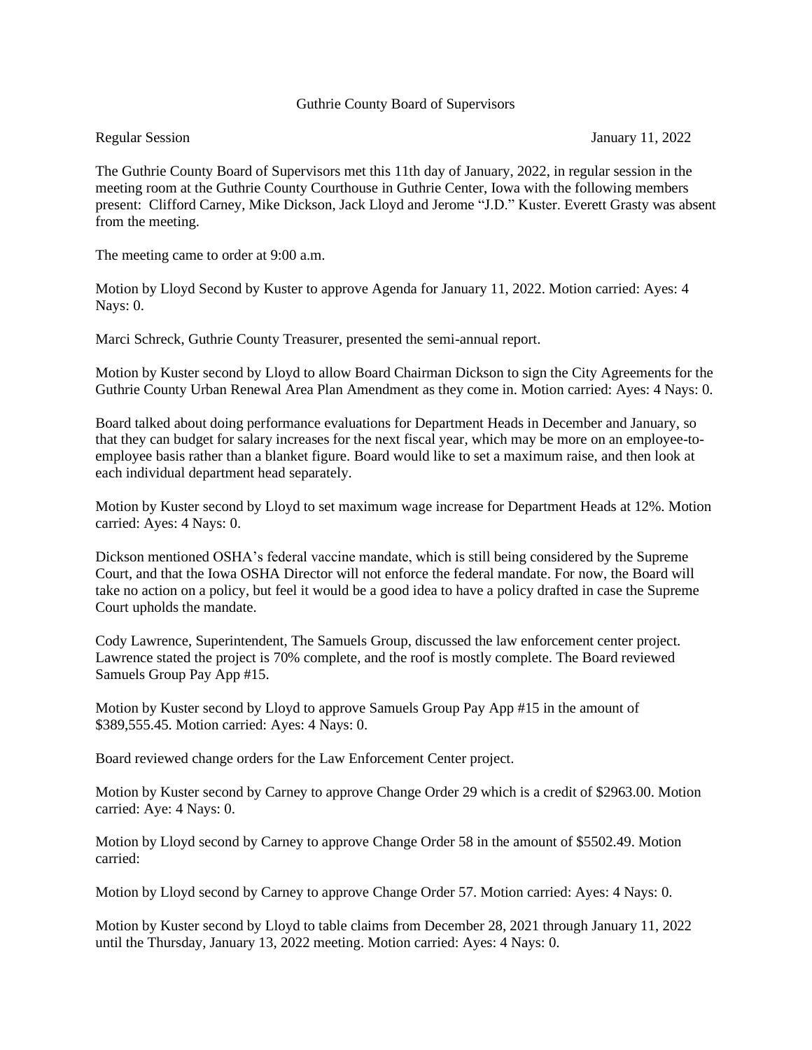Guthrie County Board of Supervisors

Regular Session January 11, 2022

The Guthrie County Board of Supervisors met this 11th day of January, 2022, in regular session in the meeting room at the Guthrie County Courthouse in Guthrie Center, Iowa with the following members present: Clifford Carney, Mike Dickson, Jack Lloyd and Jerome "J.D." Kuster. Everett Grasty was absent from the meeting.

The meeting came to order at 9:00 a.m.

Motion by Lloyd Second by Kuster to approve Agenda for January 11, 2022. Motion carried: Ayes: 4 Nays: 0.

Marci Schreck, Guthrie County Treasurer, presented the semi-annual report.

Motion by Kuster second by Lloyd to allow Board Chairman Dickson to sign the City Agreements for the Guthrie County Urban Renewal Area Plan Amendment as they come in. Motion carried: Ayes: 4 Nays: 0.

Board talked about doing performance evaluations for Department Heads in December and January, so that they can budget for salary increases for the next fiscal year, which may be more on an employee-to-employee basis rather than a blanket figure. Board would like to set a maximum raise, and then look at each individual department head separately.

Motion by Kuster second by Lloyd to set maximum wage increase for Department Heads at 12%. Motion carried: Ayes: 4 Nays: 0.

Dickson mentioned OSHA's federal vaccine mandate, which is still being considered by the Supreme Court, and that the Iowa OSHA Director will not enforce the federal mandate. For now, the Board will take no action on a policy, but feel it would be a good idea to have a policy drafted in case the Supreme Court upholds the mandate.

Cody Lawrence, Superintendent, The Samuels Group, discussed the law enforcement center project. Lawrence stated the project is 70% complete, and the roof is mostly complete. The Board reviewed Samuels Group Pay App #15.

Motion by Kuster second by Lloyd to approve Samuels Group Pay App #15 in the amount of $389,555.45. Motion carried: Ayes: 4 Nays: 0.

Board reviewed change orders for the Law Enforcement Center project.

Motion by Kuster second by Carney to approve Change Order 29 which is a credit of $2963.00. Motion carried: Aye: 4 Nays: 0.

Motion by Lloyd second by Carney to approve Change Order 58 in the amount of $5502.49. Motion carried:

Motion by Lloyd second by Carney to approve Change Order 57. Motion carried: Ayes: 4 Nays: 0.

Motion by Kuster second by Lloyd to table claims from December 28, 2021 through January 11, 2022 until the Thursday, January 13, 2022 meeting. Motion carried: Ayes: 4 Nays: 0.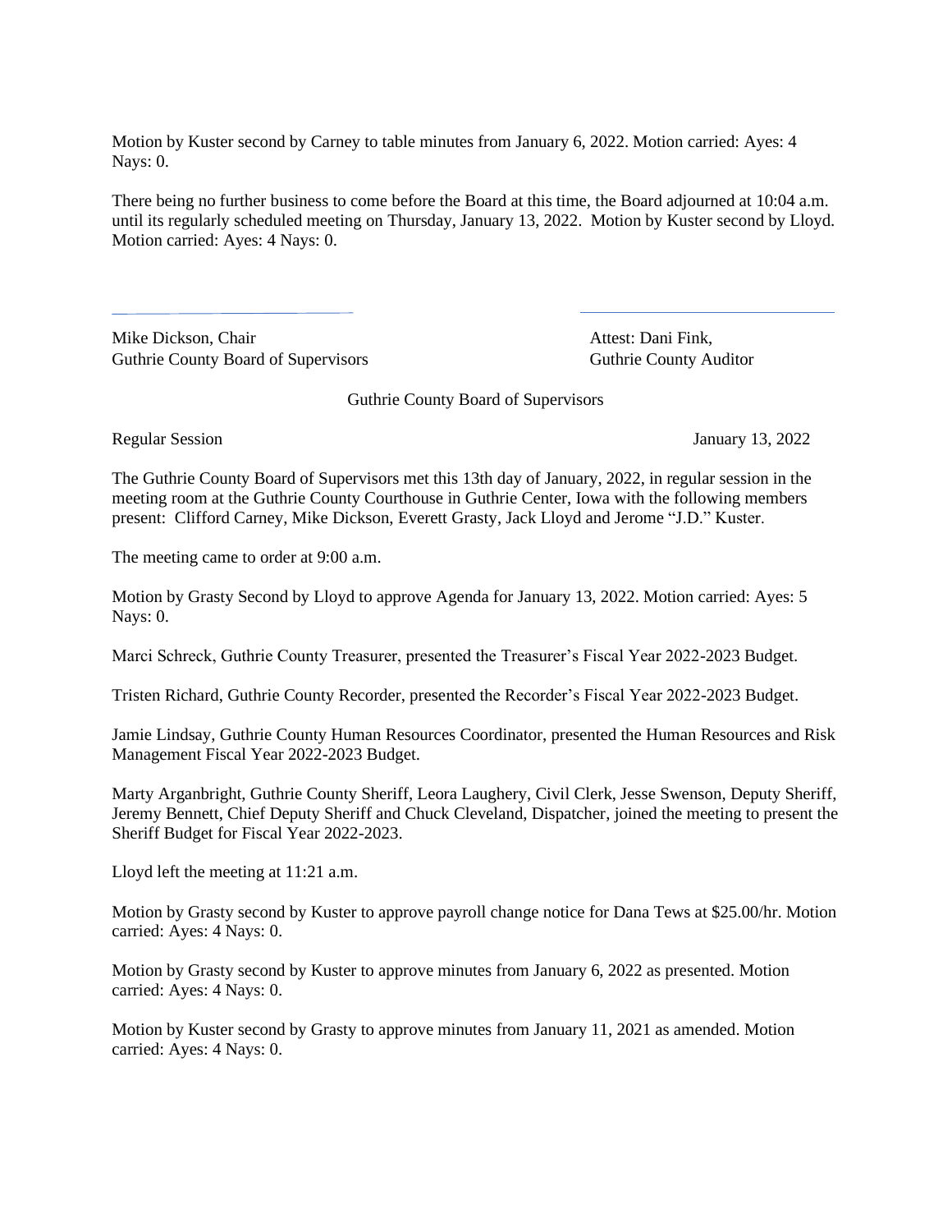Motion by Kuster second by Carney to table minutes from January 6, 2022. Motion carried: Ayes: 4 Nays: 0.

There being no further business to come before the Board at this time, the Board adjourned at 10:04 a.m. until its regularly scheduled meeting on Thursday, January 13, 2022. Motion by Kuster second by Lloyd. Motion carried: Ayes: 4 Nays: 0.

Mike Dickson, Chair
Guthrie County Board of Supervisors

Attest: Dani Fink,
Guthrie County Auditor

Guthrie County Board of Supervisors

Regular Session January 13, 2022

The Guthrie County Board of Supervisors met this 13th day of January, 2022, in regular session in the meeting room at the Guthrie County Courthouse in Guthrie Center, Iowa with the following members present: Clifford Carney, Mike Dickson, Everett Grasty, Jack Lloyd and Jerome "J.D." Kuster.

The meeting came to order at 9:00 a.m.

Motion by Grasty Second by Lloyd to approve Agenda for January 13, 2022. Motion carried: Ayes: 5 Nays: 0.

Marci Schreck, Guthrie County Treasurer, presented the Treasurer's Fiscal Year 2022-2023 Budget.

Tristen Richard, Guthrie County Recorder, presented the Recorder's Fiscal Year 2022-2023 Budget.

Jamie Lindsay, Guthrie County Human Resources Coordinator, presented the Human Resources and Risk Management Fiscal Year 2022-2023 Budget.

Marty Arganbright, Guthrie County Sheriff, Leora Laughery, Civil Clerk, Jesse Swenson, Deputy Sheriff, Jeremy Bennett, Chief Deputy Sheriff and Chuck Cleveland, Dispatcher, joined the meeting to present the Sheriff Budget for Fiscal Year 2022-2023.

Lloyd left the meeting at 11:21 a.m.

Motion by Grasty second by Kuster to approve payroll change notice for Dana Tews at $25.00/hr. Motion carried: Ayes: 4 Nays: 0.

Motion by Grasty second by Kuster to approve minutes from January 6, 2022 as presented. Motion carried: Ayes: 4 Nays: 0.

Motion by Kuster second by Grasty to approve minutes from January 11, 2021 as amended. Motion carried: Ayes: 4 Nays: 0.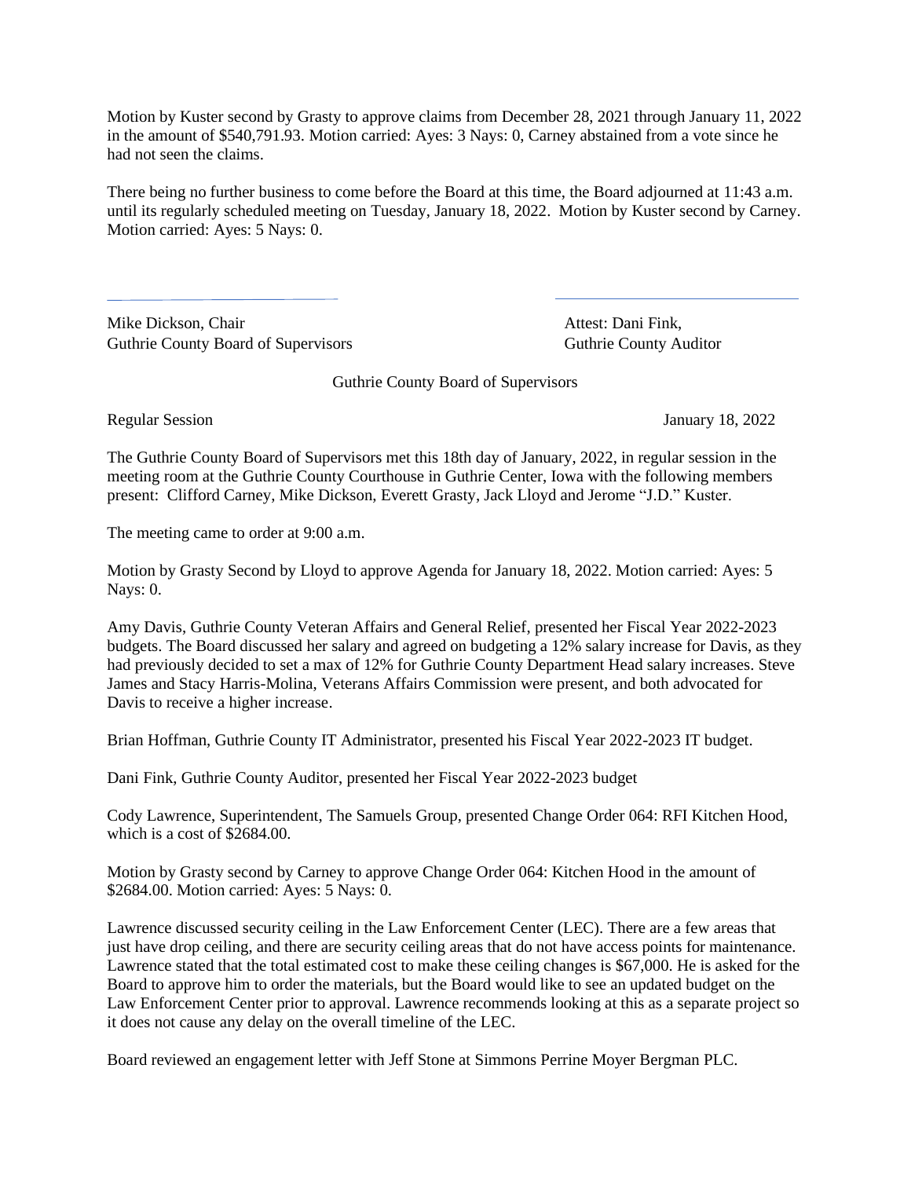Motion by Kuster second by Grasty to approve claims from December 28, 2021 through January 11, 2022 in the amount of $540,791.93. Motion carried: Ayes: 3 Nays: 0, Carney abstained from a vote since he had not seen the claims.

There being no further business to come before the Board at this time, the Board adjourned at 11:43 a.m. until its regularly scheduled meeting on Tuesday, January 18, 2022. Motion by Kuster second by Carney. Motion carried: Ayes: 5 Nays: 0.

Mike Dickson, Chair
Guthrie County Board of Supervisors

Attest: Dani Fink,
Guthrie County Auditor

Guthrie County Board of Supervisors

Regular Session January 18, 2022

The Guthrie County Board of Supervisors met this 18th day of January, 2022, in regular session in the meeting room at the Guthrie County Courthouse in Guthrie Center, Iowa with the following members present: Clifford Carney, Mike Dickson, Everett Grasty, Jack Lloyd and Jerome "J.D." Kuster.

The meeting came to order at 9:00 a.m.

Motion by Grasty Second by Lloyd to approve Agenda for January 18, 2022. Motion carried: Ayes: 5 Nays: 0.

Amy Davis, Guthrie County Veteran Affairs and General Relief, presented her Fiscal Year 2022-2023 budgets. The Board discussed her salary and agreed on budgeting a 12% salary increase for Davis, as they had previously decided to set a max of 12% for Guthrie County Department Head salary increases. Steve James and Stacy Harris-Molina, Veterans Affairs Commission were present, and both advocated for Davis to receive a higher increase.

Brian Hoffman, Guthrie County IT Administrator, presented his Fiscal Year 2022-2023 IT budget.

Dani Fink, Guthrie County Auditor, presented her Fiscal Year 2022-2023 budget

Cody Lawrence, Superintendent, The Samuels Group, presented Change Order 064: RFI Kitchen Hood, which is a cost of $2684.00.

Motion by Grasty second by Carney to approve Change Order 064: Kitchen Hood in the amount of $2684.00. Motion carried: Ayes: 5 Nays: 0.

Lawrence discussed security ceiling in the Law Enforcement Center (LEC). There are a few areas that just have drop ceiling, and there are security ceiling areas that do not have access points for maintenance. Lawrence stated that the total estimated cost to make these ceiling changes is $67,000. He is asked for the Board to approve him to order the materials, but the Board would like to see an updated budget on the Law Enforcement Center prior to approval. Lawrence recommends looking at this as a separate project so it does not cause any delay on the overall timeline of the LEC.

Board reviewed an engagement letter with Jeff Stone at Simmons Perrine Moyer Bergman PLC.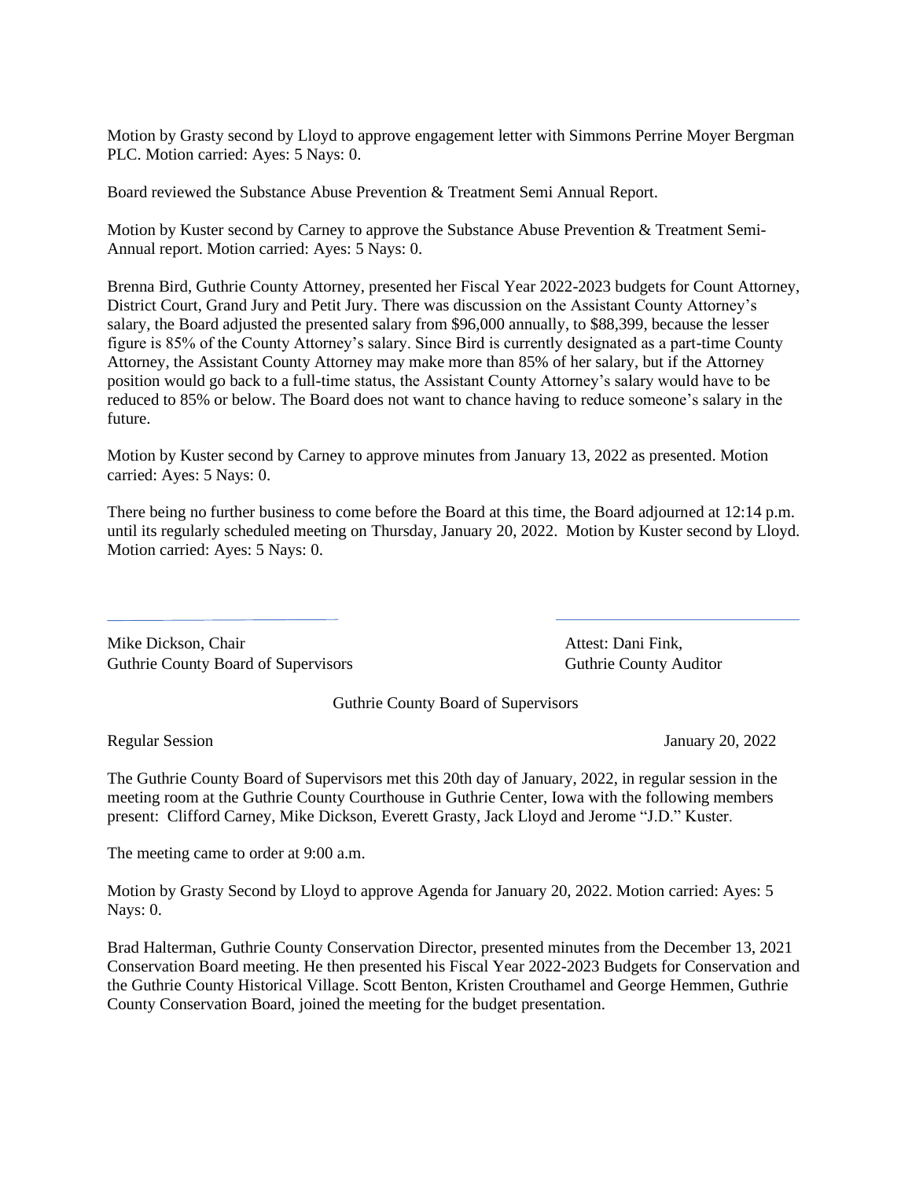Motion by Grasty second by Lloyd to approve engagement letter with Simmons Perrine Moyer Bergman PLC. Motion carried: Ayes: 5 Nays: 0.

Board reviewed the Substance Abuse Prevention & Treatment Semi Annual Report.

Motion by Kuster second by Carney to approve the Substance Abuse Prevention & Treatment Semi-Annual report. Motion carried: Ayes: 5 Nays: 0.

Brenna Bird, Guthrie County Attorney, presented her Fiscal Year 2022-2023 budgets for Count Attorney, District Court, Grand Jury and Petit Jury. There was discussion on the Assistant County Attorney's salary, the Board adjusted the presented salary from $96,000 annually, to $88,399, because the lesser figure is 85% of the County Attorney's salary. Since Bird is currently designated as a part-time County Attorney, the Assistant County Attorney may make more than 85% of her salary, but if the Attorney position would go back to a full-time status, the Assistant County Attorney's salary would have to be reduced to 85% or below. The Board does not want to chance having to reduce someone's salary in the future.

Motion by Kuster second by Carney to approve minutes from January 13, 2022 as presented. Motion carried: Ayes: 5 Nays: 0.

There being no further business to come before the Board at this time, the Board adjourned at 12:14 p.m. until its regularly scheduled meeting on Thursday, January 20, 2022. Motion by Kuster second by Lloyd. Motion carried: Ayes: 5 Nays: 0.

Mike Dickson, Chair
Guthrie County Board of Supervisors

Attest: Dani Fink,
Guthrie County Auditor

Guthrie County Board of Supervisors

Regular Session January 20, 2022

The Guthrie County Board of Supervisors met this 20th day of January, 2022, in regular session in the meeting room at the Guthrie County Courthouse in Guthrie Center, Iowa with the following members present: Clifford Carney, Mike Dickson, Everett Grasty, Jack Lloyd and Jerome "J.D." Kuster.

The meeting came to order at 9:00 a.m.

Motion by Grasty Second by Lloyd to approve Agenda for January 20, 2022. Motion carried: Ayes: 5 Nays: 0.

Brad Halterman, Guthrie County Conservation Director, presented minutes from the December 13, 2021 Conservation Board meeting. He then presented his Fiscal Year 2022-2023 Budgets for Conservation and the Guthrie County Historical Village. Scott Benton, Kristen Crouthamel and George Hemmen, Guthrie County Conservation Board, joined the meeting for the budget presentation.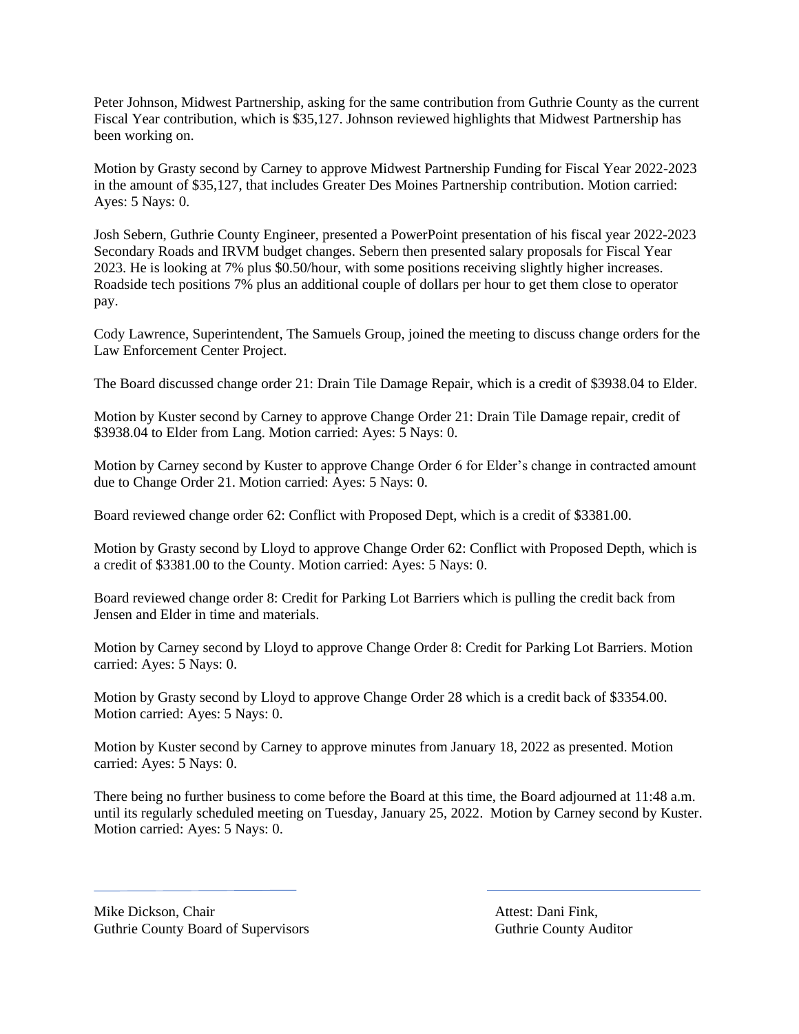Peter Johnson, Midwest Partnership, asking for the same contribution from Guthrie County as the current Fiscal Year contribution, which is $35,127. Johnson reviewed highlights that Midwest Partnership has been working on.

Motion by Grasty second by Carney to approve Midwest Partnership Funding for Fiscal Year 2022-2023 in the amount of $35,127, that includes Greater Des Moines Partnership contribution. Motion carried: Ayes: 5 Nays: 0.

Josh Sebern, Guthrie County Engineer, presented a PowerPoint presentation of his fiscal year 2022-2023 Secondary Roads and IRVM budget changes. Sebern then presented salary proposals for Fiscal Year 2023. He is looking at 7% plus $0.50/hour, with some positions receiving slightly higher increases. Roadside tech positions 7% plus an additional couple of dollars per hour to get them close to operator pay.

Cody Lawrence, Superintendent, The Samuels Group, joined the meeting to discuss change orders for the Law Enforcement Center Project.

The Board discussed change order 21: Drain Tile Damage Repair, which is a credit of $3938.04 to Elder.

Motion by Kuster second by Carney to approve Change Order 21: Drain Tile Damage repair, credit of $3938.04 to Elder from Lang. Motion carried: Ayes: 5 Nays: 0.

Motion by Carney second by Kuster to approve Change Order 6 for Elder's change in contracted amount due to Change Order 21. Motion carried: Ayes: 5 Nays: 0.

Board reviewed change order 62: Conflict with Proposed Dept, which is a credit of $3381.00.

Motion by Grasty second by Lloyd to approve Change Order 62: Conflict with Proposed Depth, which is a credit of $3381.00 to the County. Motion carried: Ayes: 5 Nays: 0.

Board reviewed change order 8: Credit for Parking Lot Barriers which is pulling the credit back from Jensen and Elder in time and materials.

Motion by Carney second by Lloyd to approve Change Order 8: Credit for Parking Lot Barriers. Motion carried: Ayes: 5 Nays: 0.

Motion by Grasty second by Lloyd to approve Change Order 28 which is a credit back of $3354.00. Motion carried: Ayes: 5 Nays: 0.

Motion by Kuster second by Carney to approve minutes from January 18, 2022 as presented. Motion carried: Ayes: 5 Nays: 0.

There being no further business to come before the Board at this time, the Board adjourned at 11:48 a.m. until its regularly scheduled meeting on Tuesday, January 25, 2022. Motion by Carney second by Kuster. Motion carried: Ayes: 5 Nays: 0.

Mike Dickson, Chair
Guthrie County Board of Supervisors

Attest: Dani Fink,
Guthrie County Auditor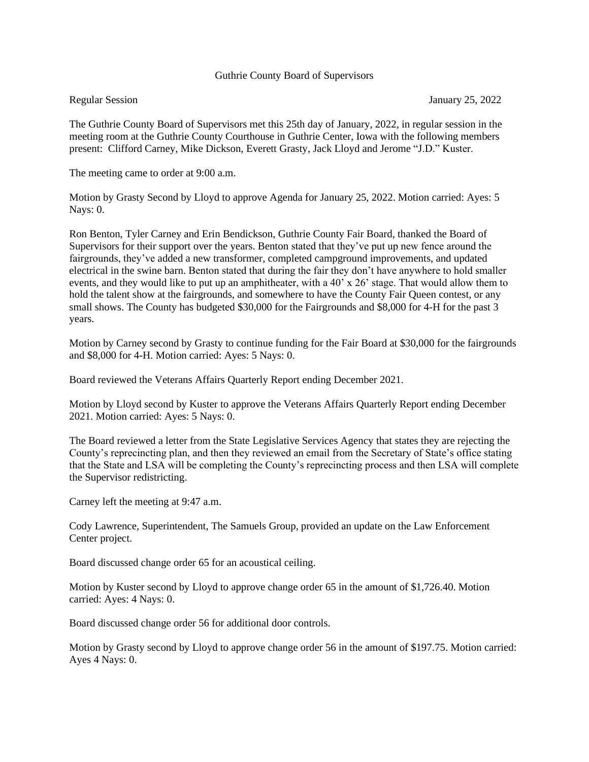Guthrie County Board of Supervisors

Regular Session January 25, 2022

The Guthrie County Board of Supervisors met this 25th day of January, 2022, in regular session in the meeting room at the Guthrie County Courthouse in Guthrie Center, Iowa with the following members present: Clifford Carney, Mike Dickson, Everett Grasty, Jack Lloyd and Jerome "J.D." Kuster.

The meeting came to order at 9:00 a.m.

Motion by Grasty Second by Lloyd to approve Agenda for January 25, 2022. Motion carried: Ayes: 5 Nays: 0.

Ron Benton, Tyler Carney and Erin Bendickson, Guthrie County Fair Board, thanked the Board of Supervisors for their support over the years. Benton stated that they've put up new fence around the fairgrounds, they've added a new transformer, completed campground improvements, and updated electrical in the swine barn. Benton stated that during the fair they don't have anywhere to hold smaller events, and they would like to put up an amphitheater, with a 40' x 26' stage. That would allow them to hold the talent show at the fairgrounds, and somewhere to have the County Fair Queen contest, or any small shows. The County has budgeted $30,000 for the Fairgrounds and $8,000 for 4-H for the past 3 years.

Motion by Carney second by Grasty to continue funding for the Fair Board at $30,000 for the fairgrounds and $8,000 for 4-H. Motion carried: Ayes: 5 Nays: 0.

Board reviewed the Veterans Affairs Quarterly Report ending December 2021.

Motion by Lloyd second by Kuster to approve the Veterans Affairs Quarterly Report ending December 2021. Motion carried: Ayes: 5 Nays: 0.

The Board reviewed a letter from the State Legislative Services Agency that states they are rejecting the County's reprecincting plan, and then they reviewed an email from the Secretary of State's office stating that the State and LSA will be completing the County's reprecincting process and then LSA will complete the Supervisor redistricting.

Carney left the meeting at 9:47 a.m.

Cody Lawrence, Superintendent, The Samuels Group, provided an update on the Law Enforcement Center project.

Board discussed change order 65 for an acoustical ceiling.

Motion by Kuster second by Lloyd to approve change order 65 in the amount of $1,726.40. Motion carried: Ayes: 4 Nays: 0.

Board discussed change order 56 for additional door controls.

Motion by Grasty second by Lloyd to approve change order 56 in the amount of $197.75. Motion carried: Ayes 4 Nays: 0.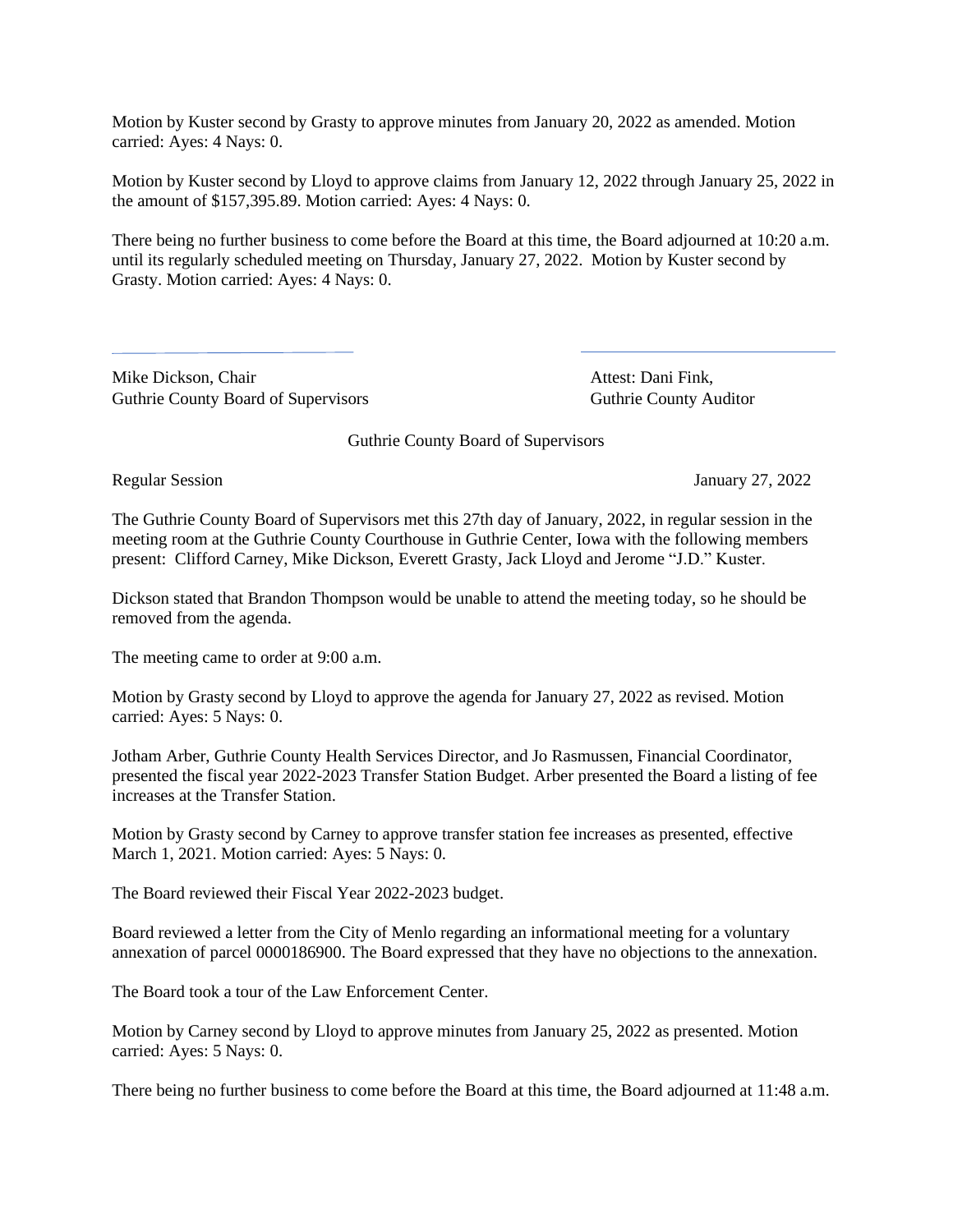Motion by Kuster second by Grasty to approve minutes from January 20, 2022 as amended. Motion carried: Ayes: 4 Nays: 0.

Motion by Kuster second by Lloyd to approve claims from January 12, 2022 through January 25, 2022 in the amount of $157,395.89. Motion carried: Ayes: 4 Nays: 0.

There being no further business to come before the Board at this time, the Board adjourned at 10:20 a.m. until its regularly scheduled meeting on Thursday, January 27, 2022. Motion by Kuster second by Grasty. Motion carried: Ayes: 4 Nays: 0.

Mike Dickson, Chair
Guthrie County Board of Supervisors

Attest: Dani Fink,
Guthrie County Auditor

Guthrie County Board of Supervisors

Regular Session January 27, 2022

The Guthrie County Board of Supervisors met this 27th day of January, 2022, in regular session in the meeting room at the Guthrie County Courthouse in Guthrie Center, Iowa with the following members present: Clifford Carney, Mike Dickson, Everett Grasty, Jack Lloyd and Jerome "J.D." Kuster.

Dickson stated that Brandon Thompson would be unable to attend the meeting today, so he should be removed from the agenda.

The meeting came to order at 9:00 a.m.

Motion by Grasty second by Lloyd to approve the agenda for January 27, 2022 as revised. Motion carried: Ayes: 5 Nays: 0.

Jotham Arber, Guthrie County Health Services Director, and Jo Rasmussen, Financial Coordinator, presented the fiscal year 2022-2023 Transfer Station Budget. Arber presented the Board a listing of fee increases at the Transfer Station.

Motion by Grasty second by Carney to approve transfer station fee increases as presented, effective March 1, 2021. Motion carried: Ayes: 5 Nays: 0.

The Board reviewed their Fiscal Year 2022-2023 budget.

Board reviewed a letter from the City of Menlo regarding an informational meeting for a voluntary annexation of parcel 0000186900. The Board expressed that they have no objections to the annexation.

The Board took a tour of the Law Enforcement Center.

Motion by Carney second by Lloyd to approve minutes from January 25, 2022 as presented. Motion carried: Ayes: 5 Nays: 0.

There being no further business to come before the Board at this time, the Board adjourned at 11:48 a.m.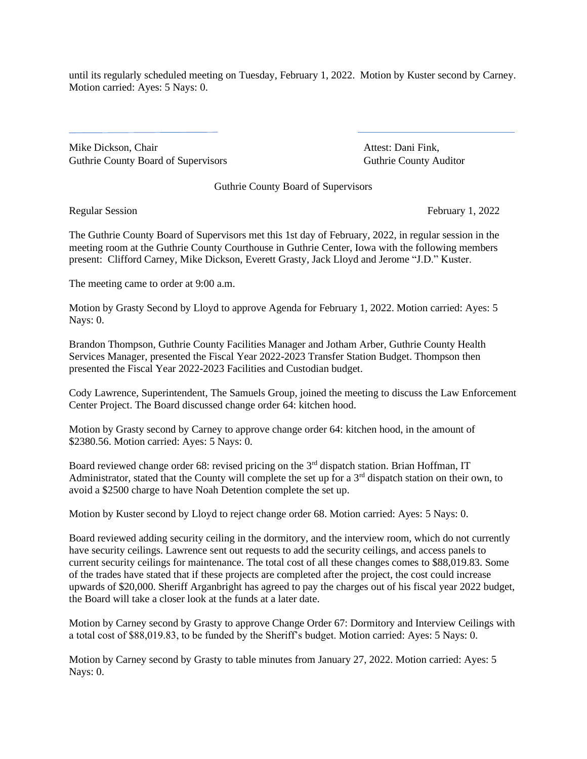until its regularly scheduled meeting on Tuesday, February 1, 2022. Motion by Kuster second by Carney. Motion carried: Ayes: 5 Nays: 0.

Mike Dickson, Chair
Guthrie County Board of Supervisors

Attest: Dani Fink,
Guthrie County Auditor

Guthrie County Board of Supervisors

Regular Session February 1, 2022

The Guthrie County Board of Supervisors met this 1st day of February, 2022, in regular session in the meeting room at the Guthrie County Courthouse in Guthrie Center, Iowa with the following members present: Clifford Carney, Mike Dickson, Everett Grasty, Jack Lloyd and Jerome "J.D." Kuster.

The meeting came to order at 9:00 a.m.

Motion by Grasty Second by Lloyd to approve Agenda for February 1, 2022. Motion carried: Ayes: 5 Nays: 0.

Brandon Thompson, Guthrie County Facilities Manager and Jotham Arber, Guthrie County Health Services Manager, presented the Fiscal Year 2022-2023 Transfer Station Budget. Thompson then presented the Fiscal Year 2022-2023 Facilities and Custodian budget.

Cody Lawrence, Superintendent, The Samuels Group, joined the meeting to discuss the Law Enforcement Center Project. The Board discussed change order 64: kitchen hood.

Motion by Grasty second by Carney to approve change order 64: kitchen hood, in the amount of $2380.56. Motion carried: Ayes: 5 Nays: 0.

Board reviewed change order 68: revised pricing on the 3rd dispatch station. Brian Hoffman, IT Administrator, stated that the County will complete the set up for a 3rd dispatch station on their own, to avoid a $2500 charge to have Noah Detention complete the set up.

Motion by Kuster second by Lloyd to reject change order 68. Motion carried: Ayes: 5 Nays: 0.

Board reviewed adding security ceiling in the dormitory, and the interview room, which do not currently have security ceilings. Lawrence sent out requests to add the security ceilings, and access panels to current security ceilings for maintenance. The total cost of all these changes comes to $88,019.83. Some of the trades have stated that if these projects are completed after the project, the cost could increase upwards of $20,000. Sheriff Arganbright has agreed to pay the charges out of his fiscal year 2022 budget, the Board will take a closer look at the funds at a later date.

Motion by Carney second by Grasty to approve Change Order 67: Dormitory and Interview Ceilings with a total cost of $88,019.83, to be funded by the Sheriff's budget. Motion carried: Ayes: 5 Nays: 0.

Motion by Carney second by Grasty to table minutes from January 27, 2022. Motion carried: Ayes: 5 Nays: 0.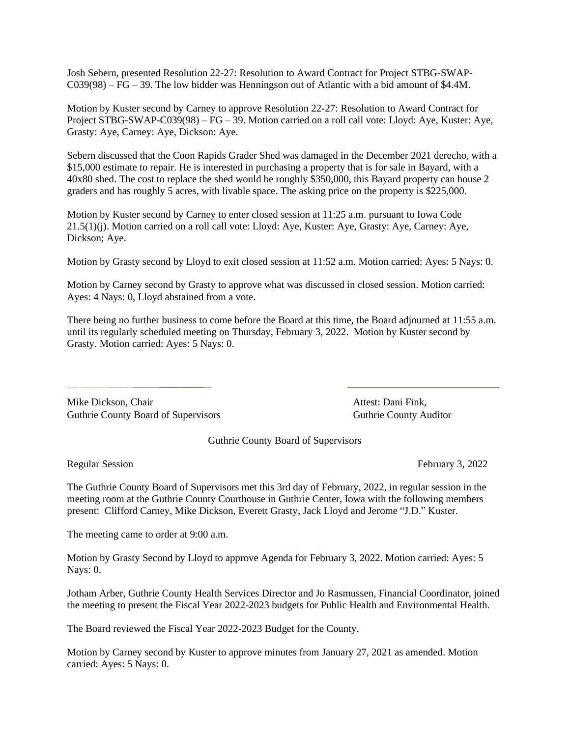Josh Sebern, presented Resolution 22-27: Resolution to Award Contract for Project STBG-SWAP-C039(98) – FG – 39. The low bidder was Henningson out of Atlantic with a bid amount of $4.4M.

Motion by Kuster second by Carney to approve Resolution 22-27: Resolution to Award Contract for Project STBG-SWAP-C039(98) – FG – 39. Motion carried on a roll call vote: Lloyd: Aye, Kuster: Aye, Grasty: Aye, Carney: Aye, Dickson: Aye.

Sebern discussed that the Coon Rapids Grader Shed was damaged in the December 2021 derecho, with a $15,000 estimate to repair. He is interested in purchasing a property that is for sale in Bayard, with a 40x80 shed. The cost to replace the shed would be roughly $350,000, this Bayard property can house 2 graders and has roughly 5 acres, with livable space. The asking price on the property is $225,000.

Motion by Kuster second by Carney to enter closed session at 11:25 a.m. pursuant to Iowa Code 21.5(1)(j). Motion carried on a roll call vote: Lloyd: Aye, Kuster: Aye, Grasty: Aye, Carney: Aye, Dickson; Aye.

Motion by Grasty second by Lloyd to exit closed session at 11:52 a.m. Motion carried: Ayes: 5 Nays: 0.

Motion by Carney second by Grasty to approve what was discussed in closed session. Motion carried: Ayes: 4 Nays: 0, Lloyd abstained from a vote.

There being no further business to come before the Board at this time, the Board adjourned at 11:55 a.m. until its regularly scheduled meeting on Thursday, February 3, 2022. Motion by Kuster second by Grasty. Motion carried: Ayes: 5 Nays: 0.

Mike Dickson, Chair
Guthrie County Board of Supervisors

Attest: Dani Fink,
Guthrie County Auditor

Guthrie County Board of Supervisors

Regular Session February 3, 2022

The Guthrie County Board of Supervisors met this 3rd day of February, 2022, in regular session in the meeting room at the Guthrie County Courthouse in Guthrie Center, Iowa with the following members present: Clifford Carney, Mike Dickson, Everett Grasty, Jack Lloyd and Jerome "J.D." Kuster.

The meeting came to order at 9:00 a.m.

Motion by Grasty Second by Lloyd to approve Agenda for February 3, 2022. Motion carried: Ayes: 5 Nays: 0.

Jotham Arber, Guthrie County Health Services Director and Jo Rasmussen, Financial Coordinator, joined the meeting to present the Fiscal Year 2022-2023 budgets for Public Health and Environmental Health.

The Board reviewed the Fiscal Year 2022-2023 Budget for the County.

Motion by Carney second by Kuster to approve minutes from January 27, 2021 as amended. Motion carried: Ayes: 5 Nays: 0.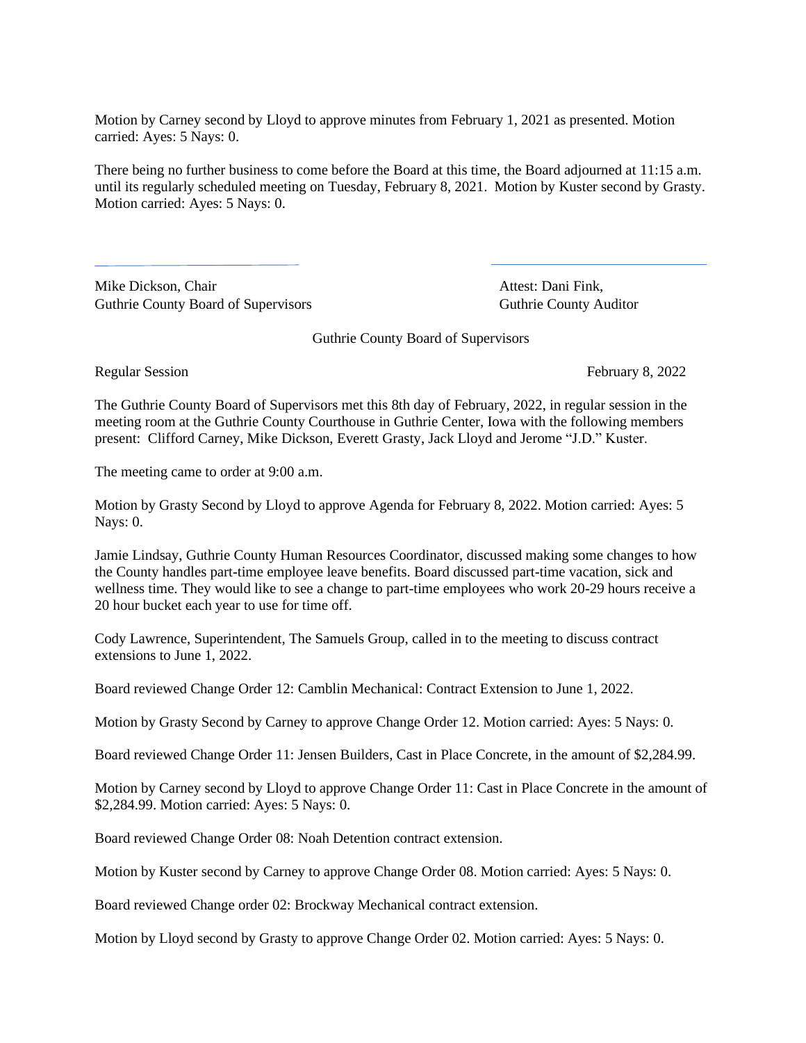Motion by Carney second by Lloyd to approve minutes from February 1, 2021 as presented. Motion carried: Ayes: 5 Nays: 0.

There being no further business to come before the Board at this time, the Board adjourned at 11:15 a.m. until its regularly scheduled meeting on Tuesday, February 8, 2021. Motion by Kuster second by Grasty. Motion carried: Ayes: 5 Nays: 0.

Mike Dickson, Chair
Guthrie County Board of Supervisors

Attest: Dani Fink,
Guthrie County Auditor

Guthrie County Board of Supervisors

Regular Session February 8, 2022

The Guthrie County Board of Supervisors met this 8th day of February, 2022, in regular session in the meeting room at the Guthrie County Courthouse in Guthrie Center, Iowa with the following members present: Clifford Carney, Mike Dickson, Everett Grasty, Jack Lloyd and Jerome "J.D." Kuster.

The meeting came to order at 9:00 a.m.

Motion by Grasty Second by Lloyd to approve Agenda for February 8, 2022. Motion carried: Ayes: 5 Nays: 0.

Jamie Lindsay, Guthrie County Human Resources Coordinator, discussed making some changes to how the County handles part-time employee leave benefits. Board discussed part-time vacation, sick and wellness time. They would like to see a change to part-time employees who work 20-29 hours receive a 20 hour bucket each year to use for time off.

Cody Lawrence, Superintendent, The Samuels Group, called in to the meeting to discuss contract extensions to June 1, 2022.

Board reviewed Change Order 12: Camblin Mechanical: Contract Extension to June 1, 2022.

Motion by Grasty Second by Carney to approve Change Order 12. Motion carried: Ayes: 5 Nays: 0.

Board reviewed Change Order 11: Jensen Builders, Cast in Place Concrete, in the amount of $2,284.99.

Motion by Carney second by Lloyd to approve Change Order 11: Cast in Place Concrete in the amount of $2,284.99. Motion carried: Ayes: 5 Nays: 0.

Board reviewed Change Order 08: Noah Detention contract extension.

Motion by Kuster second by Carney to approve Change Order 08. Motion carried: Ayes: 5 Nays: 0.

Board reviewed Change order 02: Brockway Mechanical contract extension.

Motion by Lloyd second by Grasty to approve Change Order 02. Motion carried: Ayes: 5 Nays: 0.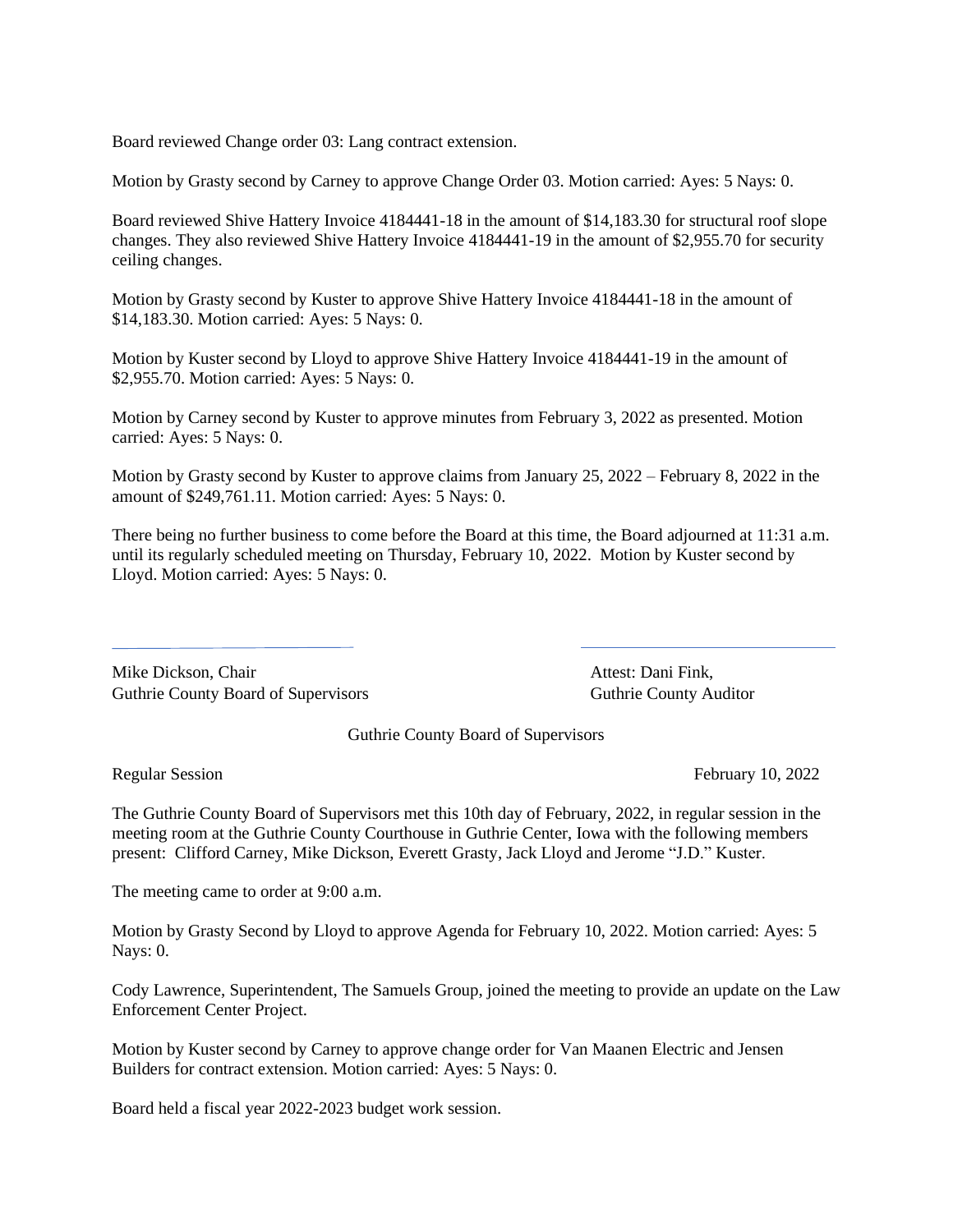Board reviewed Change order 03: Lang contract extension.

Motion by Grasty second by Carney to approve Change Order 03. Motion carried: Ayes: 5 Nays: 0.

Board reviewed Shive Hattery Invoice 4184441-18 in the amount of $14,183.30 for structural roof slope changes. They also reviewed Shive Hattery Invoice 4184441-19 in the amount of $2,955.70 for security ceiling changes.

Motion by Grasty second by Kuster to approve Shive Hattery Invoice 4184441-18 in the amount of $14,183.30. Motion carried: Ayes: 5 Nays: 0.

Motion by Kuster second by Lloyd to approve Shive Hattery Invoice 4184441-19 in the amount of $2,955.70. Motion carried: Ayes: 5 Nays: 0.

Motion by Carney second by Kuster to approve minutes from February 3, 2022 as presented. Motion carried: Ayes: 5 Nays: 0.

Motion by Grasty second by Kuster to approve claims from January 25, 2022 – February 8, 2022 in the amount of $249,761.11. Motion carried: Ayes: 5 Nays: 0.

There being no further business to come before the Board at this time, the Board adjourned at 11:31 a.m. until its regularly scheduled meeting on Thursday, February 10, 2022. Motion by Kuster second by Lloyd. Motion carried: Ayes: 5 Nays: 0.

Mike Dickson, Chair
Guthrie County Board of Supervisors

Attest: Dani Fink,
Guthrie County Auditor

Guthrie County Board of Supervisors

Regular Session — February 10, 2022

The Guthrie County Board of Supervisors met this 10th day of February, 2022, in regular session in the meeting room at the Guthrie County Courthouse in Guthrie Center, Iowa with the following members present: Clifford Carney, Mike Dickson, Everett Grasty, Jack Lloyd and Jerome "J.D." Kuster.

The meeting came to order at 9:00 a.m.

Motion by Grasty Second by Lloyd to approve Agenda for February 10, 2022. Motion carried: Ayes: 5 Nays: 0.

Cody Lawrence, Superintendent, The Samuels Group, joined the meeting to provide an update on the Law Enforcement Center Project.

Motion by Kuster second by Carney to approve change order for Van Maanen Electric and Jensen Builders for contract extension. Motion carried: Ayes: 5 Nays: 0.

Board held a fiscal year 2022-2023 budget work session.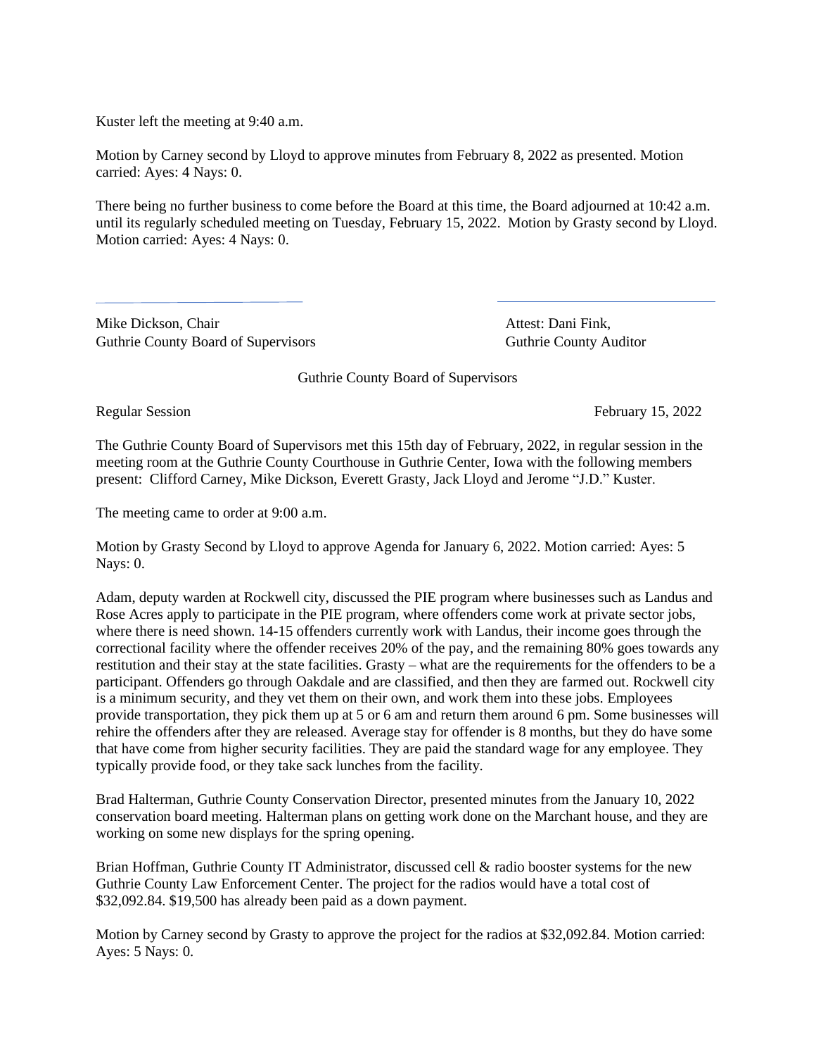Kuster left the meeting at 9:40 a.m.

Motion by Carney second by Lloyd to approve minutes from February 8, 2022 as presented. Motion carried: Ayes: 4 Nays: 0.

There being no further business to come before the Board at this time, the Board adjourned at 10:42 a.m. until its regularly scheduled meeting on Tuesday, February 15, 2022. Motion by Grasty second by Lloyd. Motion carried: Ayes: 4 Nays: 0.

Mike Dickson, Chair
Guthrie County Board of Supervisors

Attest: Dani Fink,
Guthrie County Auditor

Guthrie County Board of Supervisors

Regular Session — February 15, 2022

The Guthrie County Board of Supervisors met this 15th day of February, 2022, in regular session in the meeting room at the Guthrie County Courthouse in Guthrie Center, Iowa with the following members present: Clifford Carney, Mike Dickson, Everett Grasty, Jack Lloyd and Jerome "J.D." Kuster.

The meeting came to order at 9:00 a.m.

Motion by Grasty Second by Lloyd to approve Agenda for January 6, 2022. Motion carried: Ayes: 5 Nays: 0.

Adam, deputy warden at Rockwell city, discussed the PIE program where businesses such as Landus and Rose Acres apply to participate in the PIE program, where offenders come work at private sector jobs, where there is need shown. 14-15 offenders currently work with Landus, their income goes through the correctional facility where the offender receives 20% of the pay, and the remaining 80% goes towards any restitution and their stay at the state facilities. Grasty – what are the requirements for the offenders to be a participant. Offenders go through Oakdale and are classified, and then they are farmed out. Rockwell city is a minimum security, and they vet them on their own, and work them into these jobs. Employees provide transportation, they pick them up at 5 or 6 am and return them around 6 pm. Some businesses will rehire the offenders after they are released. Average stay for offender is 8 months, but they do have some that have come from higher security facilities. They are paid the standard wage for any employee. They typically provide food, or they take sack lunches from the facility.

Brad Halterman, Guthrie County Conservation Director, presented minutes from the January 10, 2022 conservation board meeting. Halterman plans on getting work done on the Marchant house, and they are working on some new displays for the spring opening.

Brian Hoffman, Guthrie County IT Administrator, discussed cell & radio booster systems for the new Guthrie County Law Enforcement Center. The project for the radios would have a total cost of $32,092.84. $19,500 has already been paid as a down payment.

Motion by Carney second by Grasty to approve the project for the radios at $32,092.84. Motion carried: Ayes: 5 Nays: 0.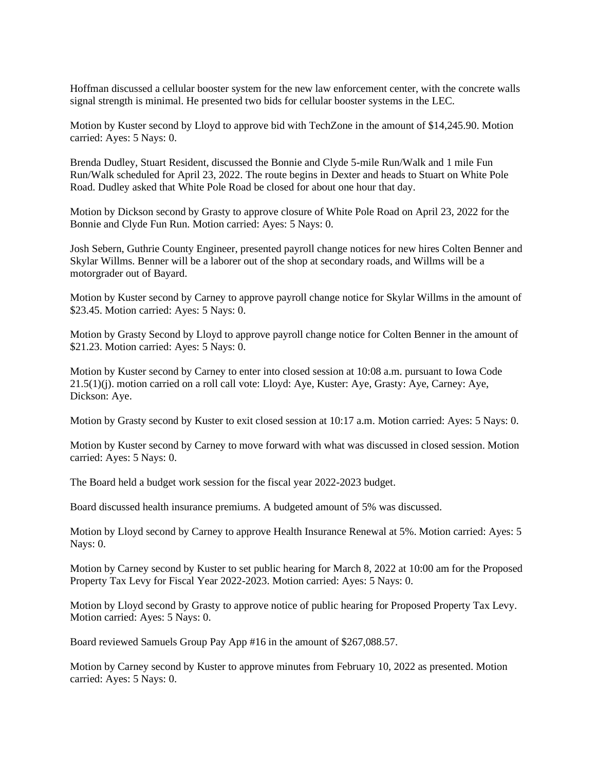Hoffman discussed a cellular booster system for the new law enforcement center, with the concrete walls signal strength is minimal. He presented two bids for cellular booster systems in the LEC.

Motion by Kuster second by Lloyd to approve bid with TechZone in the amount of $14,245.90. Motion carried: Ayes: 5 Nays: 0.

Brenda Dudley, Stuart Resident, discussed the Bonnie and Clyde 5-mile Run/Walk and 1 mile Fun Run/Walk scheduled for April 23, 2022. The route begins in Dexter and heads to Stuart on White Pole Road. Dudley asked that White Pole Road be closed for about one hour that day.

Motion by Dickson second by Grasty to approve closure of White Pole Road on April 23, 2022 for the Bonnie and Clyde Fun Run. Motion carried: Ayes: 5 Nays: 0.

Josh Sebern, Guthrie County Engineer, presented payroll change notices for new hires Colten Benner and Skylar Willms. Benner will be a laborer out of the shop at secondary roads, and Willms will be a motorgrader out of Bayard.

Motion by Kuster second by Carney to approve payroll change notice for Skylar Willms in the amount of $23.45. Motion carried: Ayes: 5 Nays: 0.

Motion by Grasty Second by Lloyd to approve payroll change notice for Colten Benner in the amount of $21.23. Motion carried: Ayes: 5 Nays: 0.

Motion by Kuster second by Carney to enter into closed session at 10:08 a.m. pursuant to Iowa Code 21.5(1)(j). motion carried on a roll call vote: Lloyd: Aye, Kuster: Aye, Grasty: Aye, Carney: Aye, Dickson: Aye.

Motion by Grasty second by Kuster to exit closed session at 10:17 a.m. Motion carried: Ayes: 5 Nays: 0.

Motion by Kuster second by Carney to move forward with what was discussed in closed session. Motion carried: Ayes: 5 Nays: 0.

The Board held a budget work session for the fiscal year 2022-2023 budget.

Board discussed health insurance premiums. A budgeted amount of 5% was discussed.

Motion by Lloyd second by Carney to approve Health Insurance Renewal at 5%. Motion carried: Ayes: 5 Nays: 0.

Motion by Carney second by Kuster to set public hearing for March 8, 2022 at 10:00 am for the Proposed Property Tax Levy for Fiscal Year 2022-2023. Motion carried: Ayes: 5 Nays: 0.

Motion by Lloyd second by Grasty to approve notice of public hearing for Proposed Property Tax Levy. Motion carried: Ayes: 5 Nays: 0.

Board reviewed Samuels Group Pay App #16 in the amount of $267,088.57.

Motion by Carney second by Kuster to approve minutes from February 10, 2022 as presented. Motion carried: Ayes: 5 Nays: 0.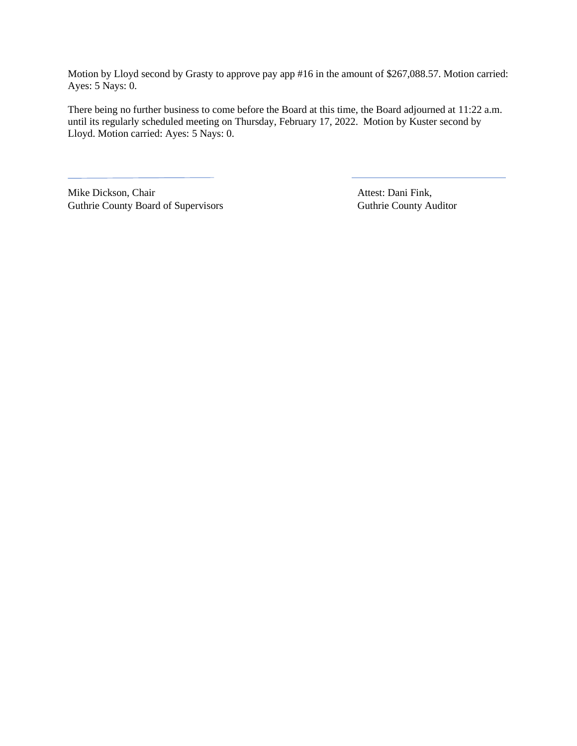Motion by Lloyd second by Grasty to approve pay app #16 in the amount of $267,088.57. Motion carried: Ayes: 5 Nays: 0.

There being no further business to come before the Board at this time, the Board adjourned at 11:22 a.m. until its regularly scheduled meeting on Thursday, February 17, 2022. Motion by Kuster second by Lloyd. Motion carried: Ayes: 5 Nays: 0.

| | |
|---|---|
| Mike Dickson, Chair<br>Guthrie County Board of Supervisors | Attest: Dani Fink,<br>Guthrie County Auditor |